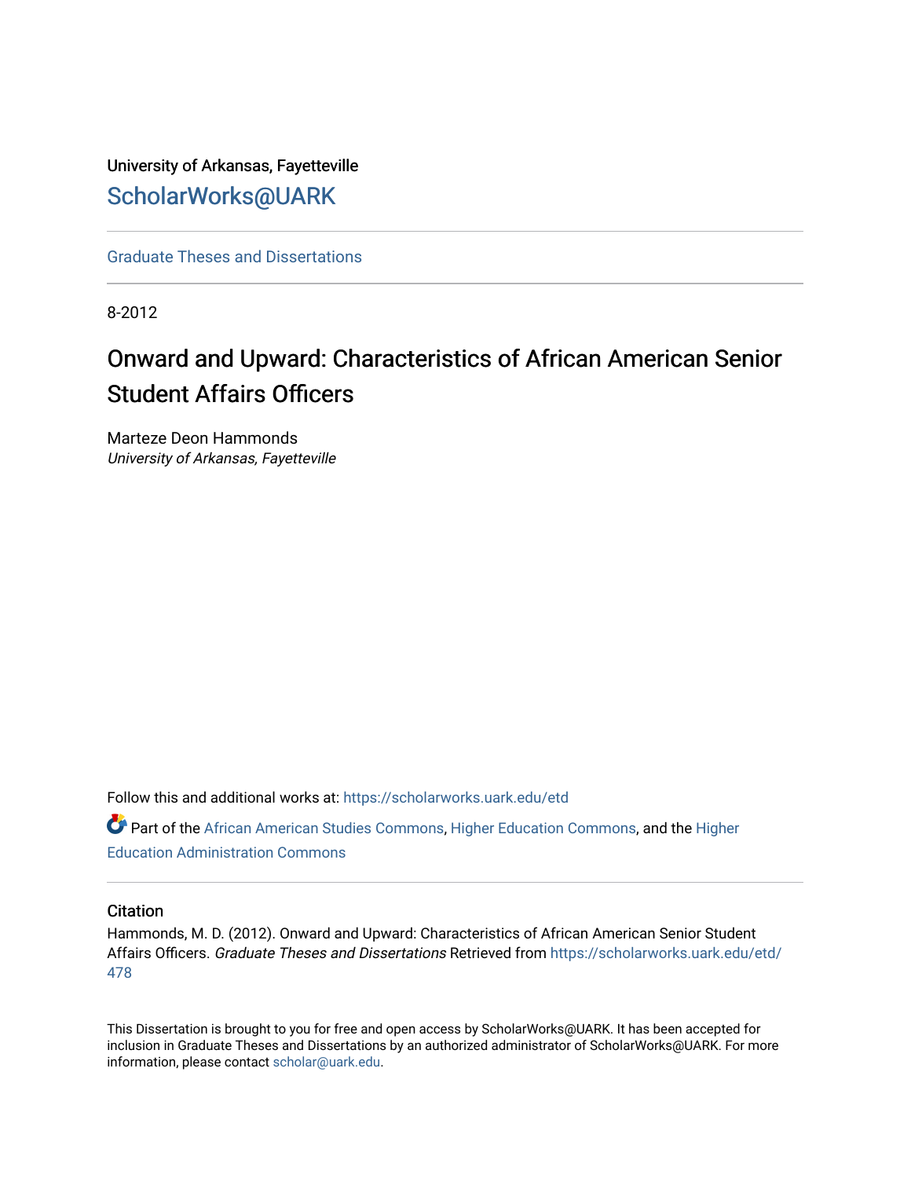University of Arkansas, Fayetteville

ScholarWorks@UARK

Graduate Theses and Dissertations

8-2012

# Onward and Upward: Characteristics of African American Senior Student Affairs Officers

Marteze Deon Hammonds
*University of Arkansas, Fayetteville*

Follow this and additional works at: https://scholarworks.uark.edu/etd

Part of the African American Studies Commons, Higher Education Commons, and the Higher Education Administration Commons

## Citation

Hammonds, M. D. (2012). Onward and Upward: Characteristics of African American Senior Student Affairs Officers. *Graduate Theses and Dissertations* Retrieved from https://scholarworks.uark.edu/etd/478

This Dissertation is brought to you for free and open access by ScholarWorks@UARK. It has been accepted for inclusion in Graduate Theses and Dissertations by an authorized administrator of ScholarWorks@UARK. For more information, please contact scholar@uark.edu.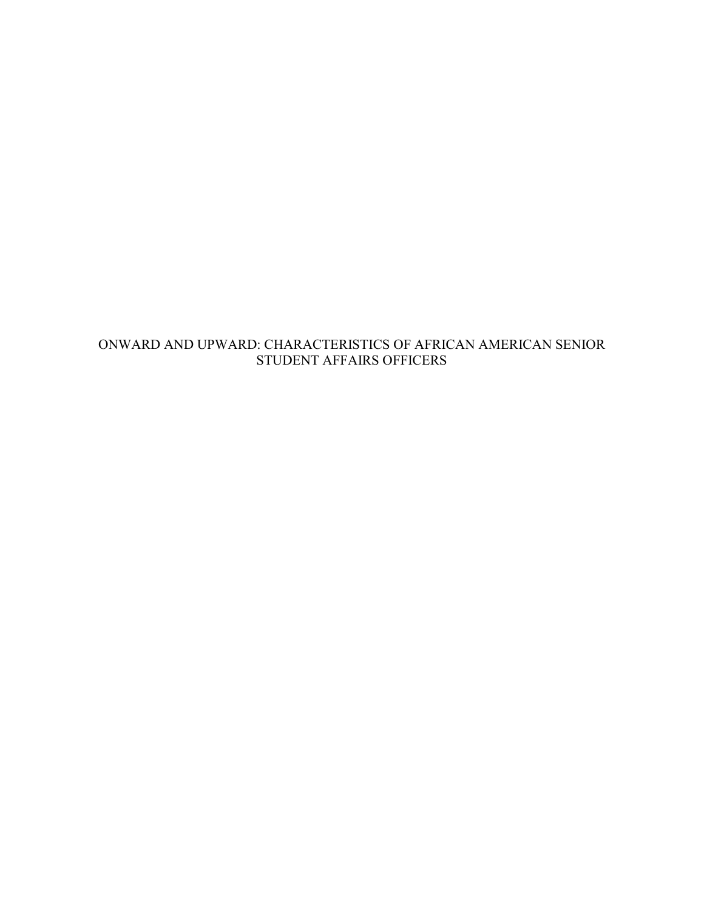# ONWARD AND UPWARD: CHARACTERISTICS OF AFRICAN AMERICAN SENIOR STUDENT AFFAIRS OFFICERS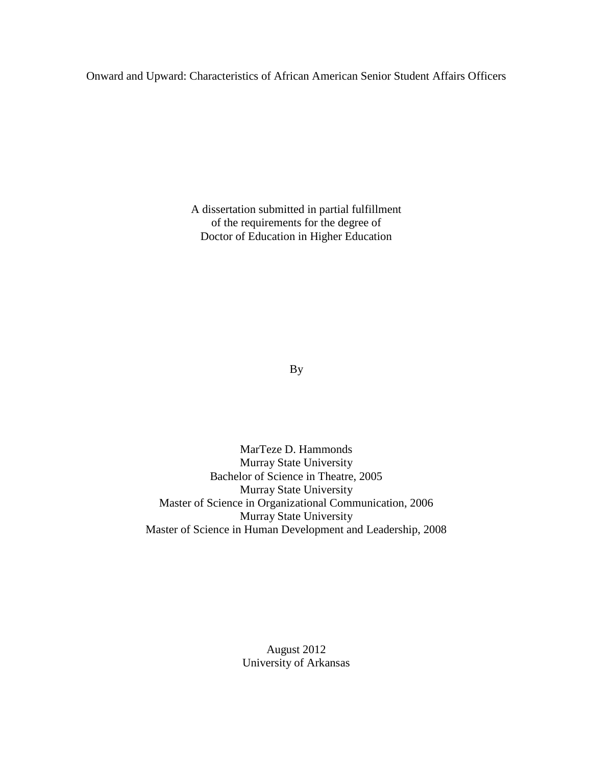# Onward and Upward: Characteristics of African American Senior Student Affairs Officers

A dissertation submitted in partial fulfillment
of the requirements for the degree of
Doctor of Education in Higher Education

By

MarTeze D. Hammonds
Murray State University
Bachelor of Science in Theatre, 2005
Murray State University
Master of Science in Organizational Communication, 2006
Murray State University
Master of Science in Human Development and Leadership, 2008

August 2012
University of Arkansas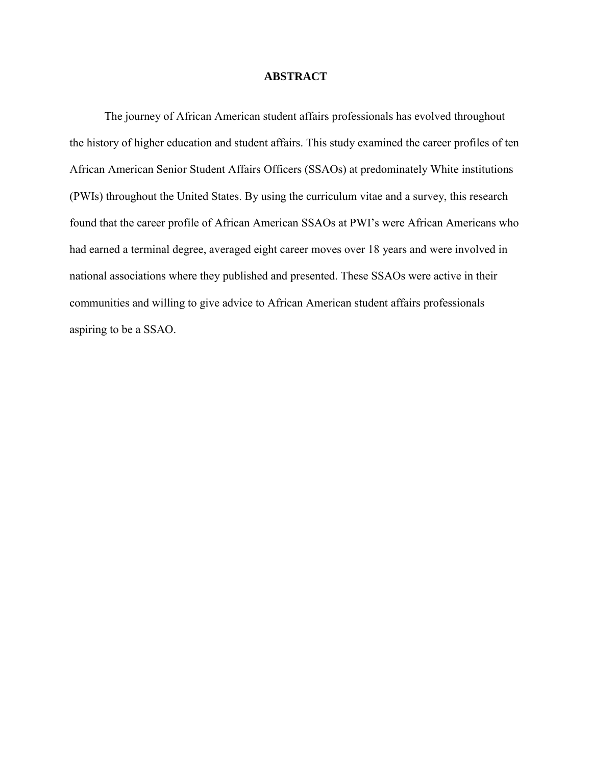# ABSTRACT

The journey of African American student affairs professionals has evolved throughout the history of higher education and student affairs. This study examined the career profiles of ten African American Senior Student Affairs Officers (SSAOs) at predominately White institutions (PWIs) throughout the United States. By using the curriculum vitae and a survey, this research found that the career profile of African American SSAOs at PWI's were African Americans who had earned a terminal degree, averaged eight career moves over 18 years and were involved in national associations where they published and presented. These SSAOs were active in their communities and willing to give advice to African American student affairs professionals aspiring to be a SSAO.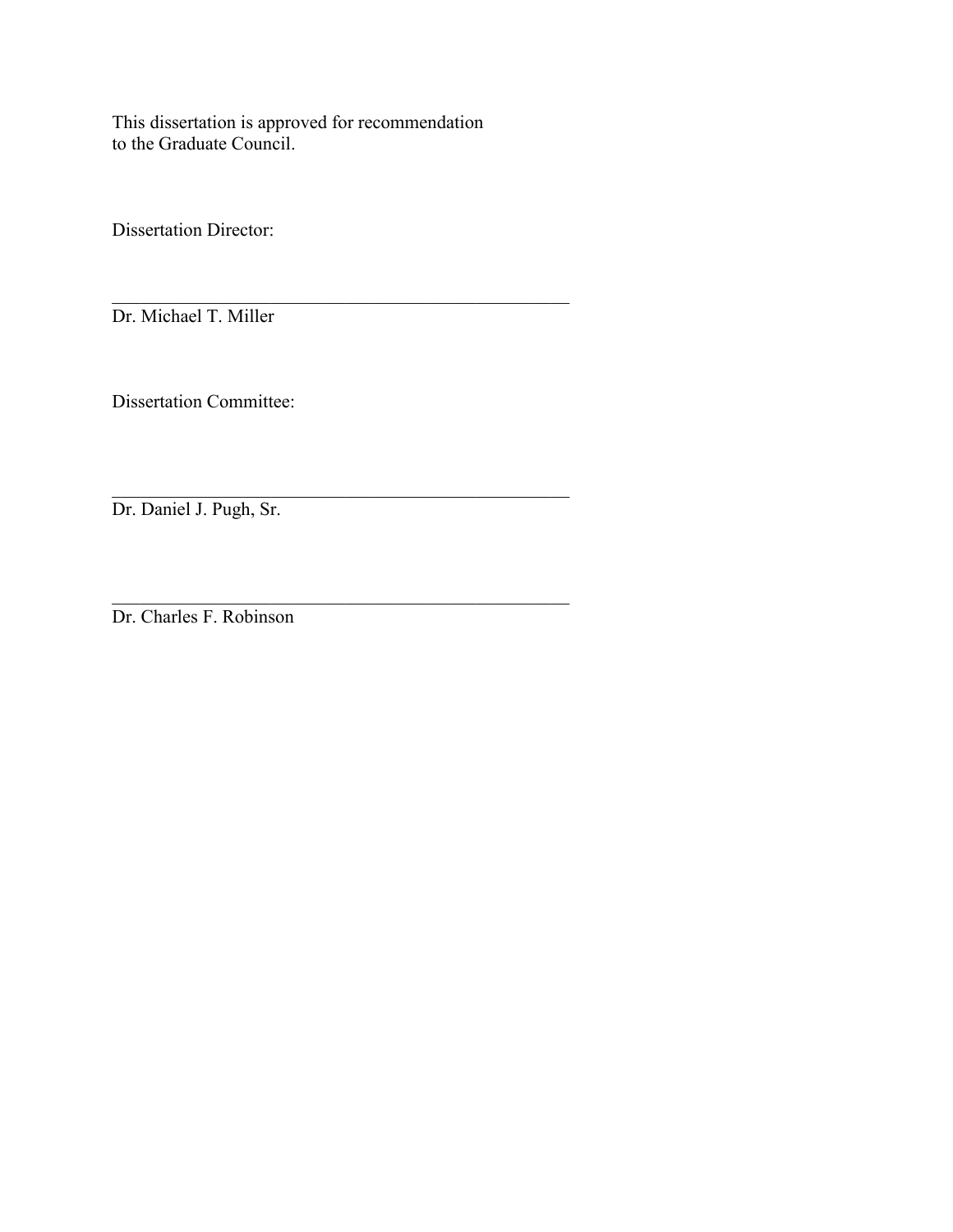This dissertation is approved for recommendation
to the Graduate Council.

Dissertation Director:

\_\_\_\_\_\_\_\_\_\_\_\_\_\_\_\_\_\_\_\_\_\_\_\_\_\_\_\_\_\_\_\_\_\_\_\_\_\_\_\_\_\_\_\_\_\_\_\_

Dr. Michael T. Miller

Dissertation Committee:

\_\_\_\_\_\_\_\_\_\_\_\_\_\_\_\_\_\_\_\_\_\_\_\_\_\_\_\_\_\_\_\_\_\_\_\_\_\_\_\_\_\_\_\_\_\_\_\_

Dr. Daniel J. Pugh, Sr.

\_\_\_\_\_\_\_\_\_\_\_\_\_\_\_\_\_\_\_\_\_\_\_\_\_\_\_\_\_\_\_\_\_\_\_\_\_\_\_\_\_\_\_\_\_\_\_\_

Dr. Charles F. Robinson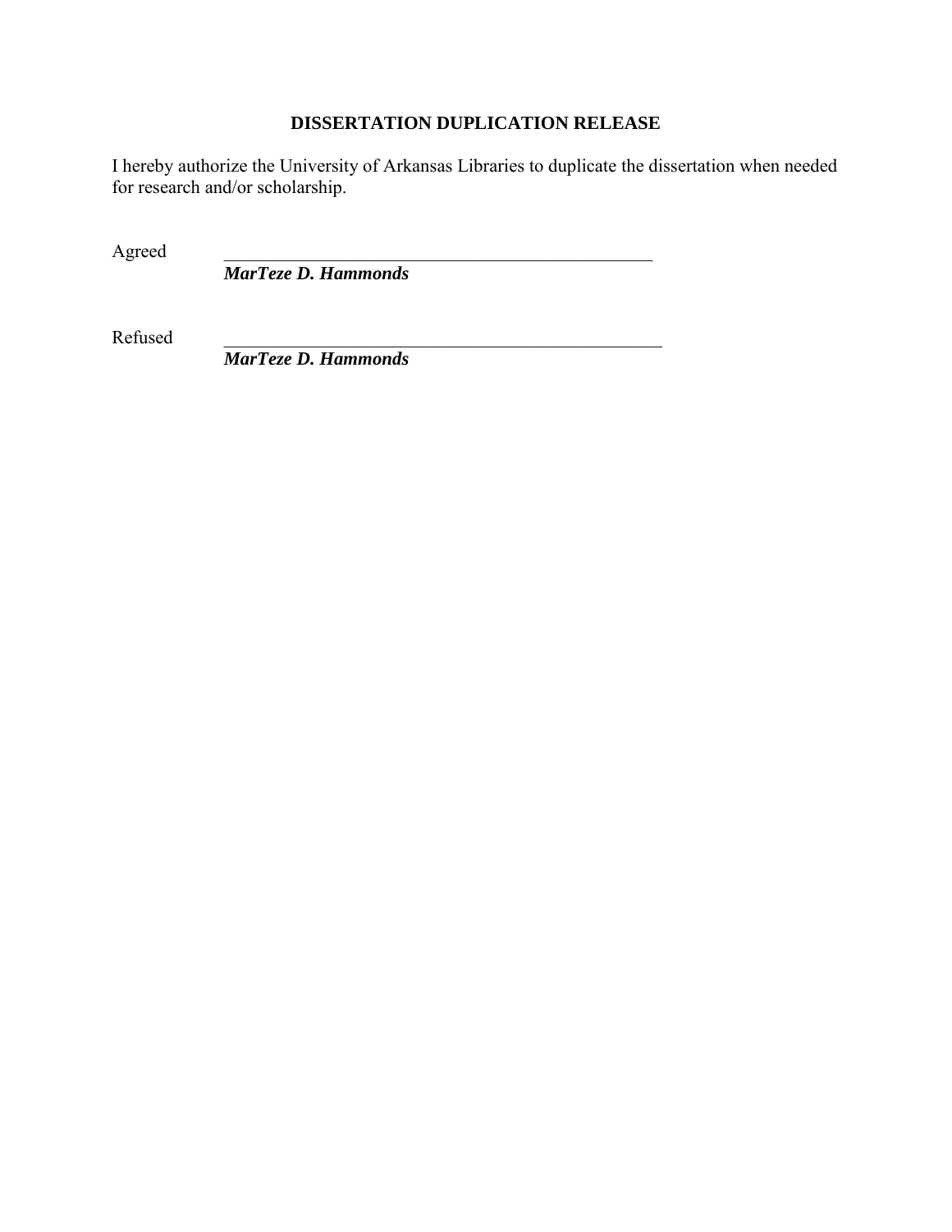**DISSERTATION DUPLICATION RELEASE**

I hereby authorize the University of Arkansas Libraries to duplicate the dissertation when needed for research and/or scholarship.

Agreed ________________________________________________
***MarTeze D. Hammonds***

Refused ________________________________________________
***MarTeze D. Hammonds***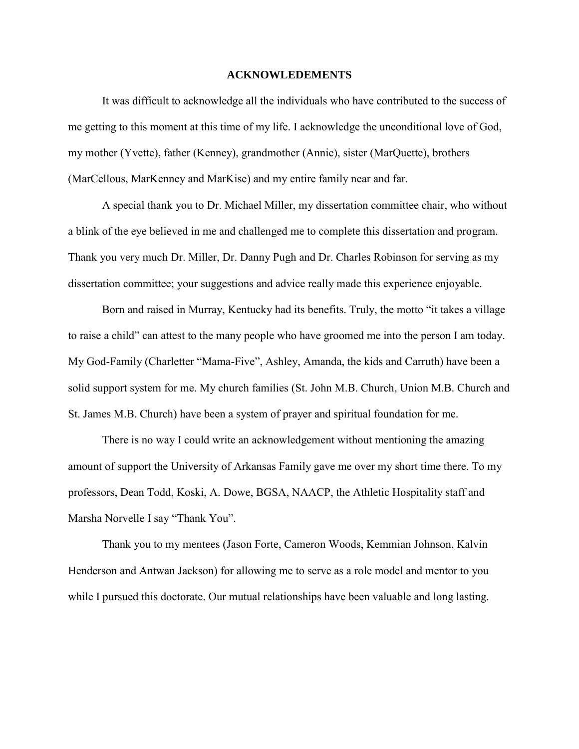## ACKNOWLEDEMENTS

It was difficult to acknowledge all the individuals who have contributed to the success of me getting to this moment at this time of my life. I acknowledge the unconditional love of God, my mother (Yvette), father (Kenney), grandmother (Annie), sister (MarQuette), brothers (MarCellous, MarKenney and MarKise) and my entire family near and far.

A special thank you to Dr. Michael Miller, my dissertation committee chair, who without a blink of the eye believed in me and challenged me to complete this dissertation and program. Thank you very much Dr. Miller, Dr. Danny Pugh and Dr. Charles Robinson for serving as my dissertation committee; your suggestions and advice really made this experience enjoyable.

Born and raised in Murray, Kentucky had its benefits. Truly, the motto "it takes a village to raise a child" can attest to the many people who have groomed me into the person I am today. My God-Family (Charletter "Mama-Five", Ashley, Amanda, the kids and Carruth) have been a solid support system for me. My church families (St. John M.B. Church, Union M.B. Church and St. James M.B. Church) have been a system of prayer and spiritual foundation for me.

There is no way I could write an acknowledgement without mentioning the amazing amount of support the University of Arkansas Family gave me over my short time there. To my professors, Dean Todd, Koski, A. Dowe, BGSA, NAACP, the Athletic Hospitality staff and Marsha Norvelle I say "Thank You".

Thank you to my mentees (Jason Forte, Cameron Woods, Kemmian Johnson, Kalvin Henderson and Antwan Jackson) for allowing me to serve as a role model and mentor to you while I pursued this doctorate. Our mutual relationships have been valuable and long lasting.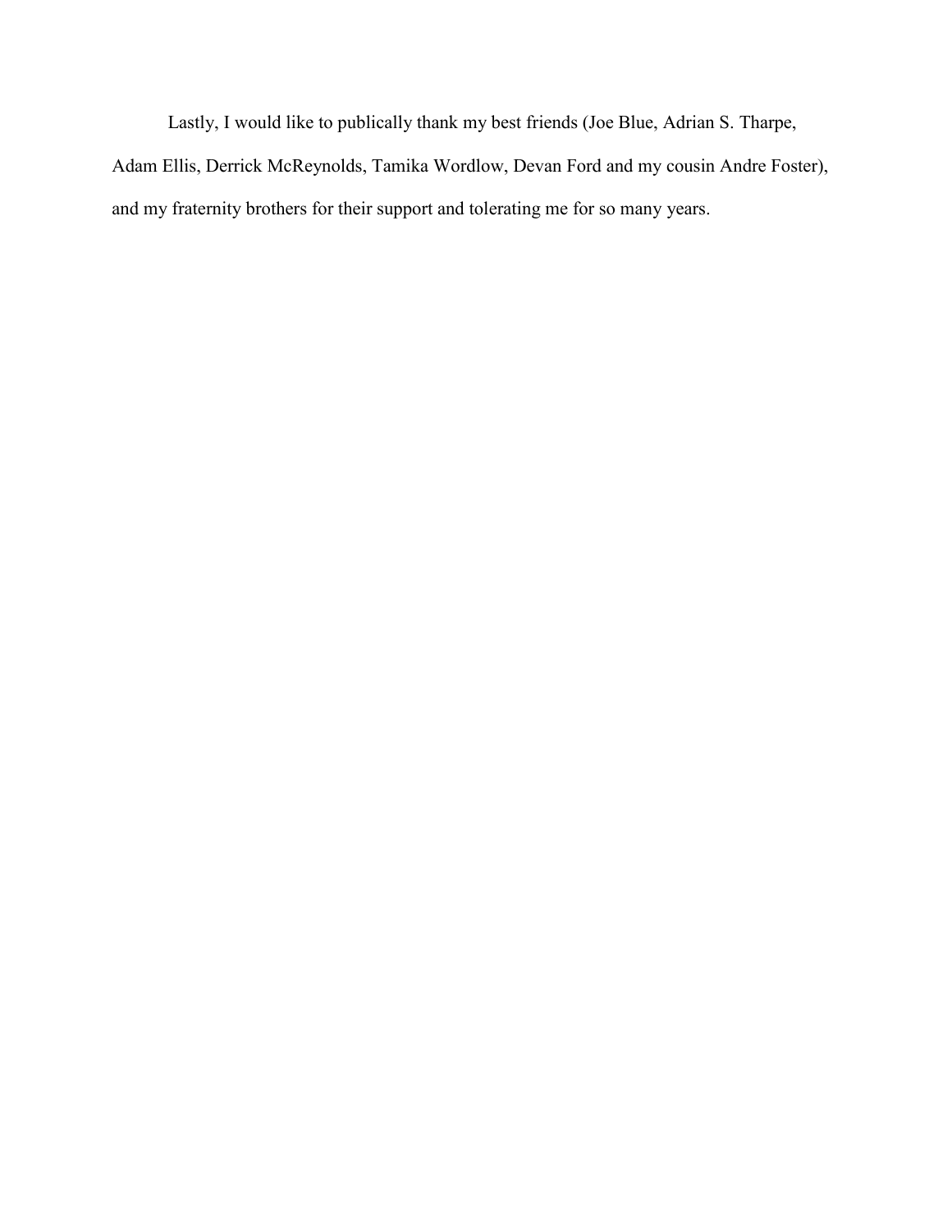Lastly, I would like to publically thank my best friends (Joe Blue, Adrian S. Tharpe, Adam Ellis, Derrick McReynolds, Tamika Wordlow, Devan Ford and my cousin Andre Foster), and my fraternity brothers for their support and tolerating me for so many years.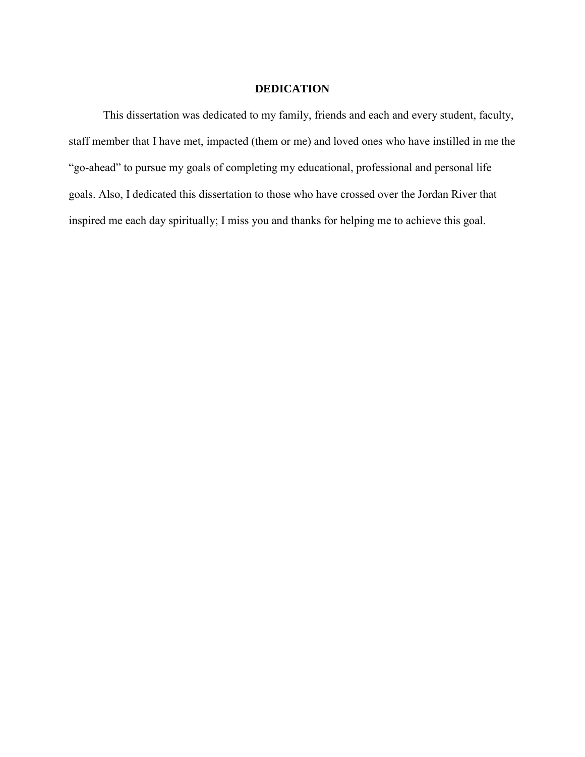# DEDICATION

This dissertation was dedicated to my family, friends and each and every student, faculty, staff member that I have met, impacted (them or me) and loved ones who have instilled in me the "go-ahead" to pursue my goals of completing my educational, professional and personal life goals. Also, I dedicated this dissertation to those who have crossed over the Jordan River that inspired me each day spiritually; I miss you and thanks for helping me to achieve this goal.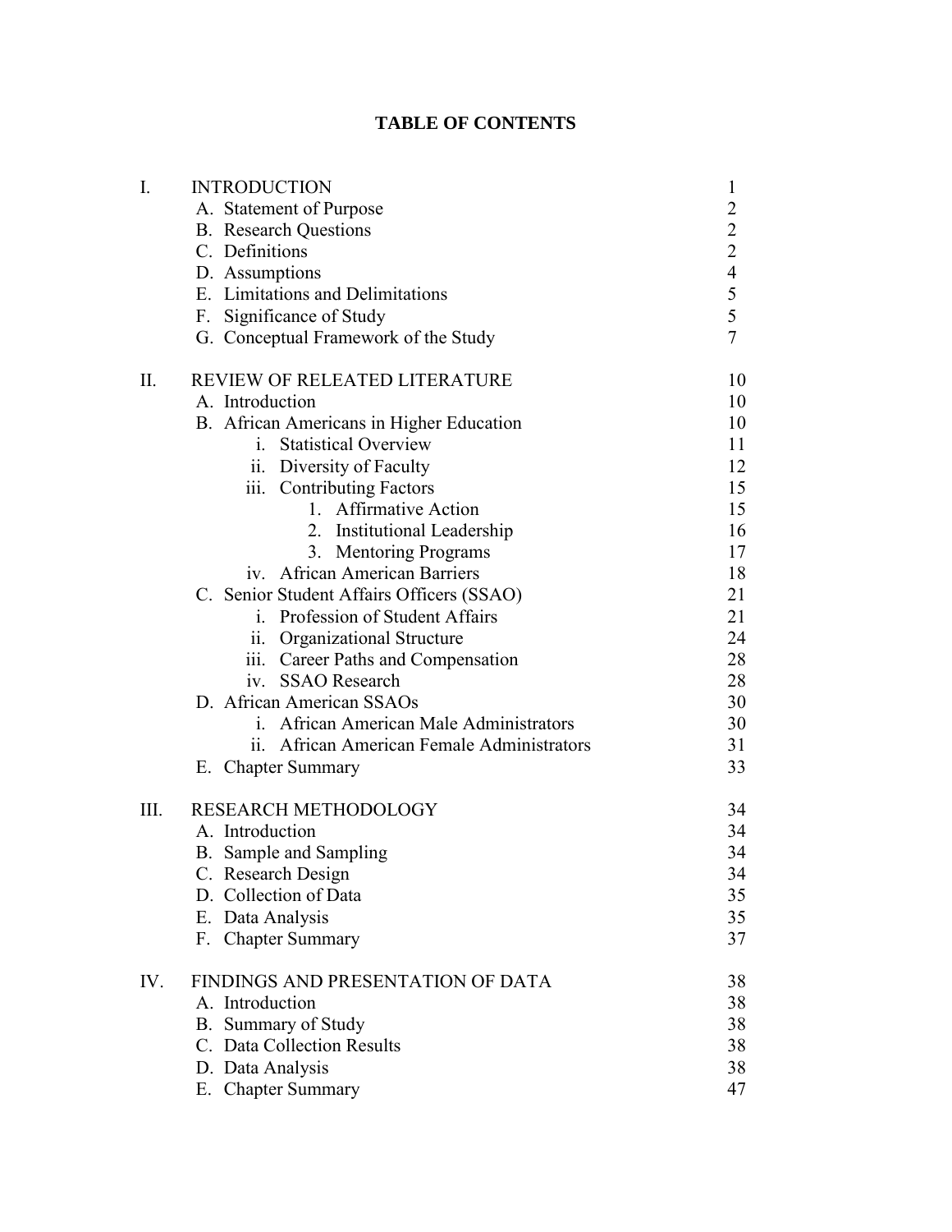# TABLE OF CONTENTS

| | | |
|---|---|---|
| I. | INTRODUCTION | 1 |
| | A. Statement of Purpose | 2 |
| | B. Research Questions | 2 |
| | C. Definitions | 2 |
| | D. Assumptions | 4 |
| | E. Limitations and Delimitations | 5 |
| | F. Significance of Study | 5 |
| | G. Conceptual Framework of the Study | 7 |
| II. | REVIEW OF RELEATED LITERATURE | 10 |
| | A. Introduction | 10 |
| | B. African Americans in Higher Education | 10 |
| | i. Statistical Overview | 11 |
| | ii. Diversity of Faculty | 12 |
| | iii. Contributing Factors | 15 |
| | 1. Affirmative Action | 15 |
| | 2. Institutional Leadership | 16 |
| | 3. Mentoring Programs | 17 |
| | iv. African American Barriers | 18 |
| | C. Senior Student Affairs Officers (SSAO) | 21 |
| | i. Profession of Student Affairs | 21 |
| | ii. Organizational Structure | 24 |
| | iii. Career Paths and Compensation | 28 |
| | iv. SSAO Research | 28 |
| | D. African American SSAOs | 30 |
| | i. African American Male Administrators | 30 |
| | ii. African American Female Administrators | 31 |
| | E. Chapter Summary | 33 |
| III. | RESEARCH METHODOLOGY | 34 |
| | A. Introduction | 34 |
| | B. Sample and Sampling | 34 |
| | C. Research Design | 34 |
| | D. Collection of Data | 35 |
| | E. Data Analysis | 35 |
| | F. Chapter Summary | 37 |
| IV. | FINDINGS AND PRESENTATION OF DATA | 38 |
| | A. Introduction | 38 |
| | B. Summary of Study | 38 |
| | C. Data Collection Results | 38 |
| | D. Data Analysis | 38 |
| | E. Chapter Summary | 47 |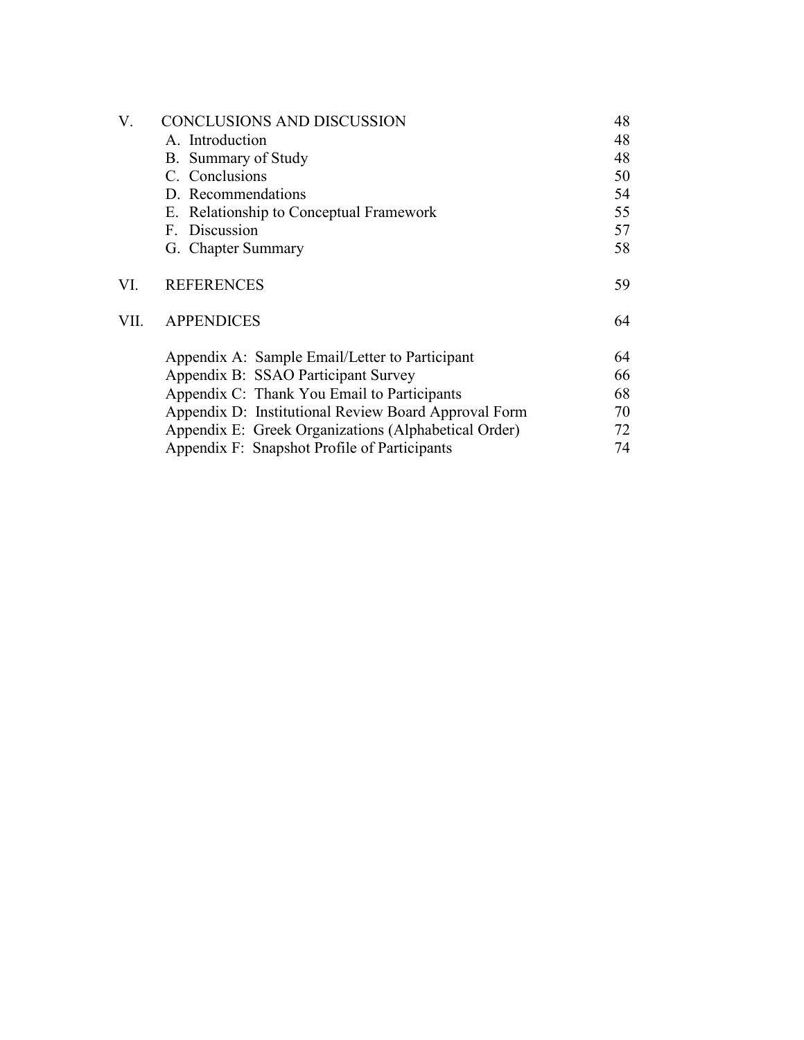| | | |
|---|---|---|
| V. | CONCLUSIONS AND DISCUSSION | 48 |
| | A. Introduction | 48 |
| | B. Summary of Study | 48 |
| | C. Conclusions | 50 |
| | D. Recommendations | 54 |
| | E. Relationship to Conceptual Framework | 55 |
| | F. Discussion | 57 |
| | G. Chapter Summary | 58 |
| VI. | REFERENCES | 59 |
| VII. | APPENDICES | 64 |
| | Appendix A: Sample Email/Letter to Participant | 64 |
| | Appendix B: SSAO Participant Survey | 66 |
| | Appendix C: Thank You Email to Participants | 68 |
| | Appendix D: Institutional Review Board Approval Form | 70 |
| | Appendix E: Greek Organizations (Alphabetical Order) | 72 |
| | Appendix F: Snapshot Profile of Participants | 74 |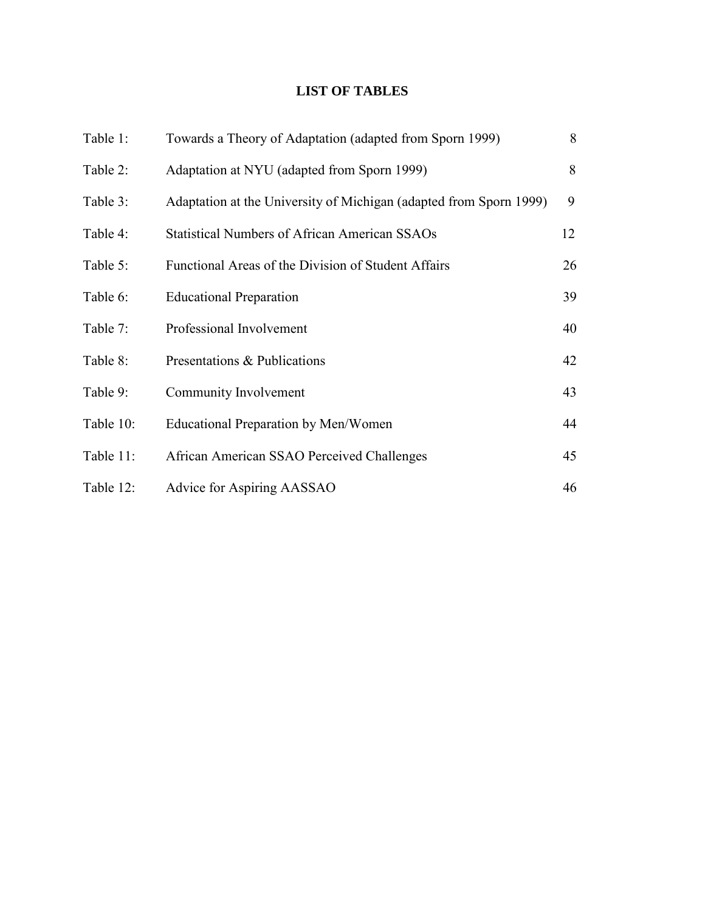# LIST OF TABLES

| | | |
|---|---|---|
| Table 1: | Towards a Theory of Adaptation (adapted from Sporn 1999) | 8 |
| Table 2: | Adaptation at NYU (adapted from Sporn 1999) | 8 |
| Table 3: | Adaptation at the University of Michigan (adapted from Sporn 1999) | 9 |
| Table 4: | Statistical Numbers of African American SSAOs | 12 |
| Table 5: | Functional Areas of the Division of Student Affairs | 26 |
| Table 6: | Educational Preparation | 39 |
| Table 7: | Professional Involvement | 40 |
| Table 8: | Presentations & Publications | 42 |
| Table 9: | Community Involvement | 43 |
| Table 10: | Educational Preparation by Men/Women | 44 |
| Table 11: | African American SSAO Perceived Challenges | 45 |
| Table 12: | Advice for Aspiring AASSAO | 46 |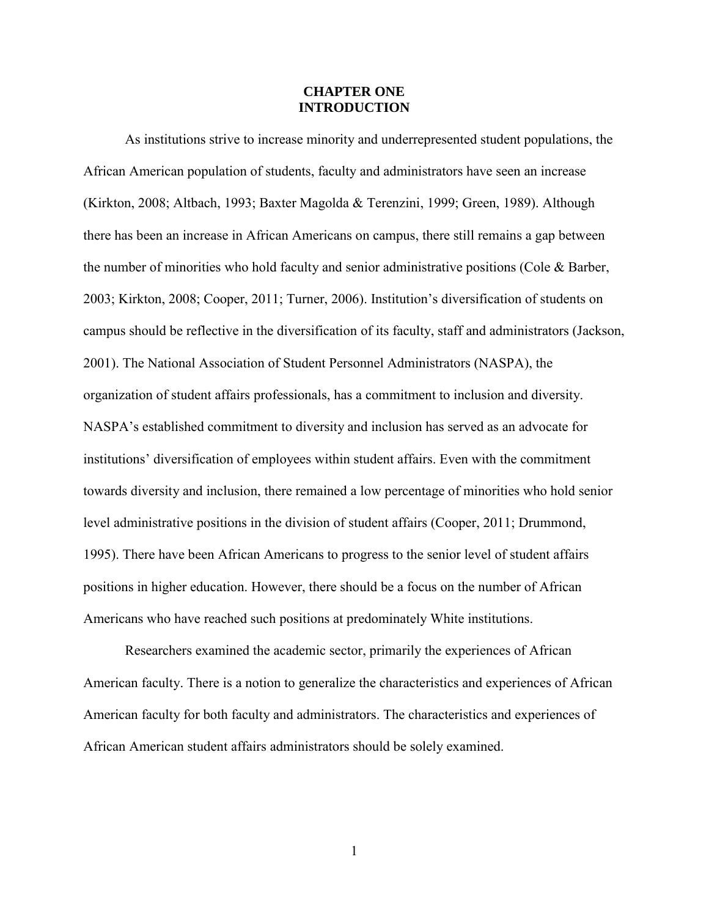# CHAPTER ONE
# INTRODUCTION

As institutions strive to increase minority and underrepresented student populations, the African American population of students, faculty and administrators have seen an increase (Kirkton, 2008; Altbach, 1993; Baxter Magolda & Terenzini, 1999; Green, 1989). Although there has been an increase in African Americans on campus, there still remains a gap between the number of minorities who hold faculty and senior administrative positions (Cole & Barber, 2003; Kirkton, 2008; Cooper, 2011; Turner, 2006). Institution's diversification of students on campus should be reflective in the diversification of its faculty, staff and administrators (Jackson, 2001). The National Association of Student Personnel Administrators (NASPA), the organization of student affairs professionals, has a commitment to inclusion and diversity. NASPA's established commitment to diversity and inclusion has served as an advocate for institutions' diversification of employees within student affairs. Even with the commitment towards diversity and inclusion, there remained a low percentage of minorities who hold senior level administrative positions in the division of student affairs (Cooper, 2011; Drummond, 1995). There have been African Americans to progress to the senior level of student affairs positions in higher education. However, there should be a focus on the number of African Americans who have reached such positions at predominately White institutions.

Researchers examined the academic sector, primarily the experiences of African American faculty. There is a notion to generalize the characteristics and experiences of African American faculty for both faculty and administrators. The characteristics and experiences of African American student affairs administrators should be solely examined.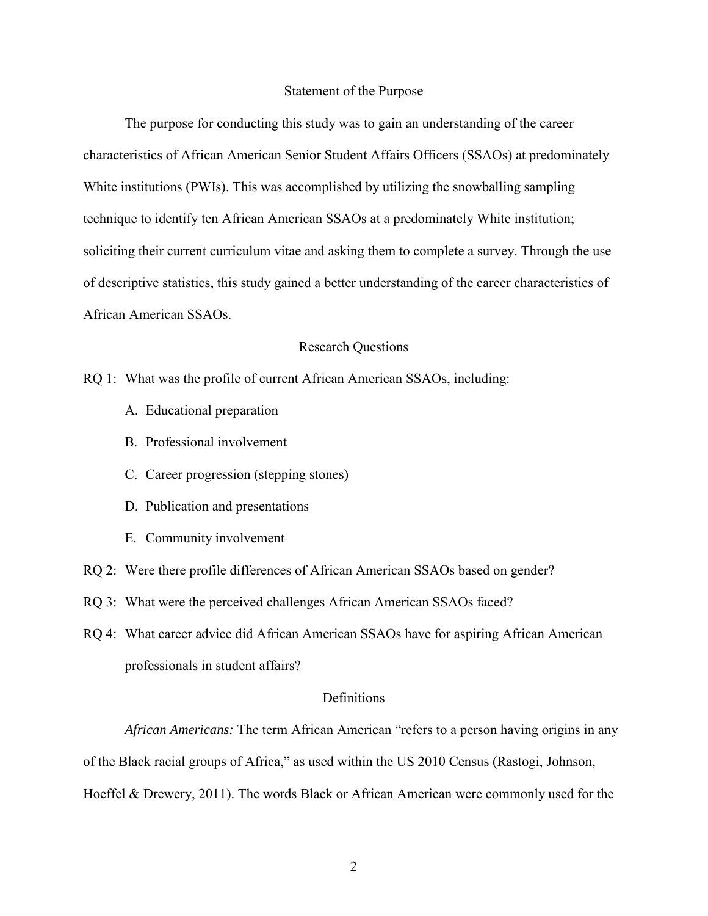## Statement of the Purpose

The purpose for conducting this study was to gain an understanding of the career characteristics of African American Senior Student Affairs Officers (SSAOs) at predominately White institutions (PWIs). This was accomplished by utilizing the snowballing sampling technique to identify ten African American SSAOs at a predominately White institution; soliciting their current curriculum vitae and asking them to complete a survey. Through the use of descriptive statistics, this study gained a better understanding of the career characteristics of African American SSAOs.

## Research Questions

RQ 1: What was the profile of current African American SSAOs, including:

A. Educational preparation
B. Professional involvement
C. Career progression (stepping stones)
D. Publication and presentations
E. Community involvement

RQ 2: Were there profile differences of African American SSAOs based on gender?

RQ 3: What were the perceived challenges African American SSAOs faced?

RQ 4: What career advice did African American SSAOs have for aspiring African American professionals in student affairs?

## Definitions

*African Americans:* The term African American "refers to a person having origins in any of the Black racial groups of Africa," as used within the US 2010 Census (Rastogi, Johnson, Hoeffel & Drewery, 2011). The words Black or African American were commonly used for the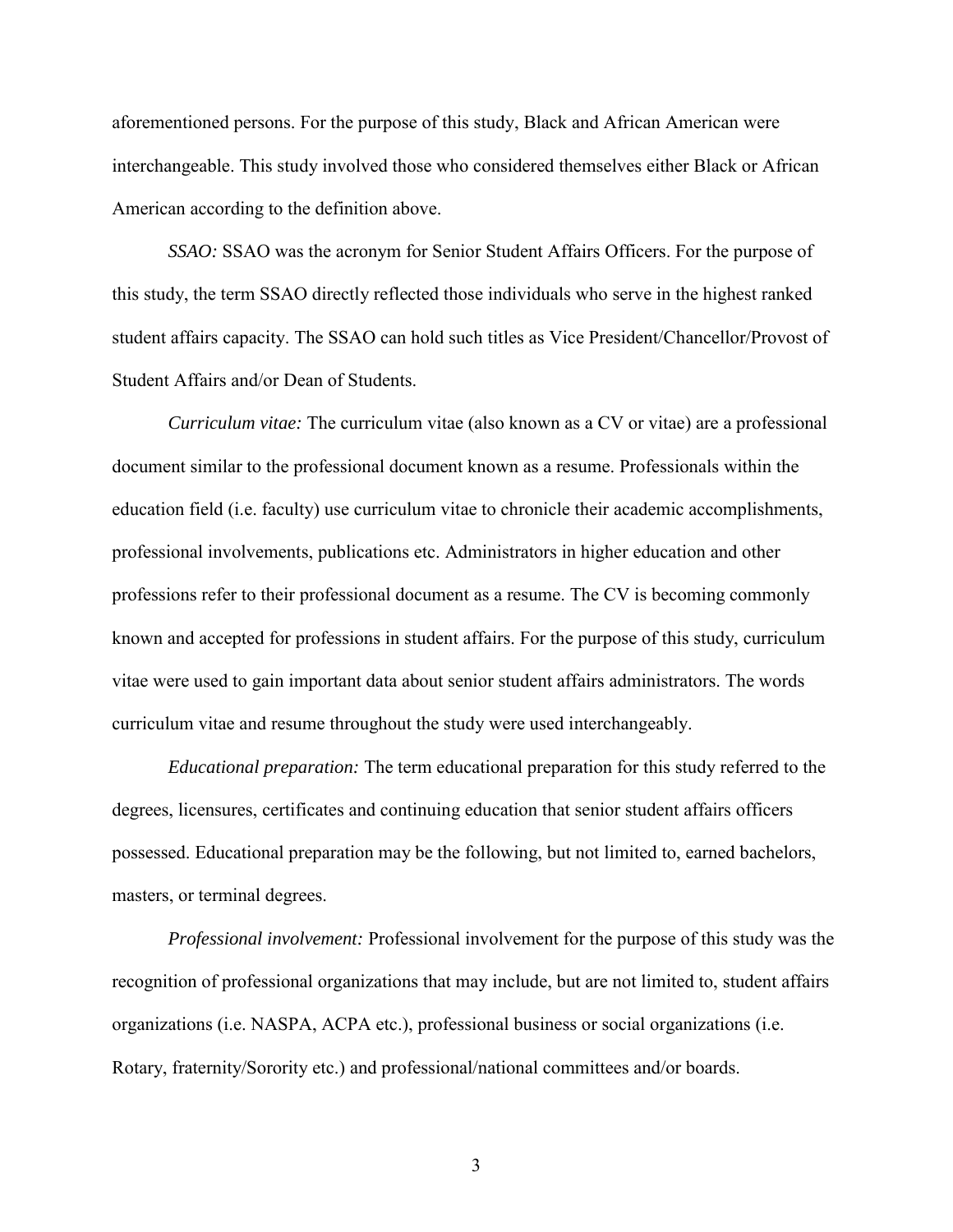aforementioned persons. For the purpose of this study, Black and African American were interchangeable. This study involved those who considered themselves either Black or African American according to the definition above.

*SSAO:* SSAO was the acronym for Senior Student Affairs Officers. For the purpose of this study, the term SSAO directly reflected those individuals who serve in the highest ranked student affairs capacity. The SSAO can hold such titles as Vice President/Chancellor/Provost of Student Affairs and/or Dean of Students.

*Curriculum vitae:* The curriculum vitae (also known as a CV or vitae) are a professional document similar to the professional document known as a resume. Professionals within the education field (i.e. faculty) use curriculum vitae to chronicle their academic accomplishments, professional involvements, publications etc. Administrators in higher education and other professions refer to their professional document as a resume. The CV is becoming commonly known and accepted for professions in student affairs. For the purpose of this study, curriculum vitae were used to gain important data about senior student affairs administrators. The words curriculum vitae and resume throughout the study were used interchangeably.

*Educational preparation:* The term educational preparation for this study referred to the degrees, licensures, certificates and continuing education that senior student affairs officers possessed. Educational preparation may be the following, but not limited to, earned bachelors, masters, or terminal degrees.

*Professional involvement:* Professional involvement for the purpose of this study was the recognition of professional organizations that may include, but are not limited to, student affairs organizations (i.e. NASPA, ACPA etc.), professional business or social organizations (i.e. Rotary, fraternity/Sorority etc.) and professional/national committees and/or boards.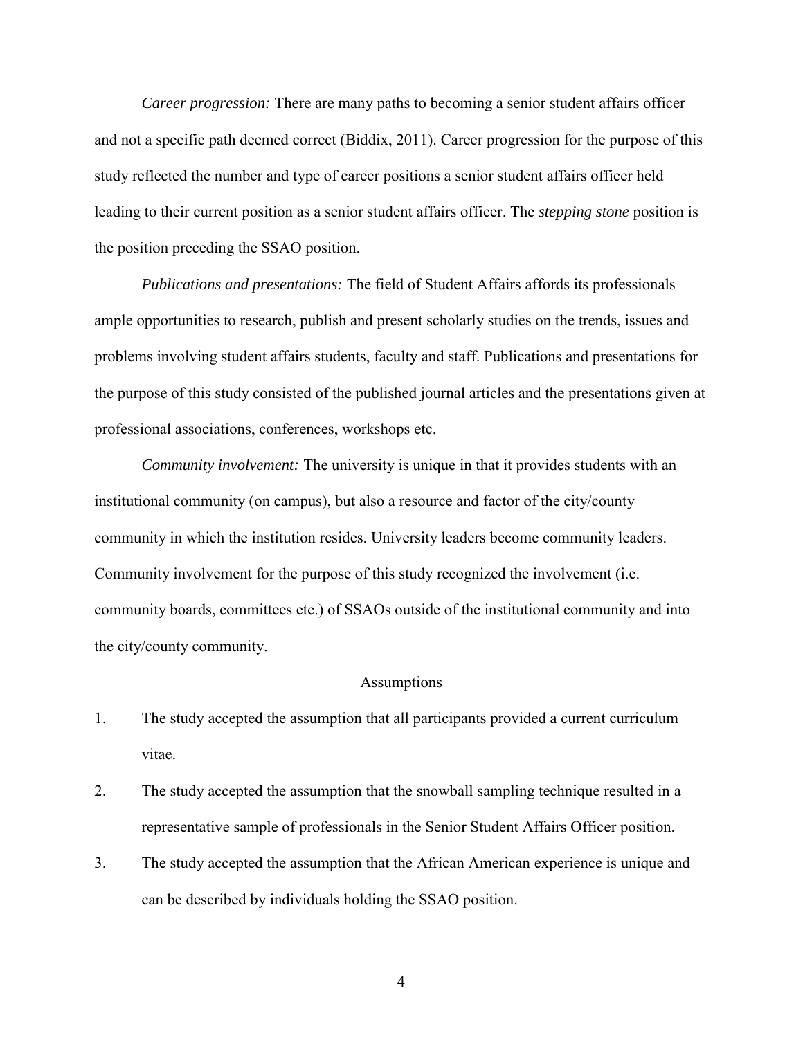*Career progression:* There are many paths to becoming a senior student affairs officer and not a specific path deemed correct (Biddix, 2011). Career progression for the purpose of this study reflected the number and type of career positions a senior student affairs officer held leading to their current position as a senior student affairs officer. The *stepping stone* position is the position preceding the SSAO position.

*Publications and presentations:* The field of Student Affairs affords its professionals ample opportunities to research, publish and present scholarly studies on the trends, issues and problems involving student affairs students, faculty and staff. Publications and presentations for the purpose of this study consisted of the published journal articles and the presentations given at professional associations, conferences, workshops etc.

*Community involvement:* The university is unique in that it provides students with an institutional community (on campus), but also a resource and factor of the city/county community in which the institution resides. University leaders become community leaders. Community involvement for the purpose of this study recognized the involvement (i.e. community boards, committees etc.) of SSAOs outside of the institutional community and into the city/county community.

## Assumptions

1. The study accepted the assumption that all participants provided a current curriculum vitae.
2. The study accepted the assumption that the snowball sampling technique resulted in a representative sample of professionals in the Senior Student Affairs Officer position.
3. The study accepted the assumption that the African American experience is unique and can be described by individuals holding the SSAO position.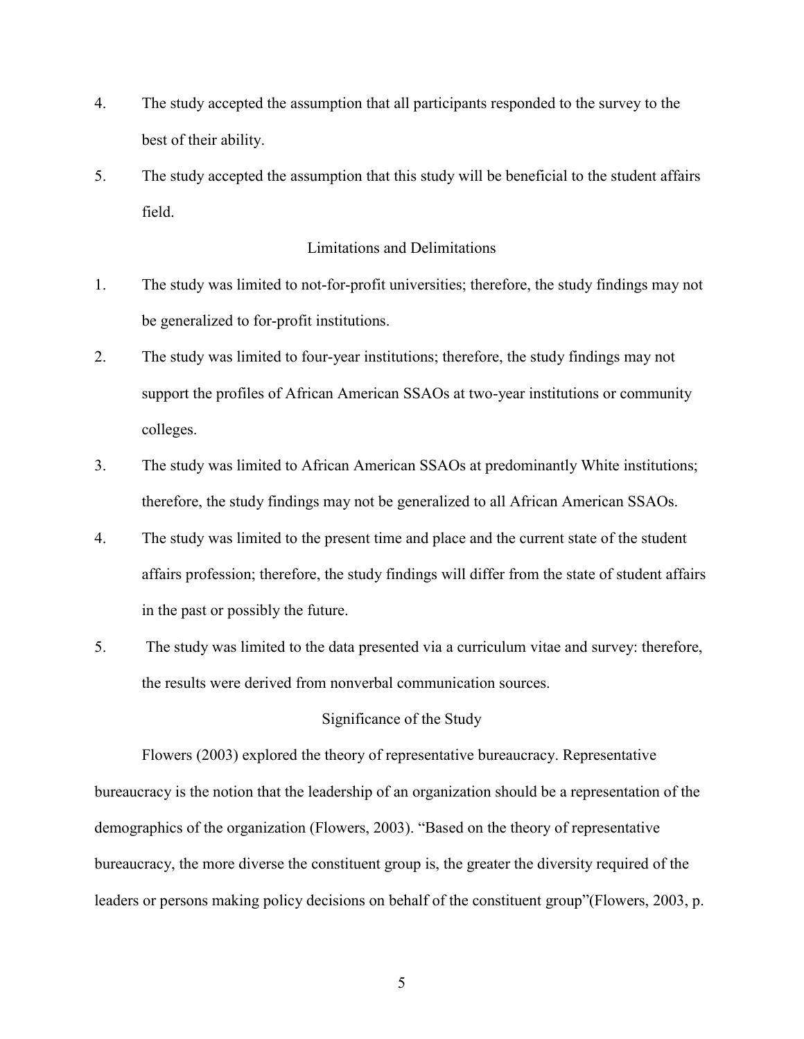4. The study accepted the assumption that all participants responded to the survey to the best of their ability.
5. The study accepted the assumption that this study will be beneficial to the student affairs field.

## Limitations and Delimitations

1. The study was limited to not-for-profit universities; therefore, the study findings may not be generalized to for-profit institutions.
2. The study was limited to four-year institutions; therefore, the study findings may not support the profiles of African American SSAOs at two-year institutions or community colleges.
3. The study was limited to African American SSAOs at predominantly White institutions; therefore, the study findings may not be generalized to all African American SSAOs.
4. The study was limited to the present time and place and the current state of the student affairs profession; therefore, the study findings will differ from the state of student affairs in the past or possibly the future.
5. The study was limited to the data presented via a curriculum vitae and survey: therefore, the results were derived from nonverbal communication sources.

## Significance of the Study

Flowers (2003) explored the theory of representative bureaucracy. Representative bureaucracy is the notion that the leadership of an organization should be a representation of the demographics of the organization (Flowers, 2003). "Based on the theory of representative bureaucracy, the more diverse the constituent group is, the greater the diversity required of the leaders or persons making policy decisions on behalf of the constituent group"(Flowers, 2003, p.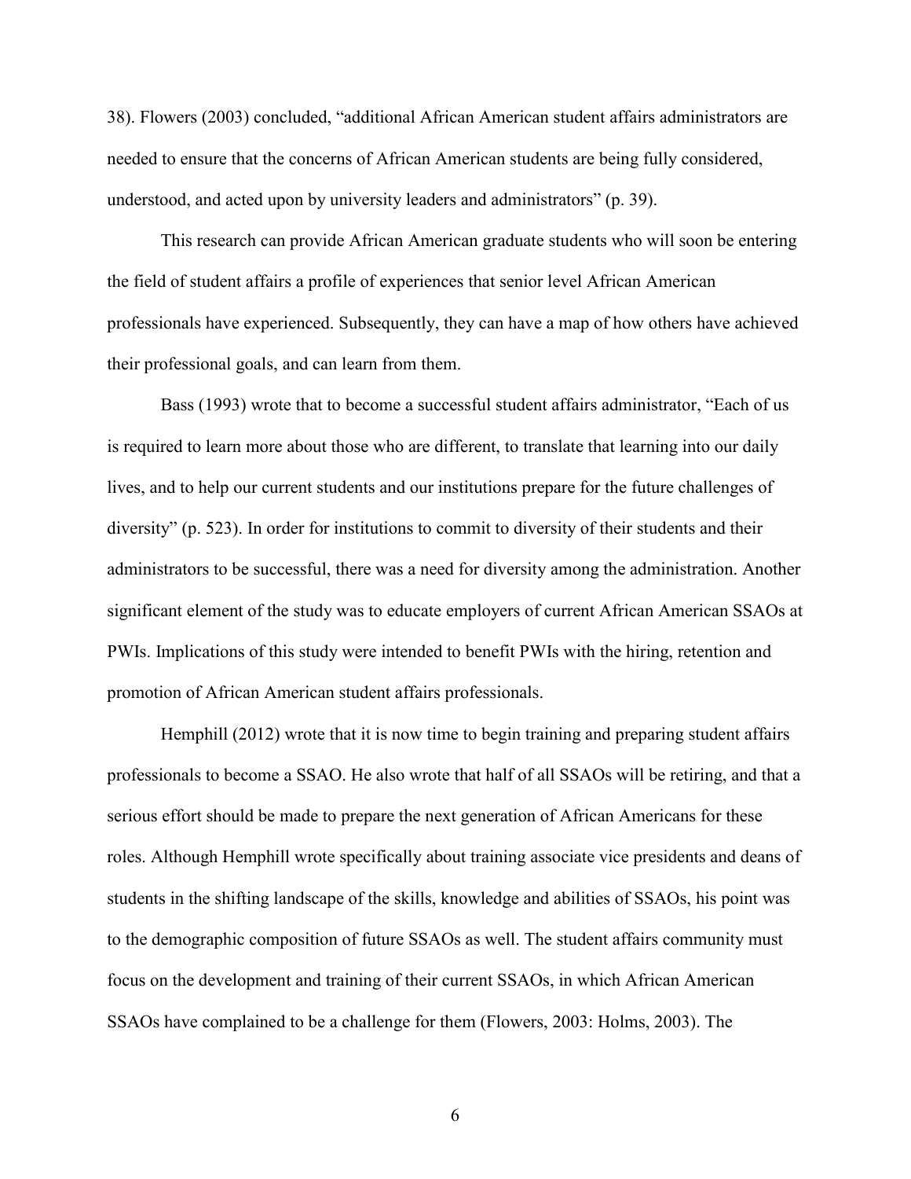38). Flowers (2003) concluded, "additional African American student affairs administrators are needed to ensure that the concerns of African American students are being fully considered, understood, and acted upon by university leaders and administrators" (p. 39).

This research can provide African American graduate students who will soon be entering the field of student affairs a profile of experiences that senior level African American professionals have experienced. Subsequently, they can have a map of how others have achieved their professional goals, and can learn from them.

Bass (1993) wrote that to become a successful student affairs administrator, "Each of us is required to learn more about those who are different, to translate that learning into our daily lives, and to help our current students and our institutions prepare for the future challenges of diversity" (p. 523). In order for institutions to commit to diversity of their students and their administrators to be successful, there was a need for diversity among the administration. Another significant element of the study was to educate employers of current African American SSAOs at PWIs. Implications of this study were intended to benefit PWIs with the hiring, retention and promotion of African American student affairs professionals.

Hemphill (2012) wrote that it is now time to begin training and preparing student affairs professionals to become a SSAO. He also wrote that half of all SSAOs will be retiring, and that a serious effort should be made to prepare the next generation of African Americans for these roles. Although Hemphill wrote specifically about training associate vice presidents and deans of students in the shifting landscape of the skills, knowledge and abilities of SSAOs, his point was to the demographic composition of future SSAOs as well. The student affairs community must focus on the development and training of their current SSAOs, in which African American SSAOs have complained to be a challenge for them (Flowers, 2003: Holms, 2003). The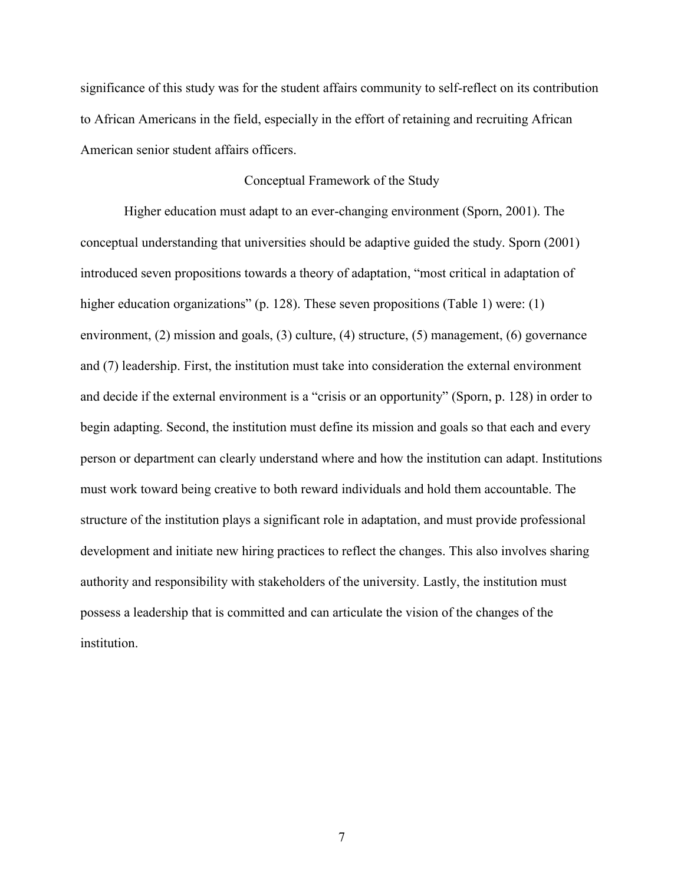significance of this study was for the student affairs community to self-reflect on its contribution to African Americans in the field, especially in the effort of retaining and recruiting African American senior student affairs officers.

## Conceptual Framework of the Study

Higher education must adapt to an ever-changing environment (Sporn, 2001). The conceptual understanding that universities should be adaptive guided the study. Sporn (2001) introduced seven propositions towards a theory of adaptation, "most critical in adaptation of higher education organizations" (p. 128). These seven propositions (Table 1) were: (1) environment, (2) mission and goals, (3) culture, (4) structure, (5) management, (6) governance and (7) leadership. First, the institution must take into consideration the external environment and decide if the external environment is a "crisis or an opportunity" (Sporn, p. 128) in order to begin adapting. Second, the institution must define its mission and goals so that each and every person or department can clearly understand where and how the institution can adapt. Institutions must work toward being creative to both reward individuals and hold them accountable. The structure of the institution plays a significant role in adaptation, and must provide professional development and initiate new hiring practices to reflect the changes. This also involves sharing authority and responsibility with stakeholders of the university. Lastly, the institution must possess a leadership that is committed and can articulate the vision of the changes of the institution.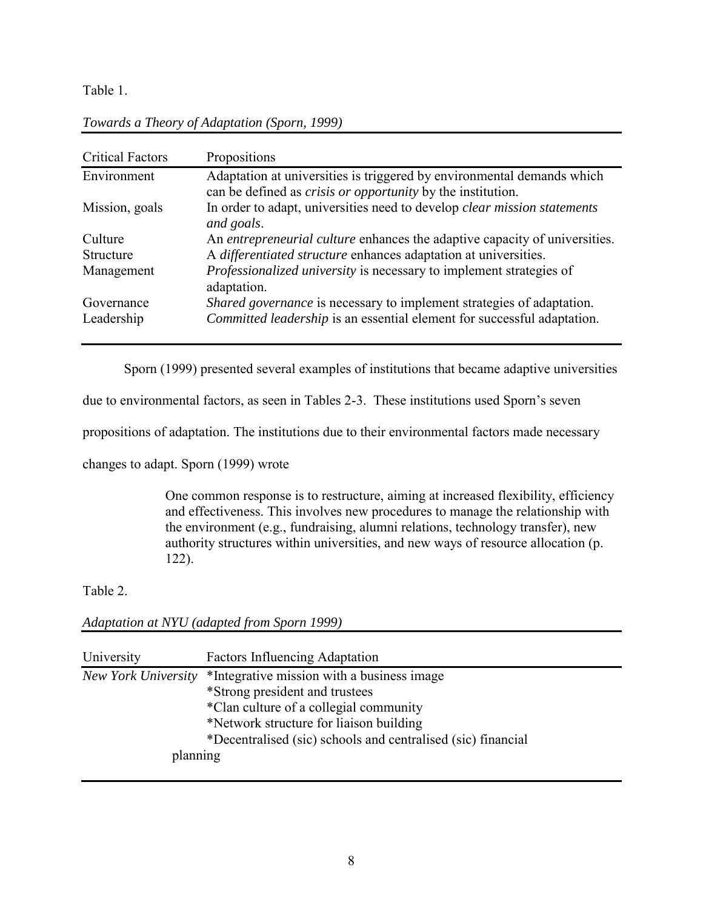Table 1.

*Towards a Theory of Adaptation (Sporn, 1999)*

| Critical Factors | Propositions |
|---|---|
| Environment | Adaptation at universities is triggered by environmental demands which can be defined as *crisis or opportunity* by the institution. |
| Mission, goals | In order to adapt, universities need to develop *clear mission statements and goals*. |
| Culture | An *entrepreneurial culture* enhances the adaptive capacity of universities. |
| Structure | A *differentiated structure* enhances adaptation at universities. |
| Management | *Professionalized university* is necessary to implement strategies of adaptation. |
| Governance | *Shared governance* is necessary to implement strategies of adaptation. |
| Leadership | *Committed leadership* is an essential element for successful adaptation. |

Sporn (1999) presented several examples of institutions that became adaptive universities due to environmental factors, as seen in Tables 2-3. These institutions used Sporn's seven propositions of adaptation. The institutions due to their environmental factors made necessary changes to adapt. Sporn (1999) wrote

> One common response is to restructure, aiming at increased flexibility, efficiency and effectiveness. This involves new procedures to manage the relationship with the environment (e.g., fundraising, alumni relations, technology transfer), new authority structures within universities, and new ways of resource allocation (p. 122).

Table 2.

*Adaptation at NYU (adapted from Sporn 1999)*

| University | Factors Influencing Adaptation |
|---|---|
| *New York University* | *Integrative mission with a business image<br>*Strong president and trustees<br>*Clan culture of a collegial community<br>*Network structure for liaison building<br>*Decentralised (sic) schools and centralised (sic) financial planning |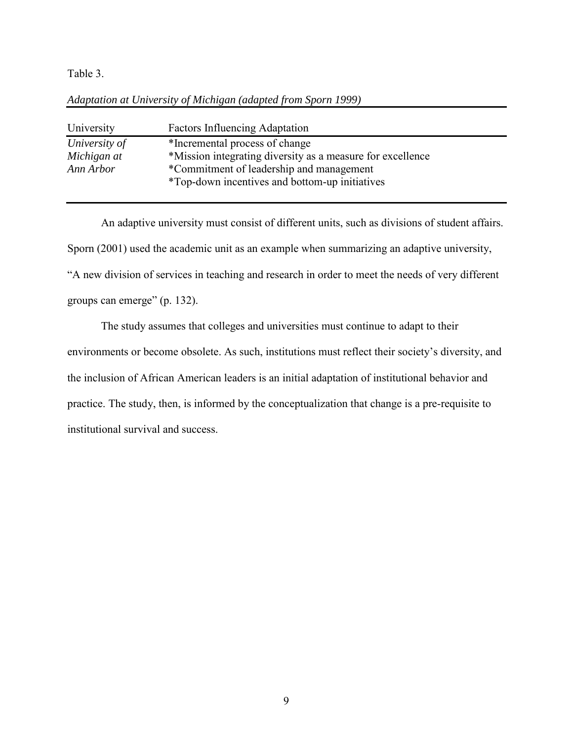Table 3.

*Adaptation at University of Michigan (adapted from Sporn 1999)*

| University | Factors Influencing Adaptation |
|---|---|
| *University of Michigan at Ann Arbor* | *Incremental process of change<br>*Mission integrating diversity as a measure for excellence<br>*Commitment of leadership and management<br>*Top-down incentives and bottom-up initiatives |

An adaptive university must consist of different units, such as divisions of student affairs. Sporn (2001) used the academic unit as an example when summarizing an adaptive university, "A new division of services in teaching and research in order to meet the needs of very different groups can emerge" (p. 132).

The study assumes that colleges and universities must continue to adapt to their environments or become obsolete. As such, institutions must reflect their society's diversity, and the inclusion of African American leaders is an initial adaptation of institutional behavior and practice. The study, then, is informed by the conceptualization that change is a pre-requisite to institutional survival and success.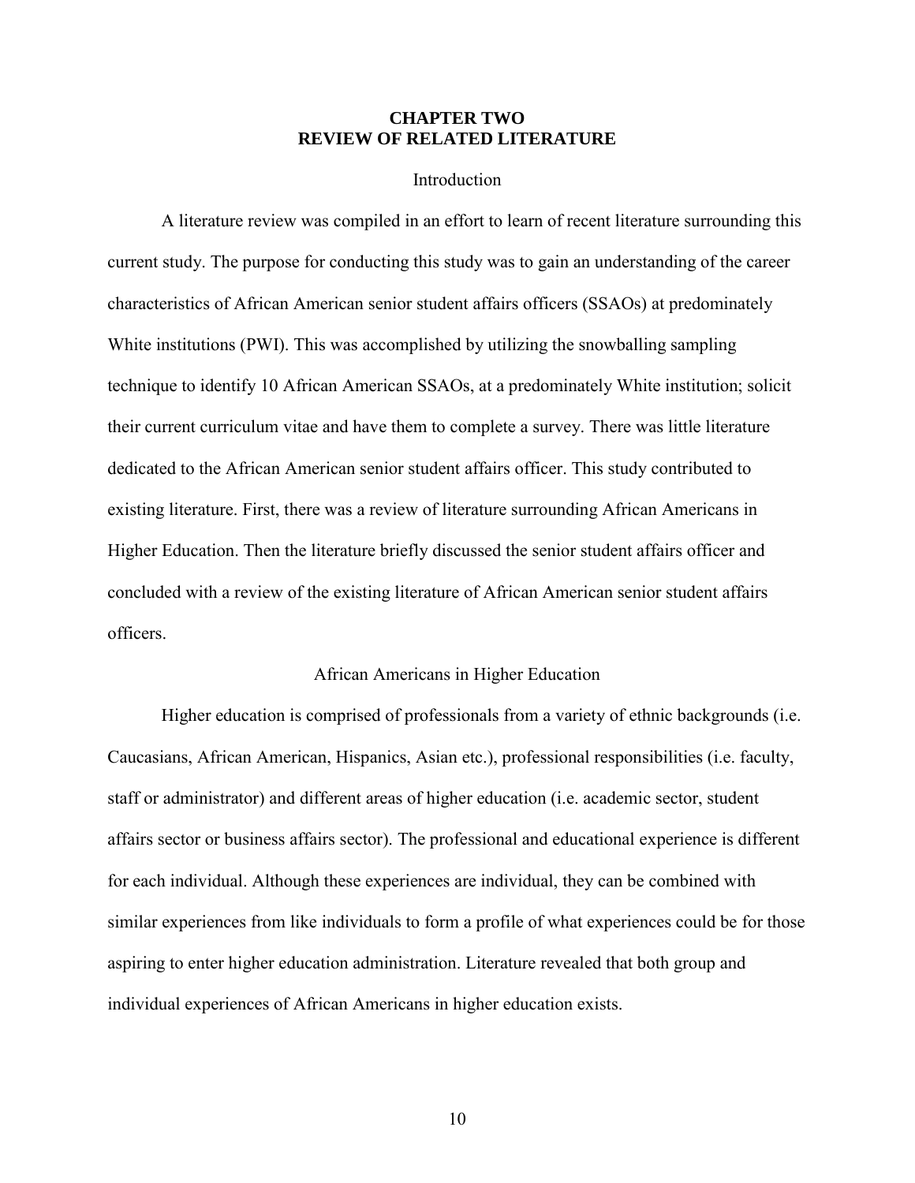# CHAPTER TWO
# REVIEW OF RELATED LITERATURE

## Introduction

A literature review was compiled in an effort to learn of recent literature surrounding this current study. The purpose for conducting this study was to gain an understanding of the career characteristics of African American senior student affairs officers (SSAOs) at predominately White institutions (PWI). This was accomplished by utilizing the snowballing sampling technique to identify 10 African American SSAOs, at a predominately White institution; solicit their current curriculum vitae and have them to complete a survey. There was little literature dedicated to the African American senior student affairs officer. This study contributed to existing literature. First, there was a review of literature surrounding African Americans in Higher Education. Then the literature briefly discussed the senior student affairs officer and concluded with a review of the existing literature of African American senior student affairs officers.

## African Americans in Higher Education

Higher education is comprised of professionals from a variety of ethnic backgrounds (i.e. Caucasians, African American, Hispanics, Asian etc.), professional responsibilities (i.e. faculty, staff or administrator) and different areas of higher education (i.e. academic sector, student affairs sector or business affairs sector). The professional and educational experience is different for each individual. Although these experiences are individual, they can be combined with similar experiences from like individuals to form a profile of what experiences could be for those aspiring to enter higher education administration. Literature revealed that both group and individual experiences of African Americans in higher education exists.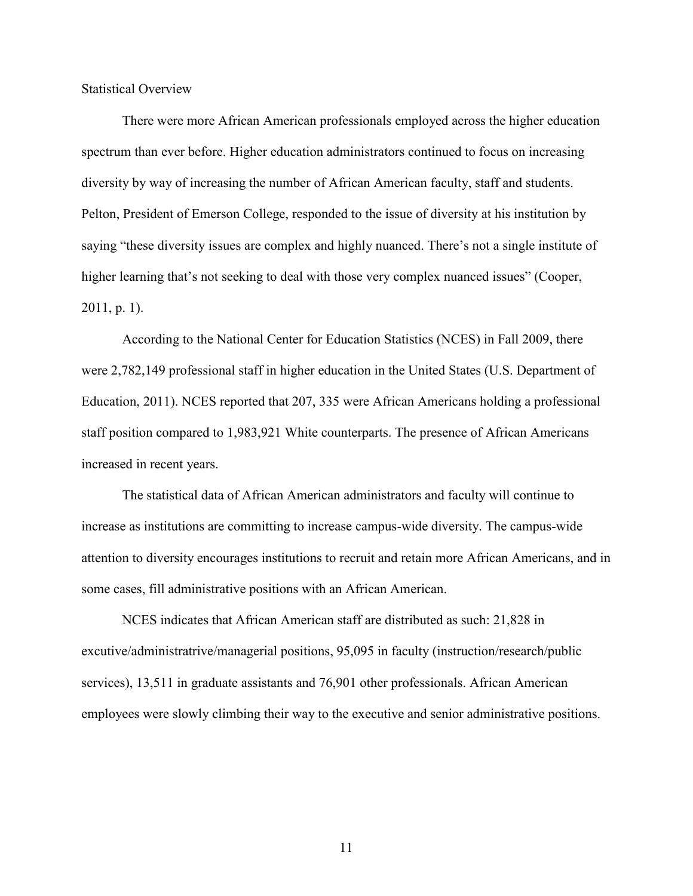## Statistical Overview

There were more African American professionals employed across the higher education spectrum than ever before. Higher education administrators continued to focus on increasing diversity by way of increasing the number of African American faculty, staff and students. Pelton, President of Emerson College, responded to the issue of diversity at his institution by saying "these diversity issues are complex and highly nuanced. There's not a single institute of higher learning that's not seeking to deal with those very complex nuanced issues" (Cooper, 2011, p. 1).

According to the National Center for Education Statistics (NCES) in Fall 2009, there were 2,782,149 professional staff in higher education in the United States (U.S. Department of Education, 2011). NCES reported that 207, 335 were African Americans holding a professional staff position compared to 1,983,921 White counterparts. The presence of African Americans increased in recent years.

The statistical data of African American administrators and faculty will continue to increase as institutions are committing to increase campus-wide diversity. The campus-wide attention to diversity encourages institutions to recruit and retain more African Americans, and in some cases, fill administrative positions with an African American.

NCES indicates that African American staff are distributed as such: 21,828 in excutive/administratrive/managerial positions, 95,095 in faculty (instruction/research/public services), 13,511 in graduate assistants and 76,901 other professionals. African American employees were slowly climbing their way to the executive and senior administrative positions.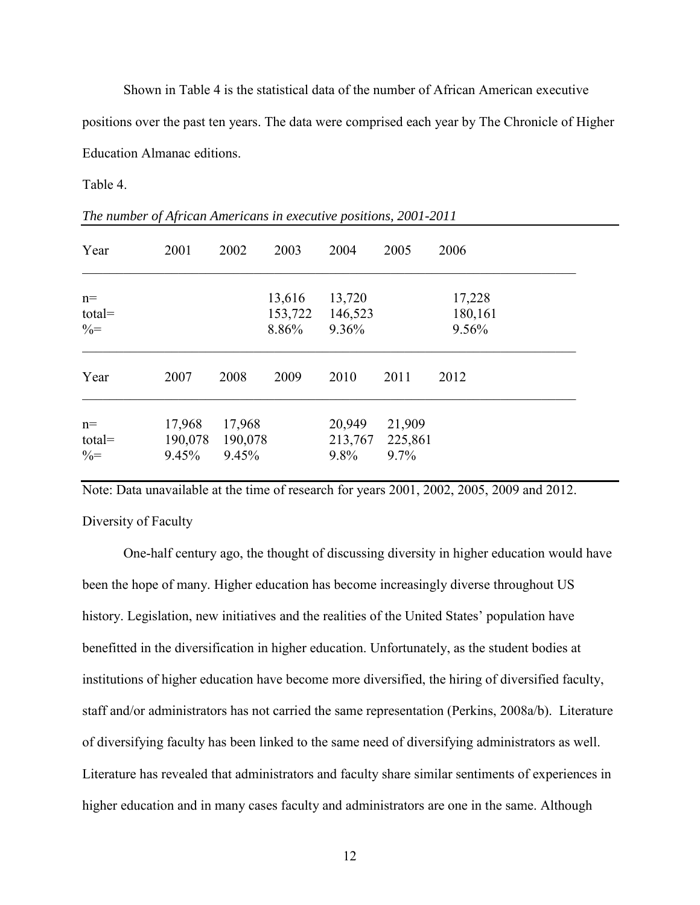Shown in Table 4 is the statistical data of the number of African American executive positions over the past ten years. The data were comprised each year by The Chronicle of Higher Education Almanac editions.

Table 4.

*The number of African Americans in executive positions, 2001-2011*

| Year | 2001 | 2002 | 2003 | 2004 | 2005 | 2006 |
|---|---|---|---|---|---|---|
| n= | | | 13,616 | 13,720 | | 17,228 |
| total= | | | 153,722 | 146,523 | | 180,161 |
| %= | | | 8.86% | 9.36% | | 9.56% |
| **Year** | **2007** | **2008** | **2009** | **2010** | **2011** | **2012** |
| n= | 17,968 | 17,968 | | 20,949 | 21,909 | |
| total= | 190,078 | 190,078 | | 213,767 | 225,861 | |
| %= | 9.45% | 9.45% | | 9.8% | 9.7% | |

Note: Data unavailable at the time of research for years 2001, 2002, 2005, 2009 and 2012.

Diversity of Faculty

One-half century ago, the thought of discussing diversity in higher education would have been the hope of many. Higher education has become increasingly diverse throughout US history. Legislation, new initiatives and the realities of the United States' population have benefitted in the diversification in higher education. Unfortunately, as the student bodies at institutions of higher education have become more diversified, the hiring of diversified faculty, staff and/or administrators has not carried the same representation (Perkins, 2008a/b). Literature of diversifying faculty has been linked to the same need of diversifying administrators as well. Literature has revealed that administrators and faculty share similar sentiments of experiences in higher education and in many cases faculty and administrators are one in the same. Although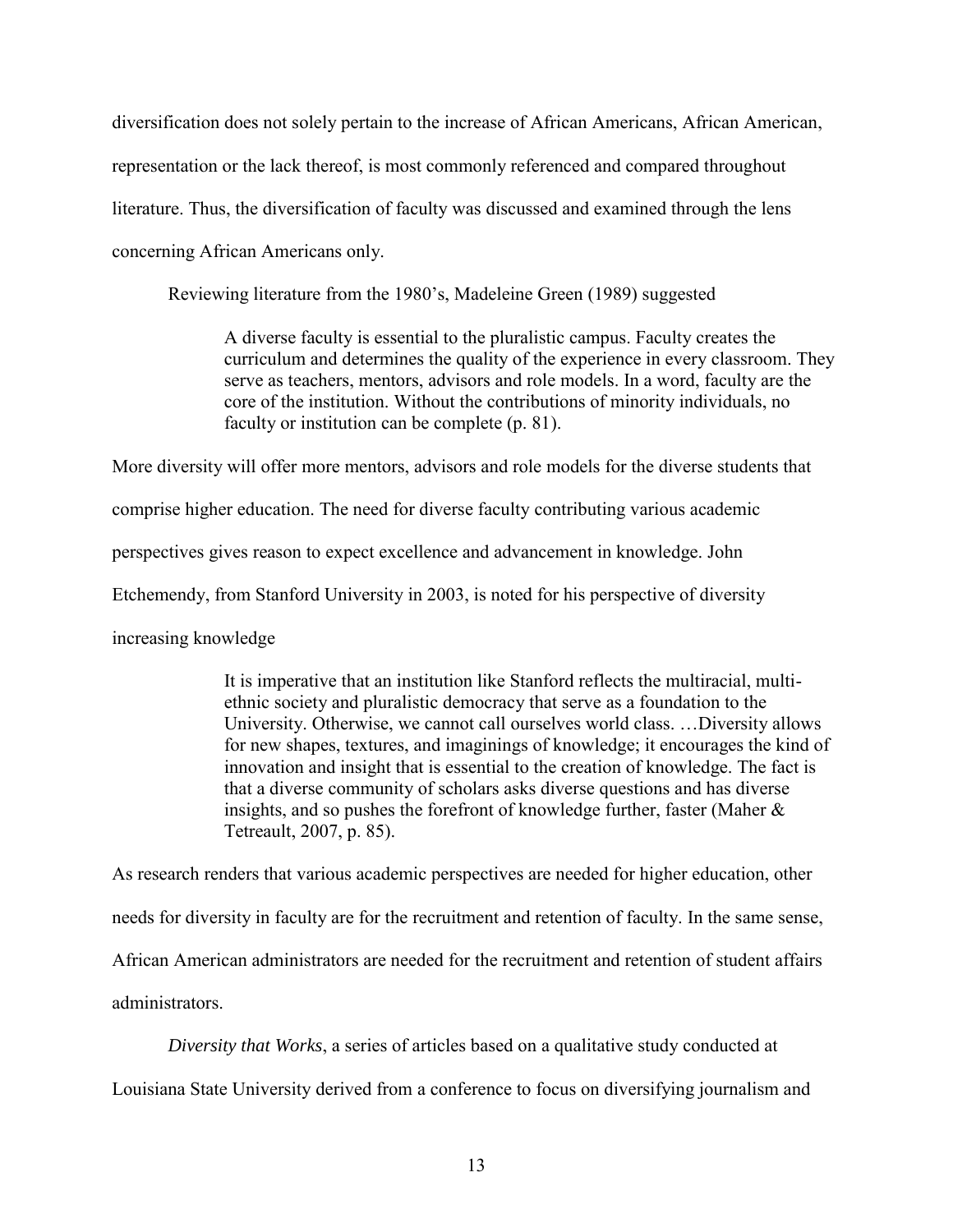diversification does not solely pertain to the increase of African Americans, African American, representation or the lack thereof, is most commonly referenced and compared throughout literature. Thus, the diversification of faculty was discussed and examined through the lens concerning African Americans only.

Reviewing literature from the 1980's, Madeleine Green (1989) suggested

> A diverse faculty is essential to the pluralistic campus. Faculty creates the curriculum and determines the quality of the experience in every classroom. They serve as teachers, mentors, advisors and role models. In a word, faculty are the core of the institution. Without the contributions of minority individuals, no faculty or institution can be complete (p. 81).

More diversity will offer more mentors, advisors and role models for the diverse students that comprise higher education. The need for diverse faculty contributing various academic perspectives gives reason to expect excellence and advancement in knowledge. John Etchemendy, from Stanford University in 2003, is noted for his perspective of diversity increasing knowledge

> It is imperative that an institution like Stanford reflects the multiracial, multi-ethnic society and pluralistic democracy that serve as a foundation to the University. Otherwise, we cannot call ourselves world class. …Diversity allows for new shapes, textures, and imaginings of knowledge; it encourages the kind of innovation and insight that is essential to the creation of knowledge. The fact is that a diverse community of scholars asks diverse questions and has diverse insights, and so pushes the forefront of knowledge further, faster (Maher & Tetreault, 2007, p. 85).

As research renders that various academic perspectives are needed for higher education, other needs for diversity in faculty are for the recruitment and retention of faculty. In the same sense, African American administrators are needed for the recruitment and retention of student affairs administrators.

*Diversity that Works*, a series of articles based on a qualitative study conducted at Louisiana State University derived from a conference to focus on diversifying journalism and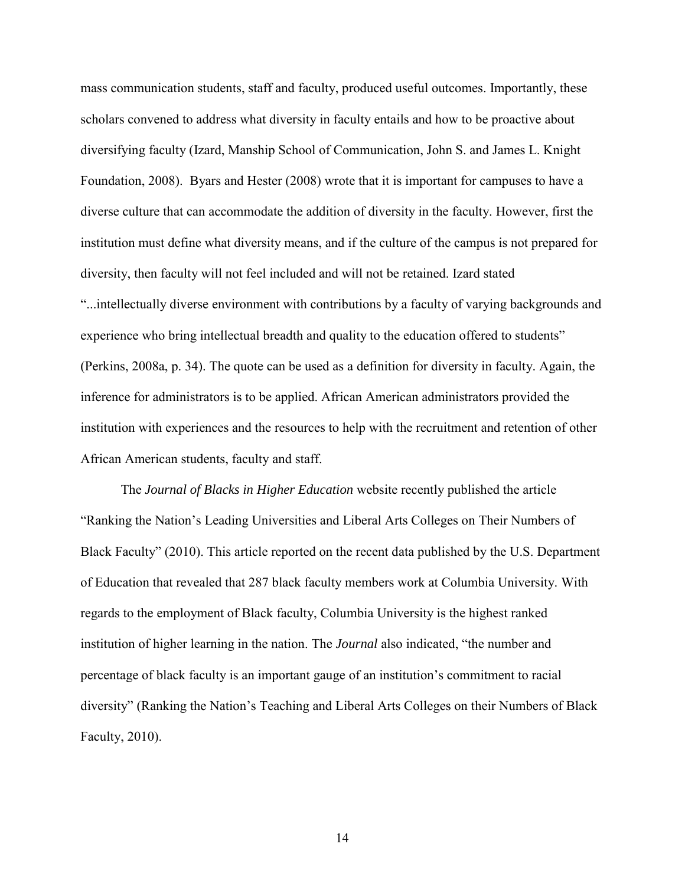mass communication students, staff and faculty, produced useful outcomes. Importantly, these scholars convened to address what diversity in faculty entails and how to be proactive about diversifying faculty (Izard, Manship School of Communication, John S. and James L. Knight Foundation, 2008). Byars and Hester (2008) wrote that it is important for campuses to have a diverse culture that can accommodate the addition of diversity in the faculty. However, first the institution must define what diversity means, and if the culture of the campus is not prepared for diversity, then faculty will not feel included and will not be retained. Izard stated "...intellectually diverse environment with contributions by a faculty of varying backgrounds and experience who bring intellectual breadth and quality to the education offered to students" (Perkins, 2008a, p. 34). The quote can be used as a definition for diversity in faculty. Again, the inference for administrators is to be applied. African American administrators provided the institution with experiences and the resources to help with the recruitment and retention of other African American students, faculty and staff.

The *Journal of Blacks in Higher Education* website recently published the article "Ranking the Nation's Leading Universities and Liberal Arts Colleges on Their Numbers of Black Faculty" (2010). This article reported on the recent data published by the U.S. Department of Education that revealed that 287 black faculty members work at Columbia University. With regards to the employment of Black faculty, Columbia University is the highest ranked institution of higher learning in the nation. The *Journal* also indicated, "the number and percentage of black faculty is an important gauge of an institution's commitment to racial diversity" (Ranking the Nation's Teaching and Liberal Arts Colleges on their Numbers of Black Faculty, 2010).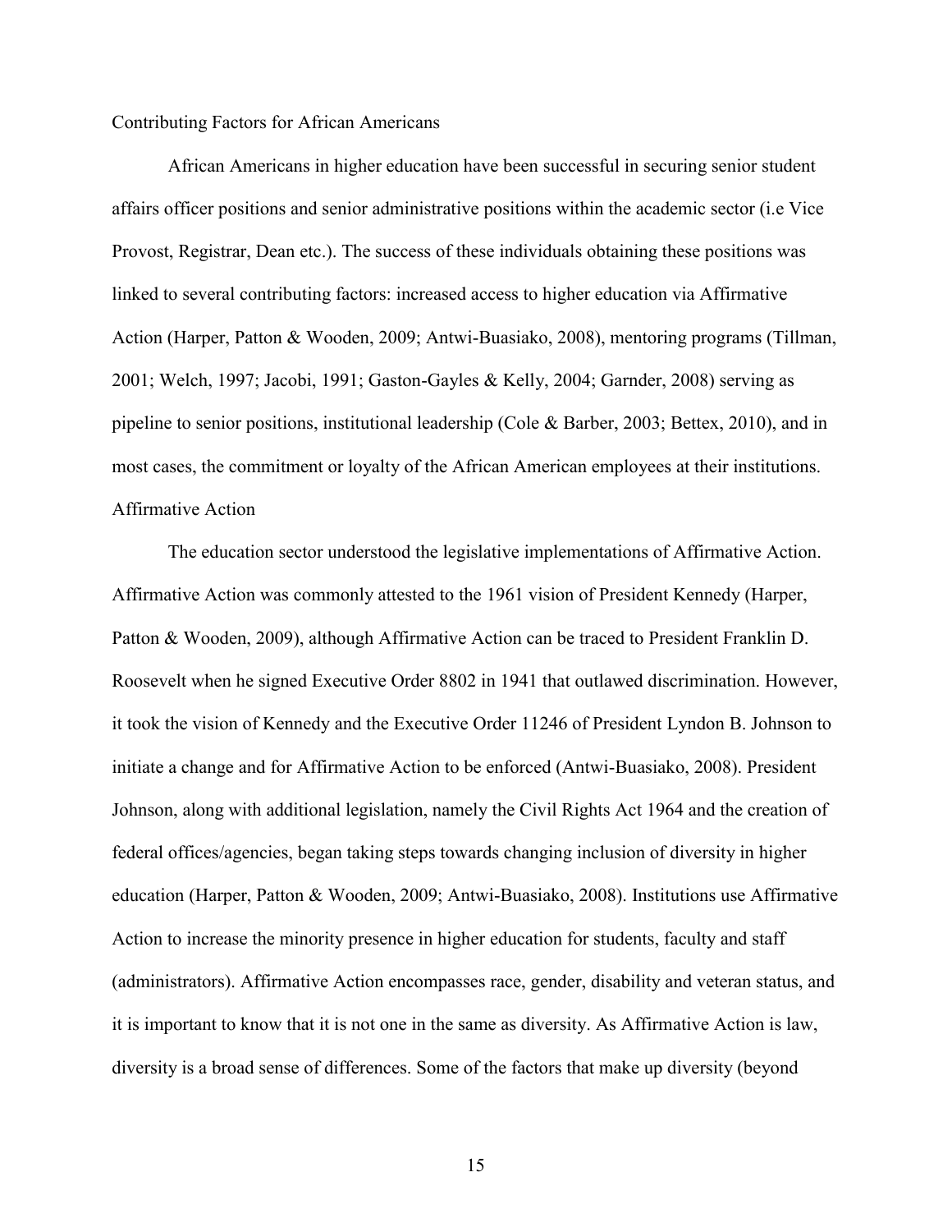## Contributing Factors for African Americans

African Americans in higher education have been successful in securing senior student affairs officer positions and senior administrative positions within the academic sector (i.e Vice Provost, Registrar, Dean etc.). The success of these individuals obtaining these positions was linked to several contributing factors: increased access to higher education via Affirmative Action (Harper, Patton & Wooden, 2009; Antwi-Buasiako, 2008), mentoring programs (Tillman, 2001; Welch, 1997; Jacobi, 1991; Gaston-Gayles & Kelly, 2004; Garnder, 2008) serving as pipeline to senior positions, institutional leadership (Cole & Barber, 2003; Bettex, 2010), and in most cases, the commitment or loyalty of the African American employees at their institutions.

### Affirmative Action

The education sector understood the legislative implementations of Affirmative Action. Affirmative Action was commonly attested to the 1961 vision of President Kennedy (Harper, Patton & Wooden, 2009), although Affirmative Action can be traced to President Franklin D. Roosevelt when he signed Executive Order 8802 in 1941 that outlawed discrimination. However, it took the vision of Kennedy and the Executive Order 11246 of President Lyndon B. Johnson to initiate a change and for Affirmative Action to be enforced (Antwi-Buasiako, 2008). President Johnson, along with additional legislation, namely the Civil Rights Act 1964 and the creation of federal offices/agencies, began taking steps towards changing inclusion of diversity in higher education (Harper, Patton & Wooden, 2009; Antwi-Buasiako, 2008). Institutions use Affirmative Action to increase the minority presence in higher education for students, faculty and staff (administrators). Affirmative Action encompasses race, gender, disability and veteran status, and it is important to know that it is not one in the same as diversity. As Affirmative Action is law, diversity is a broad sense of differences. Some of the factors that make up diversity (beyond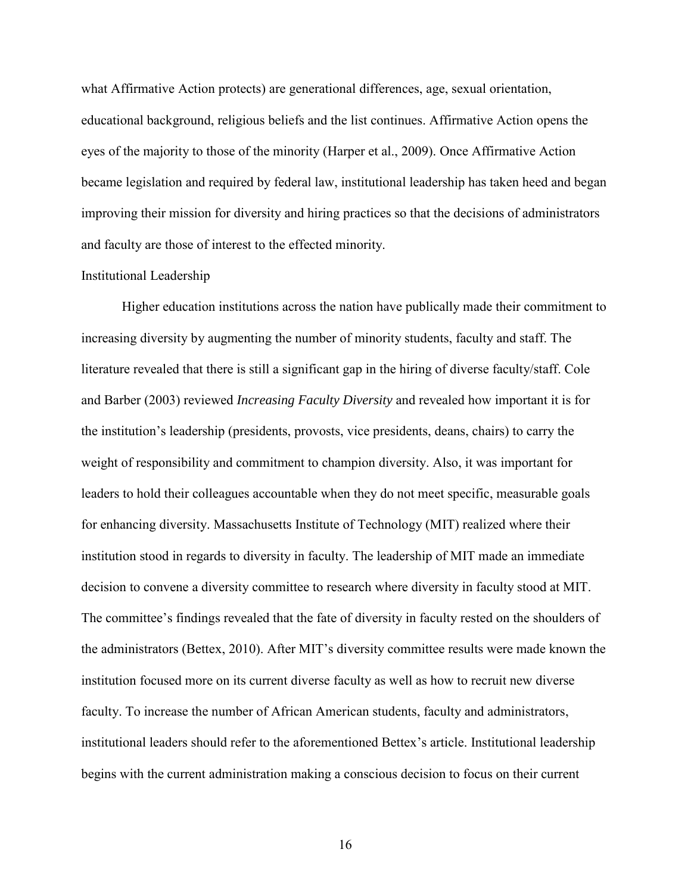what Affirmative Action protects) are generational differences, age, sexual orientation, educational background, religious beliefs and the list continues. Affirmative Action opens the eyes of the majority to those of the minority (Harper et al., 2009). Once Affirmative Action became legislation and required by federal law, institutional leadership has taken heed and began improving their mission for diversity and hiring practices so that the decisions of administrators and faculty are those of interest to the effected minority.

## Institutional Leadership

Higher education institutions across the nation have publically made their commitment to increasing diversity by augmenting the number of minority students, faculty and staff. The literature revealed that there is still a significant gap in the hiring of diverse faculty/staff. Cole and Barber (2003) reviewed *Increasing Faculty Diversity* and revealed how important it is for the institution's leadership (presidents, provosts, vice presidents, deans, chairs) to carry the weight of responsibility and commitment to champion diversity. Also, it was important for leaders to hold their colleagues accountable when they do not meet specific, measurable goals for enhancing diversity. Massachusetts Institute of Technology (MIT) realized where their institution stood in regards to diversity in faculty. The leadership of MIT made an immediate decision to convene a diversity committee to research where diversity in faculty stood at MIT. The committee's findings revealed that the fate of diversity in faculty rested on the shoulders of the administrators (Bettex, 2010). After MIT's diversity committee results were made known the institution focused more on its current diverse faculty as well as how to recruit new diverse faculty. To increase the number of African American students, faculty and administrators, institutional leaders should refer to the aforementioned Bettex's article. Institutional leadership begins with the current administration making a conscious decision to focus on their current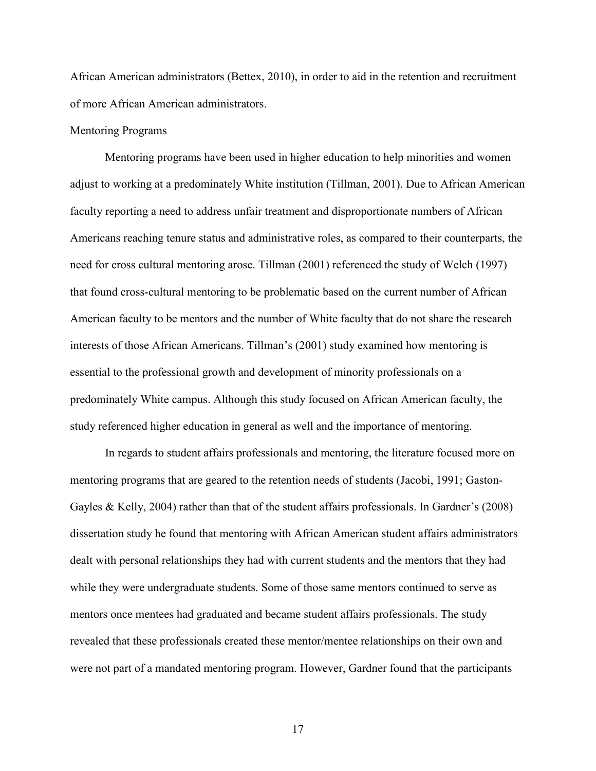African American administrators (Bettex, 2010), in order to aid in the retention and recruitment of more African American administrators.

### Mentoring Programs

Mentoring programs have been used in higher education to help minorities and women adjust to working at a predominately White institution (Tillman, 2001). Due to African American faculty reporting a need to address unfair treatment and disproportionate numbers of African Americans reaching tenure status and administrative roles, as compared to their counterparts, the need for cross cultural mentoring arose. Tillman (2001) referenced the study of Welch (1997) that found cross-cultural mentoring to be problematic based on the current number of African American faculty to be mentors and the number of White faculty that do not share the research interests of those African Americans. Tillman's (2001) study examined how mentoring is essential to the professional growth and development of minority professionals on a predominately White campus. Although this study focused on African American faculty, the study referenced higher education in general as well and the importance of mentoring.

In regards to student affairs professionals and mentoring, the literature focused more on mentoring programs that are geared to the retention needs of students (Jacobi, 1991; Gaston-Gayles & Kelly, 2004) rather than that of the student affairs professionals. In Gardner's (2008) dissertation study he found that mentoring with African American student affairs administrators dealt with personal relationships they had with current students and the mentors that they had while they were undergraduate students. Some of those same mentors continued to serve as mentors once mentees had graduated and became student affairs professionals. The study revealed that these professionals created these mentor/mentee relationships on their own and were not part of a mandated mentoring program. However, Gardner found that the participants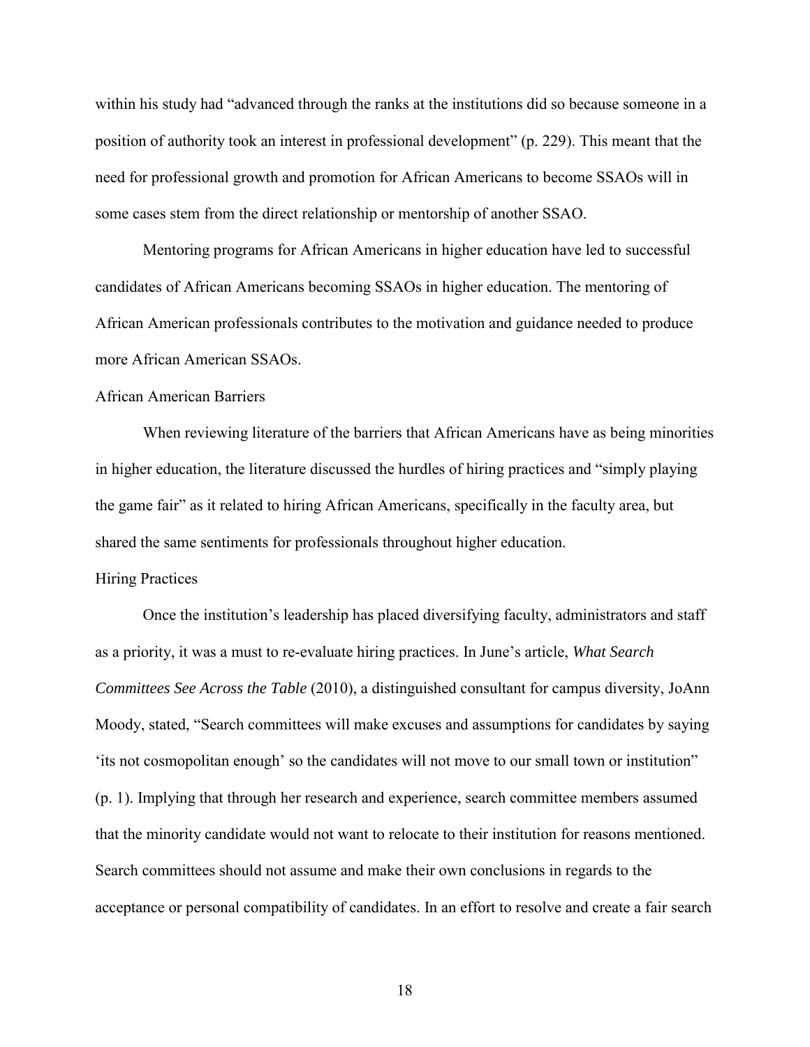within his study had “advanced through the ranks at the institutions did so because someone in a position of authority took an interest in professional development” (p. 229). This meant that the need for professional growth and promotion for African Americans to become SSAOs will in some cases stem from the direct relationship or mentorship of another SSAO.

Mentoring programs for African Americans in higher education have led to successful candidates of African Americans becoming SSAOs in higher education. The mentoring of African American professionals contributes to the motivation and guidance needed to produce more African American SSAOs.

## African American Barriers

When reviewing literature of the barriers that African Americans have as being minorities in higher education, the literature discussed the hurdles of hiring practices and “simply playing the game fair” as it related to hiring African Americans, specifically in the faculty area, but shared the same sentiments for professionals throughout higher education.

### Hiring Practices

Once the institution’s leadership has placed diversifying faculty, administrators and staff as a priority, it was a must to re-evaluate hiring practices. In June’s article, *What Search Committees See Across the Table* (2010), a distinguished consultant for campus diversity, JoAnn Moody, stated, “Search committees will make excuses and assumptions for candidates by saying ‘its not cosmopolitan enough’ so the candidates will not move to our small town or institution” (p. 1). Implying that through her research and experience, search committee members assumed that the minority candidate would not want to relocate to their institution for reasons mentioned. Search committees should not assume and make their own conclusions in regards to the acceptance or personal compatibility of candidates. In an effort to resolve and create a fair search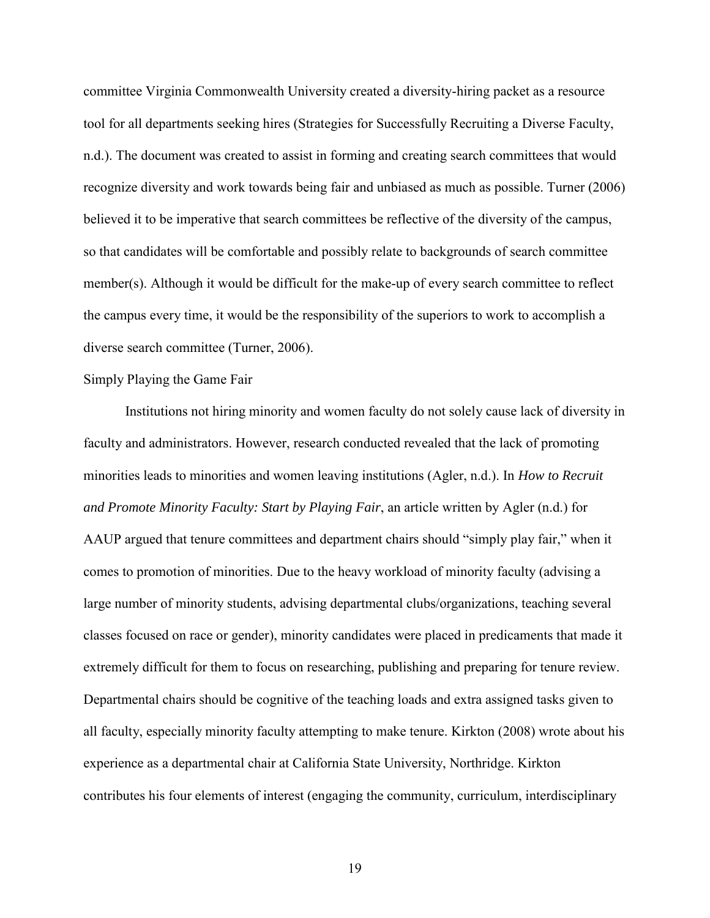committee Virginia Commonwealth University created a diversity-hiring packet as a resource tool for all departments seeking hires (Strategies for Successfully Recruiting a Diverse Faculty, n.d.). The document was created to assist in forming and creating search committees that would recognize diversity and work towards being fair and unbiased as much as possible. Turner (2006) believed it to be imperative that search committees be reflective of the diversity of the campus, so that candidates will be comfortable and possibly relate to backgrounds of search committee member(s). Although it would be difficult for the make-up of every search committee to reflect the campus every time, it would be the responsibility of the superiors to work to accomplish a diverse search committee (Turner, 2006).

Simply Playing the Game Fair

Institutions not hiring minority and women faculty do not solely cause lack of diversity in faculty and administrators. However, research conducted revealed that the lack of promoting minorities leads to minorities and women leaving institutions (Agler, n.d.). In *How to Recruit and Promote Minority Faculty: Start by Playing Fair*, an article written by Agler (n.d.) for AAUP argued that tenure committees and department chairs should "simply play fair," when it comes to promotion of minorities. Due to the heavy workload of minority faculty (advising a large number of minority students, advising departmental clubs/organizations, teaching several classes focused on race or gender), minority candidates were placed in predicaments that made it extremely difficult for them to focus on researching, publishing and preparing for tenure review. Departmental chairs should be cognitive of the teaching loads and extra assigned tasks given to all faculty, especially minority faculty attempting to make tenure. Kirkton (2008) wrote about his experience as a departmental chair at California State University, Northridge. Kirkton contributes his four elements of interest (engaging the community, curriculum, interdisciplinary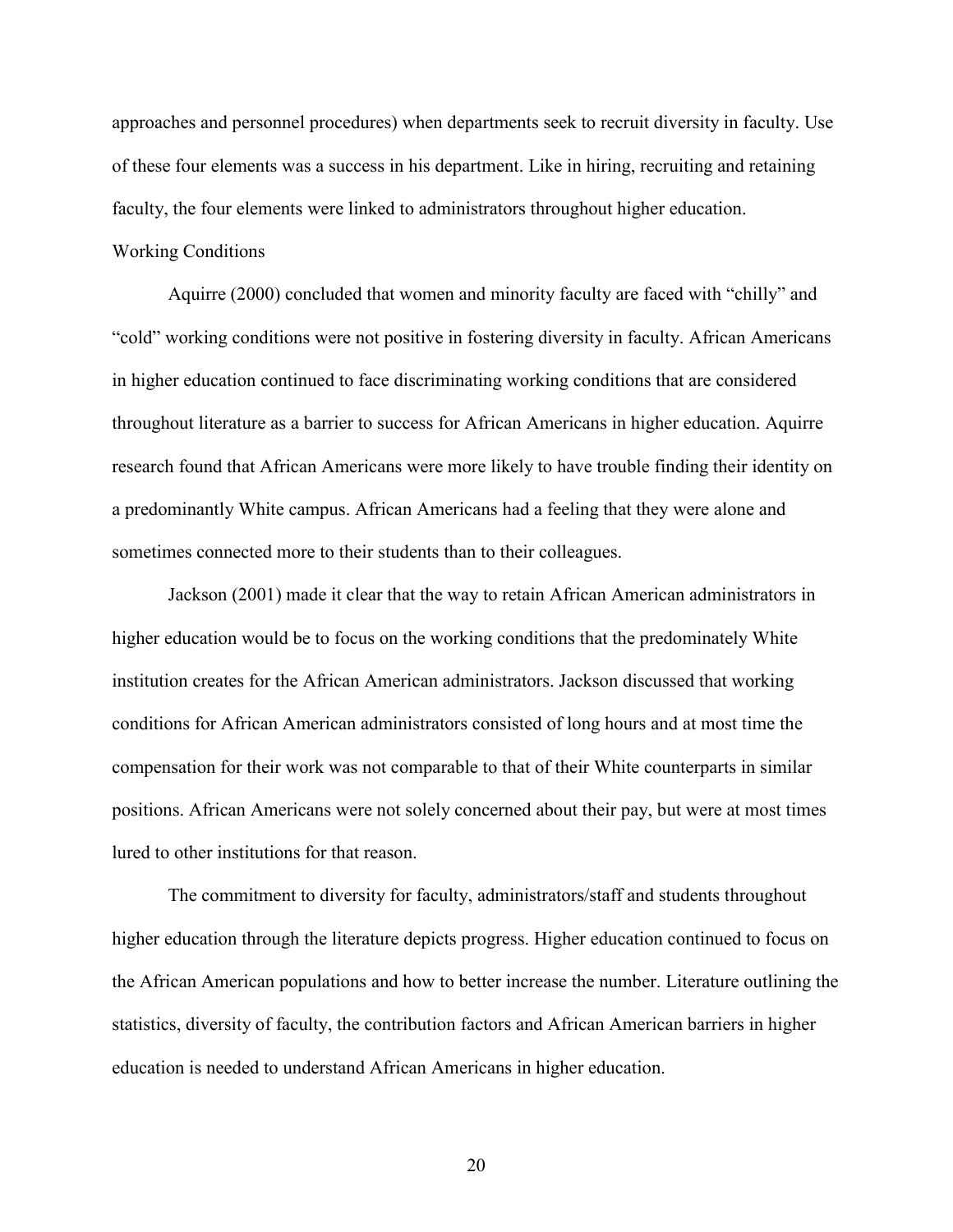approaches and personnel procedures) when departments seek to recruit diversity in faculty. Use of these four elements was a success in his department. Like in hiring, recruiting and retaining faculty, the four elements were linked to administrators throughout higher education.

## Working Conditions

Aquirre (2000) concluded that women and minority faculty are faced with “chilly” and “cold” working conditions were not positive in fostering diversity in faculty. African Americans in higher education continued to face discriminating working conditions that are considered throughout literature as a barrier to success for African Americans in higher education. Aquirre research found that African Americans were more likely to have trouble finding their identity on a predominantly White campus. African Americans had a feeling that they were alone and sometimes connected more to their students than to their colleagues.

Jackson (2001) made it clear that the way to retain African American administrators in higher education would be to focus on the working conditions that the predominately White institution creates for the African American administrators. Jackson discussed that working conditions for African American administrators consisted of long hours and at most time the compensation for their work was not comparable to that of their White counterparts in similar positions. African Americans were not solely concerned about their pay, but were at most times lured to other institutions for that reason.

The commitment to diversity for faculty, administrators/staff and students throughout higher education through the literature depicts progress. Higher education continued to focus on the African American populations and how to better increase the number. Literature outlining the statistics, diversity of faculty, the contribution factors and African American barriers in higher education is needed to understand African Americans in higher education.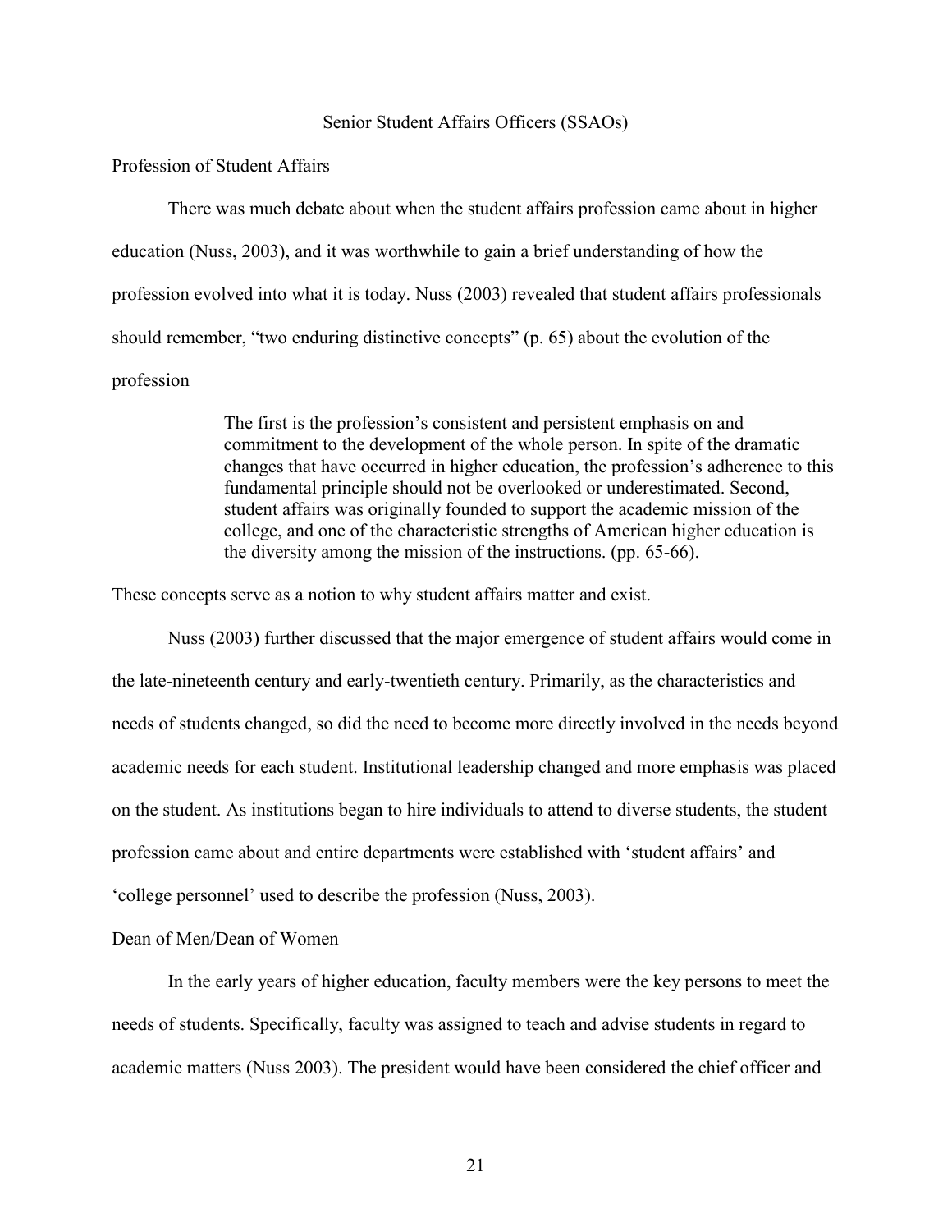## Senior Student Affairs Officers (SSAOs)

### Profession of Student Affairs

There was much debate about when the student affairs profession came about in higher education (Nuss, 2003), and it was worthwhile to gain a brief understanding of how the profession evolved into what it is today. Nuss (2003) revealed that student affairs professionals should remember, "two enduring distinctive concepts" (p. 65) about the evolution of the profession

> The first is the profession's consistent and persistent emphasis on and commitment to the development of the whole person. In spite of the dramatic changes that have occurred in higher education, the profession's adherence to this fundamental principle should not be overlooked or underestimated. Second, student affairs was originally founded to support the academic mission of the college, and one of the characteristic strengths of American higher education is the diversity among the mission of the instructions. (pp. 65-66).

These concepts serve as a notion to why student affairs matter and exist.

Nuss (2003) further discussed that the major emergence of student affairs would come in the late-nineteenth century and early-twentieth century. Primarily, as the characteristics and needs of students changed, so did the need to become more directly involved in the needs beyond academic needs for each student. Institutional leadership changed and more emphasis was placed on the student. As institutions began to hire individuals to attend to diverse students, the student profession came about and entire departments were established with 'student affairs' and 'college personnel' used to describe the profession (Nuss, 2003).

### Dean of Men/Dean of Women

In the early years of higher education, faculty members were the key persons to meet the needs of students. Specifically, faculty was assigned to teach and advise students in regard to academic matters (Nuss 2003). The president would have been considered the chief officer and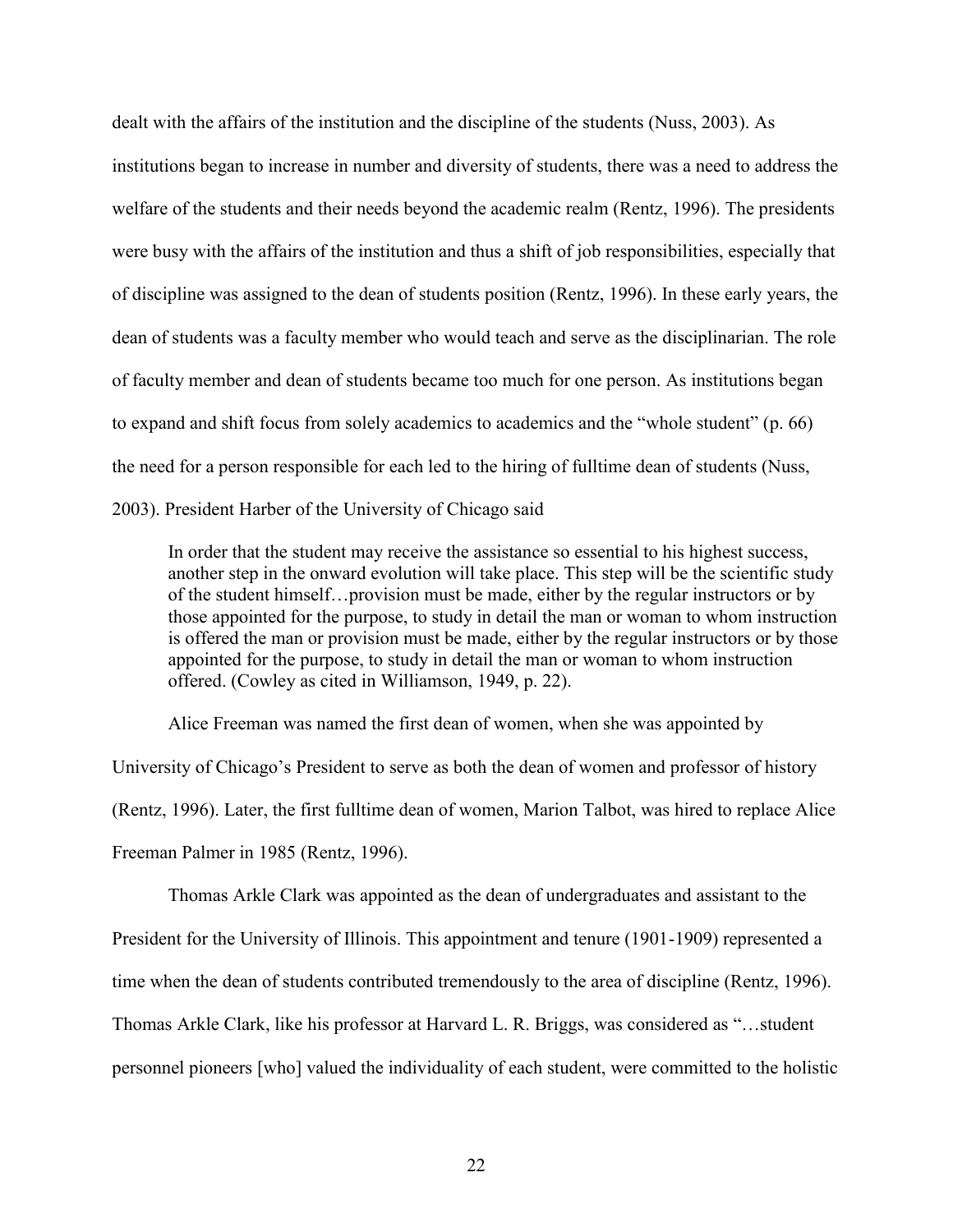dealt with the affairs of the institution and the discipline of the students (Nuss, 2003). As institutions began to increase in number and diversity of students, there was a need to address the welfare of the students and their needs beyond the academic realm (Rentz, 1996). The presidents were busy with the affairs of the institution and thus a shift of job responsibilities, especially that of discipline was assigned to the dean of students position (Rentz, 1996). In these early years, the dean of students was a faculty member who would teach and serve as the disciplinarian. The role of faculty member and dean of students became too much for one person. As institutions began to expand and shift focus from solely academics to academics and the "whole student" (p. 66) the need for a person responsible for each led to the hiring of fulltime dean of students (Nuss, 2003). President Harber of the University of Chicago said

> In order that the student may receive the assistance so essential to his highest success, another step in the onward evolution will take place. This step will be the scientific study of the student himself…provision must be made, either by the regular instructors or by those appointed for the purpose, to study in detail the man or woman to whom instruction is offered the man or provision must be made, either by the regular instructors or by those appointed for the purpose, to study in detail the man or woman to whom instruction offered. (Cowley as cited in Williamson, 1949, p. 22).

Alice Freeman was named the first dean of women, when she was appointed by University of Chicago's President to serve as both the dean of women and professor of history (Rentz, 1996). Later, the first fulltime dean of women, Marion Talbot, was hired to replace Alice Freeman Palmer in 1985 (Rentz, 1996).

Thomas Arkle Clark was appointed as the dean of undergraduates and assistant to the President for the University of Illinois. This appointment and tenure (1901-1909) represented a time when the dean of students contributed tremendously to the area of discipline (Rentz, 1996). Thomas Arkle Clark, like his professor at Harvard L. R. Briggs, was considered as "…student personnel pioneers [who] valued the individuality of each student, were committed to the holistic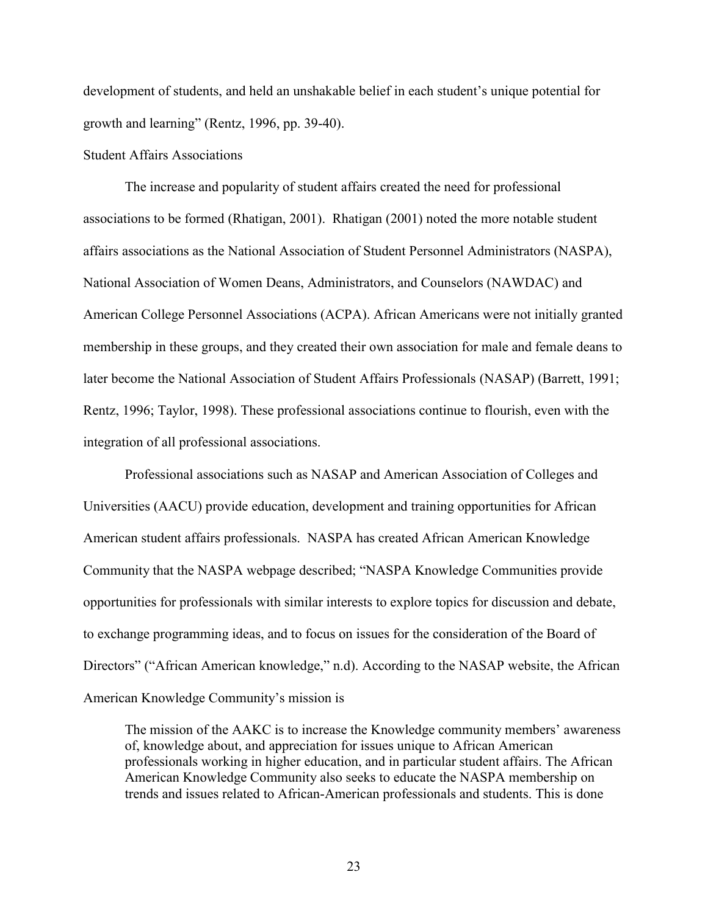development of students, and held an unshakable belief in each student's unique potential for growth and learning" (Rentz, 1996, pp. 39-40).

## Student Affairs Associations

The increase and popularity of student affairs created the need for professional associations to be formed (Rhatigan, 2001). Rhatigan (2001) noted the more notable student affairs associations as the National Association of Student Personnel Administrators (NASPA), National Association of Women Deans, Administrators, and Counselors (NAWDAC) and American College Personnel Associations (ACPA). African Americans were not initially granted membership in these groups, and they created their own association for male and female deans to later become the National Association of Student Affairs Professionals (NASAP) (Barrett, 1991; Rentz, 1996; Taylor, 1998). These professional associations continue to flourish, even with the integration of all professional associations.

Professional associations such as NASAP and American Association of Colleges and Universities (AACU) provide education, development and training opportunities for African American student affairs professionals. NASPA has created African American Knowledge Community that the NASPA webpage described; "NASPA Knowledge Communities provide opportunities for professionals with similar interests to explore topics for discussion and debate, to exchange programming ideas, and to focus on issues for the consideration of the Board of Directors" ("African American knowledge," n.d). According to the NASAP website, the African American Knowledge Community's mission is

> The mission of the AAKC is to increase the Knowledge community members' awareness of, knowledge about, and appreciation for issues unique to African American professionals working in higher education, and in particular student affairs. The African American Knowledge Community also seeks to educate the NASPA membership on trends and issues related to African-American professionals and students. This is done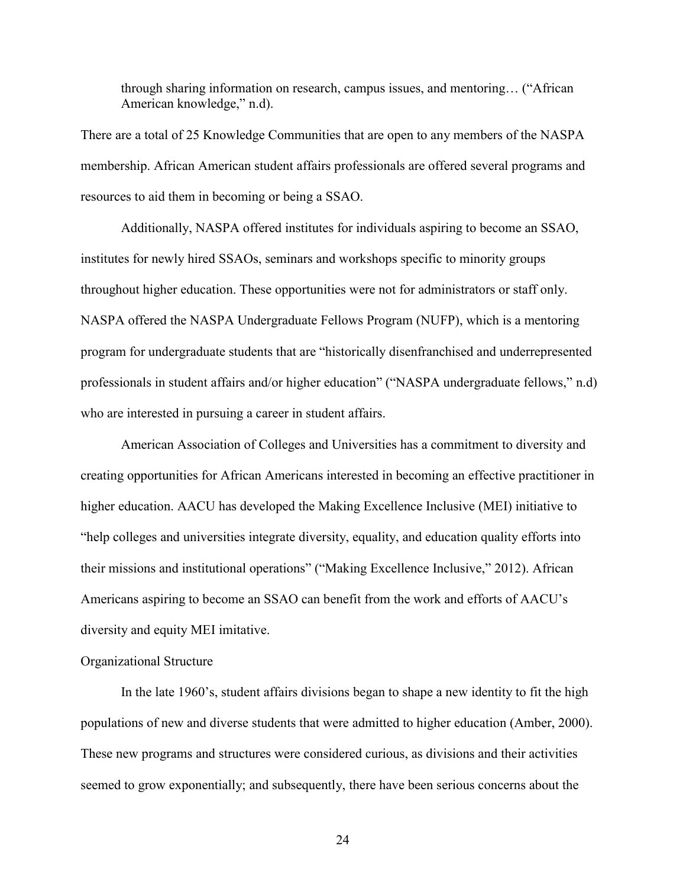> through sharing information on research, campus issues, and mentoring… ("African American knowledge," n.d).

There are a total of 25 Knowledge Communities that are open to any members of the NASPA membership. African American student affairs professionals are offered several programs and resources to aid them in becoming or being a SSAO.

Additionally, NASPA offered institutes for individuals aspiring to become an SSAO, institutes for newly hired SSAOs, seminars and workshops specific to minority groups throughout higher education. These opportunities were not for administrators or staff only. NASPA offered the NASPA Undergraduate Fellows Program (NUFP), which is a mentoring program for undergraduate students that are "historically disenfranchised and underrepresented professionals in student affairs and/or higher education" ("NASPA undergraduate fellows," n.d) who are interested in pursuing a career in student affairs.

American Association of Colleges and Universities has a commitment to diversity and creating opportunities for African Americans interested in becoming an effective practitioner in higher education. AACU has developed the Making Excellence Inclusive (MEI) initiative to "help colleges and universities integrate diversity, equality, and education quality efforts into their missions and institutional operations" ("Making Excellence Inclusive," 2012). African Americans aspiring to become an SSAO can benefit from the work and efforts of AACU's diversity and equity MEI imitative.

## Organizational Structure

In the late 1960's, student affairs divisions began to shape a new identity to fit the high populations of new and diverse students that were admitted to higher education (Amber, 2000). These new programs and structures were considered curious, as divisions and their activities seemed to grow exponentially; and subsequently, there have been serious concerns about the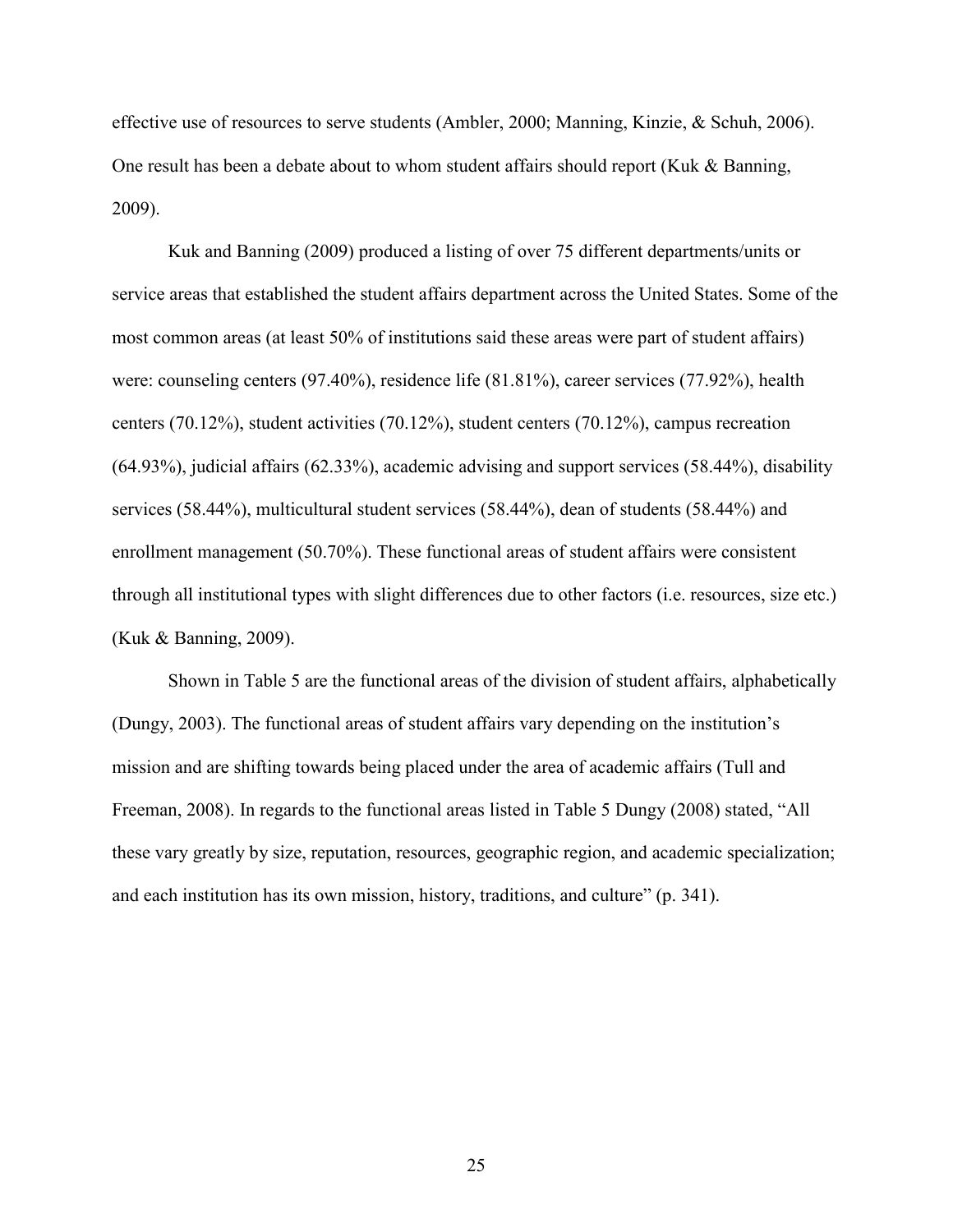effective use of resources to serve students (Ambler, 2000; Manning, Kinzie, & Schuh, 2006). One result has been a debate about to whom student affairs should report (Kuk & Banning, 2009).

Kuk and Banning (2009) produced a listing of over 75 different departments/units or service areas that established the student affairs department across the United States. Some of the most common areas (at least 50% of institutions said these areas were part of student affairs) were: counseling centers (97.40%), residence life (81.81%), career services (77.92%), health centers (70.12%), student activities (70.12%), student centers (70.12%), campus recreation (64.93%), judicial affairs (62.33%), academic advising and support services (58.44%), disability services (58.44%), multicultural student services (58.44%), dean of students (58.44%) and enrollment management (50.70%). These functional areas of student affairs were consistent through all institutional types with slight differences due to other factors (i.e. resources, size etc.) (Kuk & Banning, 2009).

Shown in Table 5 are the functional areas of the division of student affairs, alphabetically (Dungy, 2003). The functional areas of student affairs vary depending on the institution's mission and are shifting towards being placed under the area of academic affairs (Tull and Freeman, 2008). In regards to the functional areas listed in Table 5 Dungy (2008) stated, "All these vary greatly by size, reputation, resources, geographic region, and academic specialization; and each institution has its own mission, history, traditions, and culture" (p. 341).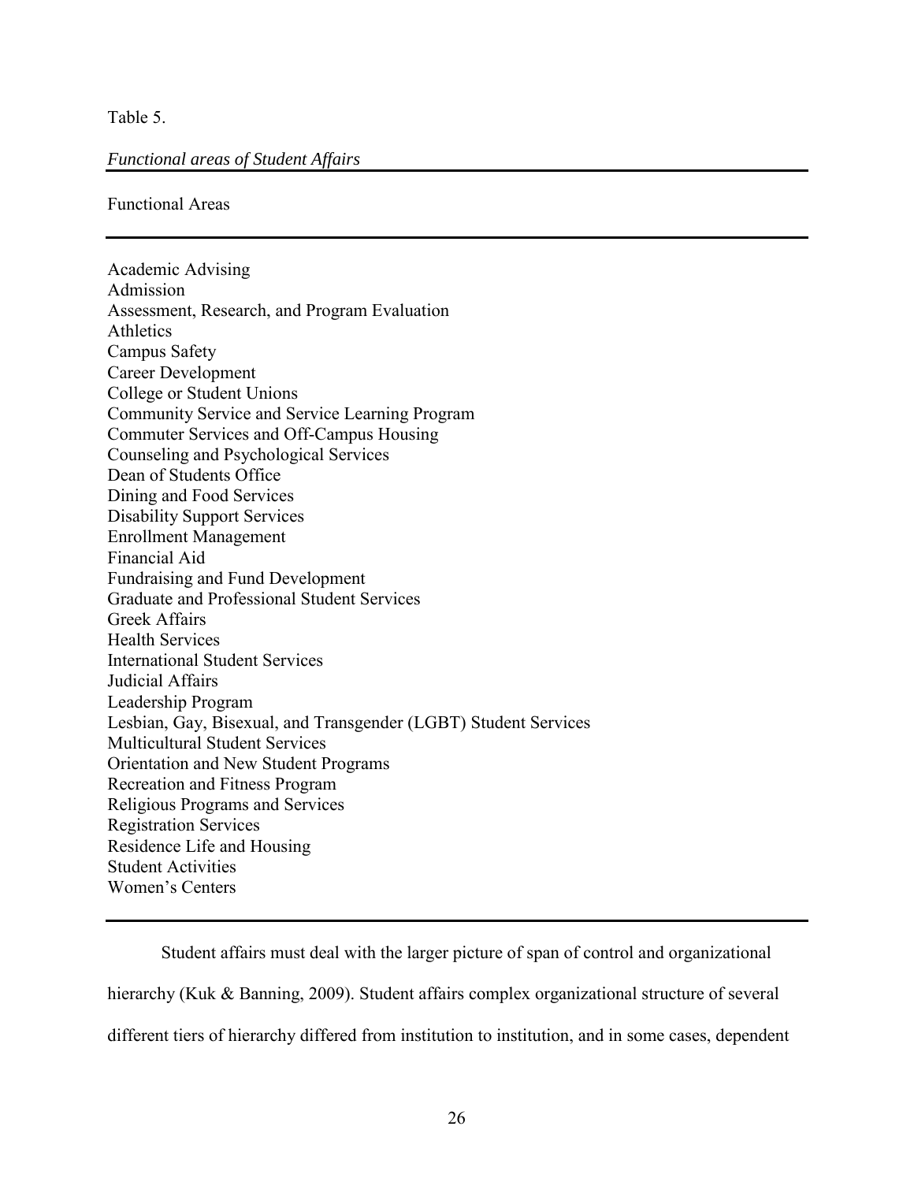Table 5.

*Functional areas of Student Affairs*

| Functional Areas |
|---|
| Academic Advising |
| Admission |
| Assessment, Research, and Program Evaluation |
| Athletics |
| Campus Safety |
| Career Development |
| College or Student Unions |
| Community Service and Service Learning Program |
| Commuter Services and Off-Campus Housing |
| Counseling and Psychological Services |
| Dean of Students Office |
| Dining and Food Services |
| Disability Support Services |
| Enrollment Management |
| Financial Aid |
| Fundraising and Fund Development |
| Graduate and Professional Student Services |
| Greek Affairs |
| Health Services |
| International Student Services |
| Judicial Affairs |
| Leadership Program |
| Lesbian, Gay, Bisexual, and Transgender (LGBT) Student Services |
| Multicultural Student Services |
| Orientation and New Student Programs |
| Recreation and Fitness Program |
| Religious Programs and Services |
| Registration Services |
| Residence Life and Housing |
| Student Activities |
| Women's Centers |

Student affairs must deal with the larger picture of span of control and organizational hierarchy (Kuk & Banning, 2009). Student affairs complex organizational structure of several different tiers of hierarchy differed from institution to institution, and in some cases, dependent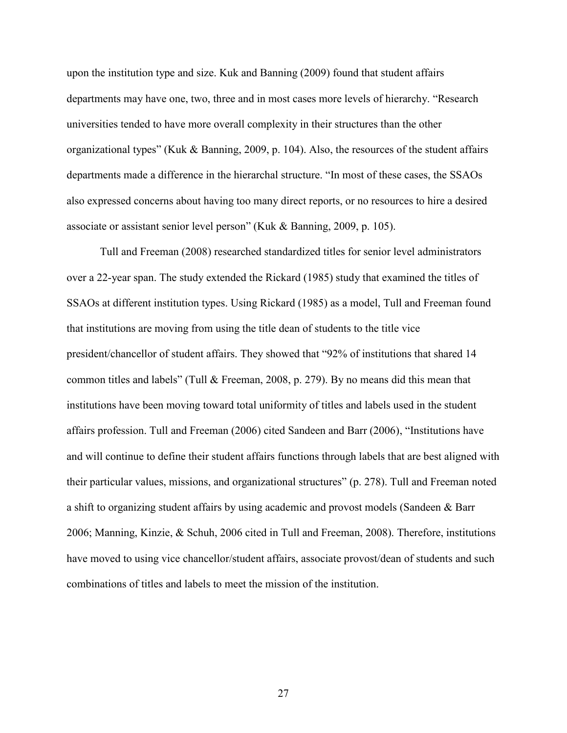upon the institution type and size. Kuk and Banning (2009) found that student affairs departments may have one, two, three and in most cases more levels of hierarchy. "Research universities tended to have more overall complexity in their structures than the other organizational types" (Kuk & Banning, 2009, p. 104). Also, the resources of the student affairs departments made a difference in the hierarchal structure. "In most of these cases, the SSAOs also expressed concerns about having too many direct reports, or no resources to hire a desired associate or assistant senior level person" (Kuk & Banning, 2009, p. 105).

Tull and Freeman (2008) researched standardized titles for senior level administrators over a 22-year span. The study extended the Rickard (1985) study that examined the titles of SSAOs at different institution types. Using Rickard (1985) as a model, Tull and Freeman found that institutions are moving from using the title dean of students to the title vice president/chancellor of student affairs. They showed that "92% of institutions that shared 14 common titles and labels" (Tull & Freeman, 2008, p. 279). By no means did this mean that institutions have been moving toward total uniformity of titles and labels used in the student affairs profession. Tull and Freeman (2006) cited Sandeen and Barr (2006), "Institutions have and will continue to define their student affairs functions through labels that are best aligned with their particular values, missions, and organizational structures" (p. 278). Tull and Freeman noted a shift to organizing student affairs by using academic and provost models (Sandeen & Barr 2006; Manning, Kinzie, & Schuh, 2006 cited in Tull and Freeman, 2008). Therefore, institutions have moved to using vice chancellor/student affairs, associate provost/dean of students and such combinations of titles and labels to meet the mission of the institution.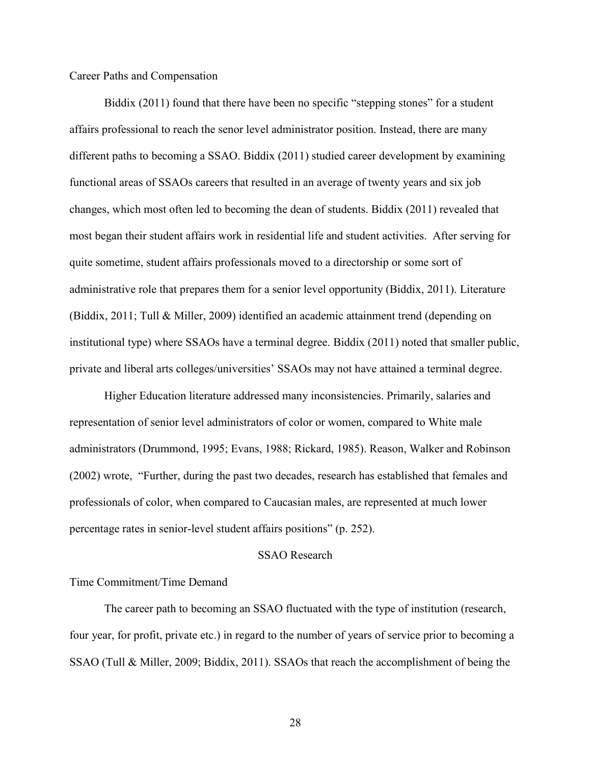### Career Paths and Compensation

Biddix (2011) found that there have been no specific "stepping stones" for a student affairs professional to reach the senor level administrator position. Instead, there are many different paths to becoming a SSAO. Biddix (2011) studied career development by examining functional areas of SSAOs careers that resulted in an average of twenty years and six job changes, which most often led to becoming the dean of students. Biddix (2011) revealed that most began their student affairs work in residential life and student activities. After serving for quite sometime, student affairs professionals moved to a directorship or some sort of administrative role that prepares them for a senior level opportunity (Biddix, 2011). Literature (Biddix, 2011; Tull & Miller, 2009) identified an academic attainment trend (depending on institutional type) where SSAOs have a terminal degree. Biddix (2011) noted that smaller public, private and liberal arts colleges/universities' SSAOs may not have attained a terminal degree.

Higher Education literature addressed many inconsistencies. Primarily, salaries and representation of senior level administrators of color or women, compared to White male administrators (Drummond, 1995; Evans, 1988; Rickard, 1985). Reason, Walker and Robinson (2002) wrote, "Further, during the past two decades, research has established that females and professionals of color, when compared to Caucasian males, are represented at much lower percentage rates in senior-level student affairs positions" (p. 252).

## SSAO Research

### Time Commitment/Time Demand

The career path to becoming an SSAO fluctuated with the type of institution (research, four year, for profit, private etc.) in regard to the number of years of service prior to becoming a SSAO (Tull & Miller, 2009; Biddix, 2011). SSAOs that reach the accomplishment of being the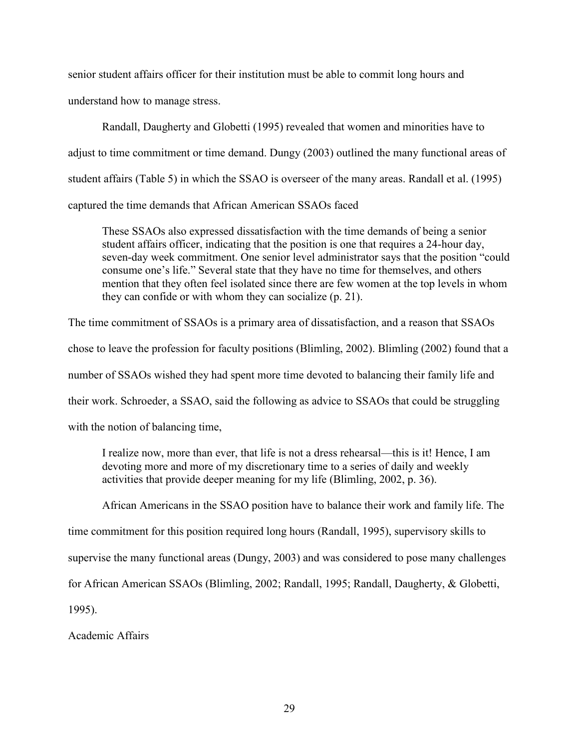senior student affairs officer for their institution must be able to commit long hours and understand how to manage stress.

Randall, Daugherty and Globetti (1995) revealed that women and minorities have to adjust to time commitment or time demand. Dungy (2003) outlined the many functional areas of student affairs (Table 5) in which the SSAO is overseer of the many areas. Randall et al. (1995) captured the time demands that African American SSAOs faced

> These SSAOs also expressed dissatisfaction with the time demands of being a senior student affairs officer, indicating that the position is one that requires a 24-hour day, seven-day week commitment. One senior level administrator says that the position "could consume one's life." Several state that they have no time for themselves, and others mention that they often feel isolated since there are few women at the top levels in whom they can confide or with whom they can socialize (p. 21).

The time commitment of SSAOs is a primary area of dissatisfaction, and a reason that SSAOs chose to leave the profession for faculty positions (Blimling, 2002). Blimling (2002) found that a number of SSAOs wished they had spent more time devoted to balancing their family life and their work. Schroeder, a SSAO, said the following as advice to SSAOs that could be struggling with the notion of balancing time,

> I realize now, more than ever, that life is not a dress rehearsal—this is it! Hence, I am devoting more and more of my discretionary time to a series of daily and weekly activities that provide deeper meaning for my life (Blimling, 2002, p. 36).

African Americans in the SSAO position have to balance their work and family life. The time commitment for this position required long hours (Randall, 1995), supervisory skills to supervise the many functional areas (Dungy, 2003) and was considered to pose many challenges for African American SSAOs (Blimling, 2002; Randall, 1995; Randall, Daugherty, & Globetti, 1995).

## Academic Affairs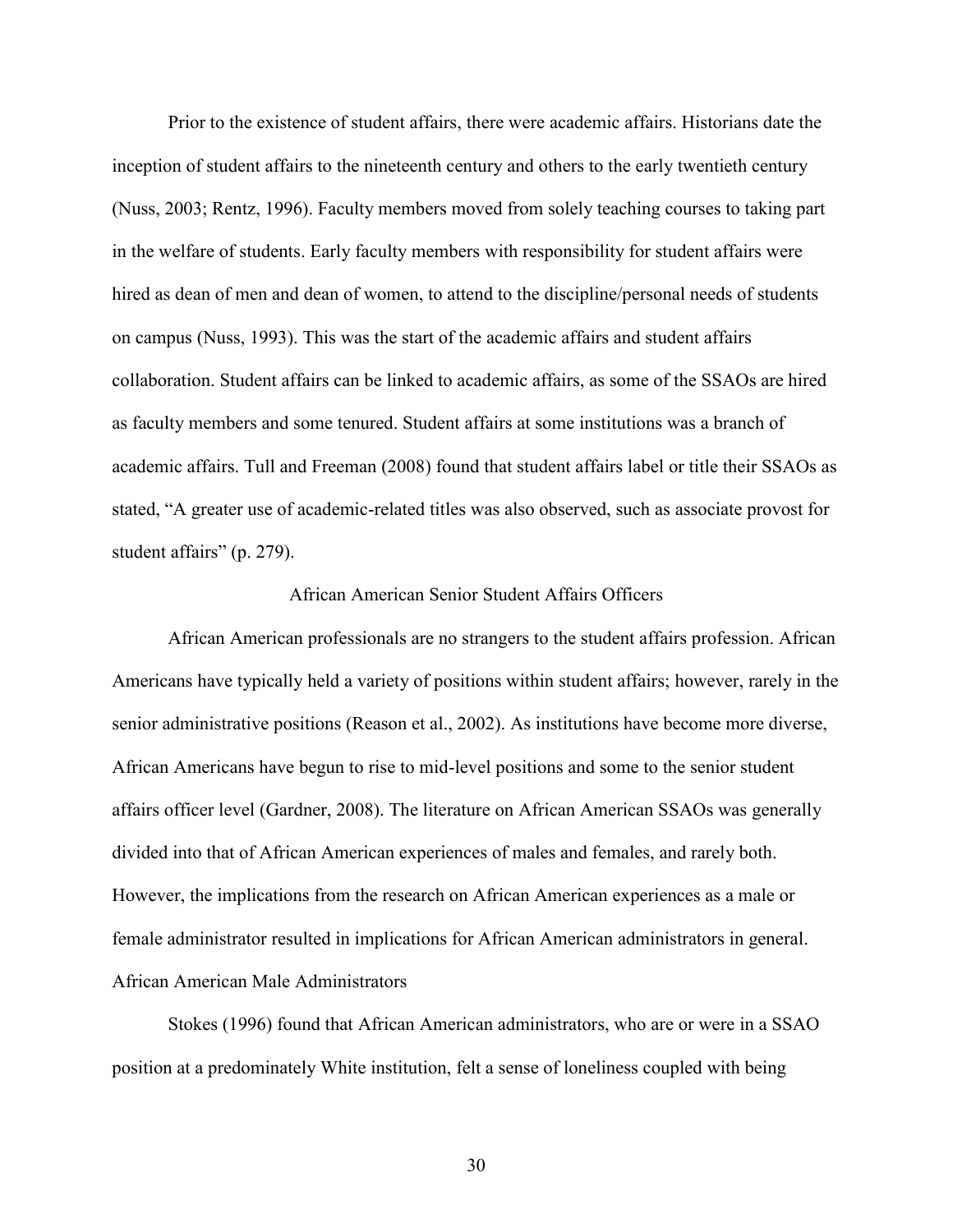Prior to the existence of student affairs, there were academic affairs. Historians date the inception of student affairs to the nineteenth century and others to the early twentieth century (Nuss, 2003; Rentz, 1996). Faculty members moved from solely teaching courses to taking part in the welfare of students. Early faculty members with responsibility for student affairs were hired as dean of men and dean of women, to attend to the discipline/personal needs of students on campus (Nuss, 1993). This was the start of the academic affairs and student affairs collaboration. Student affairs can be linked to academic affairs, as some of the SSAOs are hired as faculty members and some tenured. Student affairs at some institutions was a branch of academic affairs. Tull and Freeman (2008) found that student affairs label or title their SSAOs as stated, "A greater use of academic-related titles was also observed, such as associate provost for student affairs" (p. 279).

## African American Senior Student Affairs Officers

African American professionals are no strangers to the student affairs profession. African Americans have typically held a variety of positions within student affairs; however, rarely in the senior administrative positions (Reason et al., 2002). As institutions have become more diverse, African Americans have begun to rise to mid-level positions and some to the senior student affairs officer level (Gardner, 2008). The literature on African American SSAOs was generally divided into that of African American experiences of males and females, and rarely both. However, the implications from the research on African American experiences as a male or female administrator resulted in implications for African American administrators in general.

### African American Male Administrators

Stokes (1996) found that African American administrators, who are or were in a SSAO position at a predominately White institution, felt a sense of loneliness coupled with being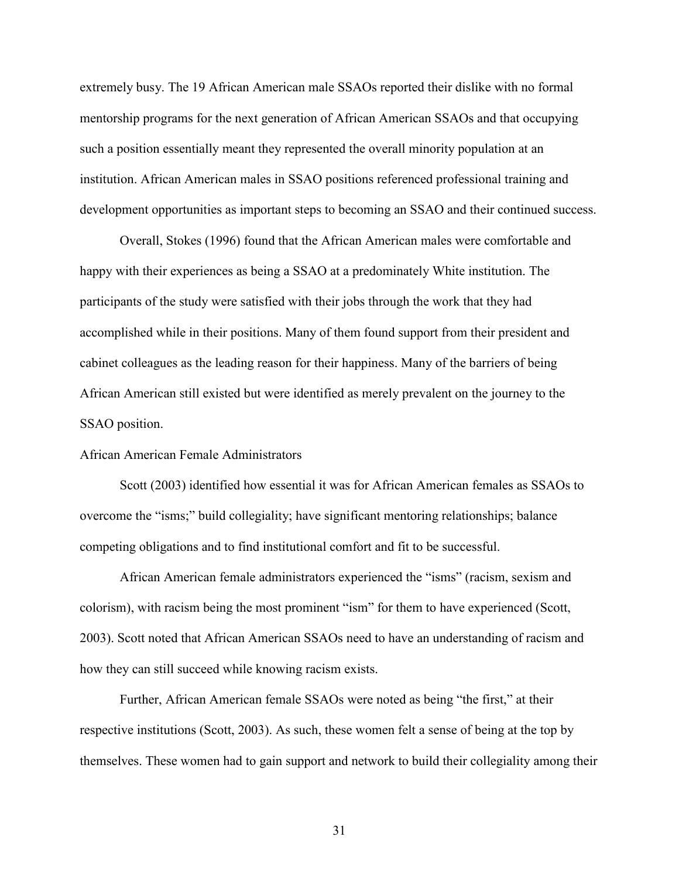extremely busy. The 19 African American male SSAOs reported their dislike with no formal mentorship programs for the next generation of African American SSAOs and that occupying such a position essentially meant they represented the overall minority population at an institution. African American males in SSAO positions referenced professional training and development opportunities as important steps to becoming an SSAO and their continued success.

Overall, Stokes (1996) found that the African American males were comfortable and happy with their experiences as being a SSAO at a predominately White institution. The participants of the study were satisfied with their jobs through the work that they had accomplished while in their positions. Many of them found support from their president and cabinet colleagues as the leading reason for their happiness. Many of the barriers of being African American still existed but were identified as merely prevalent on the journey to the SSAO position.

### African American Female Administrators

Scott (2003) identified how essential it was for African American females as SSAOs to overcome the "isms;" build collegiality; have significant mentoring relationships; balance competing obligations and to find institutional comfort and fit to be successful.

African American female administrators experienced the "isms" (racism, sexism and colorism), with racism being the most prominent "ism" for them to have experienced (Scott, 2003). Scott noted that African American SSAOs need to have an understanding of racism and how they can still succeed while knowing racism exists.

Further, African American female SSAOs were noted as being "the first," at their respective institutions (Scott, 2003). As such, these women felt a sense of being at the top by themselves. These women had to gain support and network to build their collegiality among their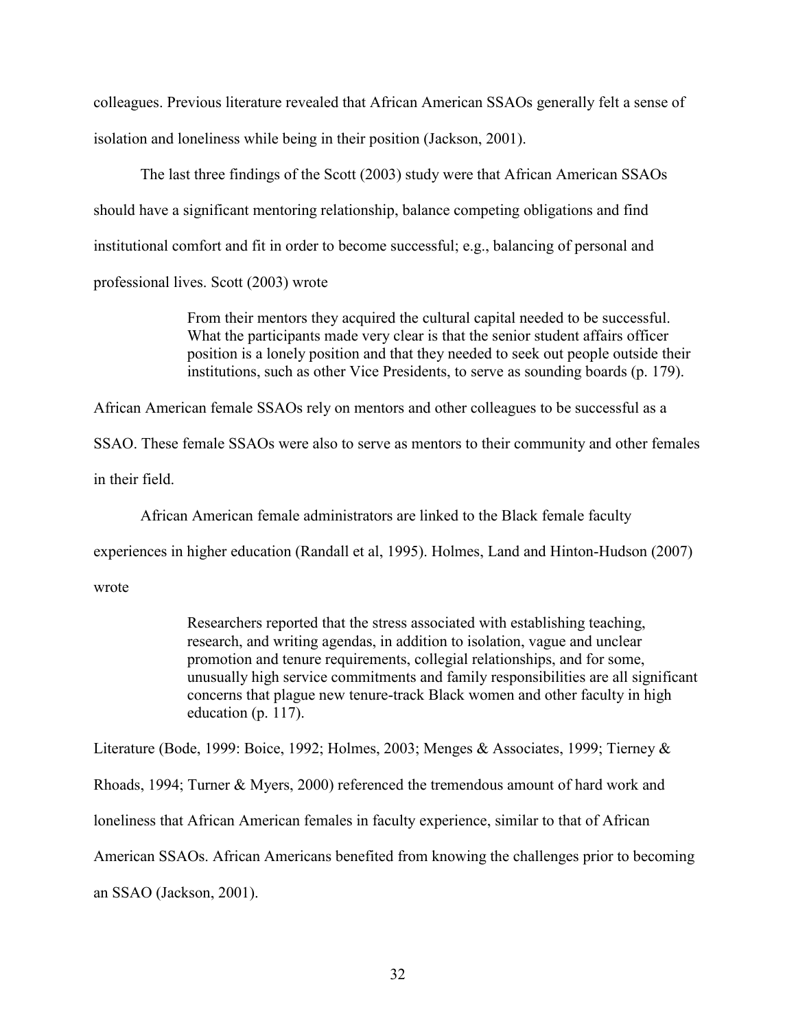colleagues. Previous literature revealed that African American SSAOs generally felt a sense of isolation and loneliness while being in their position (Jackson, 2001).

The last three findings of the Scott (2003) study were that African American SSAOs should have a significant mentoring relationship, balance competing obligations and find institutional comfort and fit in order to become successful; e.g., balancing of personal and professional lives. Scott (2003) wrote

> From their mentors they acquired the cultural capital needed to be successful. What the participants made very clear is that the senior student affairs officer position is a lonely position and that they needed to seek out people outside their institutions, such as other Vice Presidents, to serve as sounding boards (p. 179).

African American female SSAOs rely on mentors and other colleagues to be successful as a SSAO. These female SSAOs were also to serve as mentors to their community and other females in their field.

African American female administrators are linked to the Black female faculty experiences in higher education (Randall et al, 1995). Holmes, Land and Hinton-Hudson (2007) wrote

> Researchers reported that the stress associated with establishing teaching, research, and writing agendas, in addition to isolation, vague and unclear promotion and tenure requirements, collegial relationships, and for some, unusually high service commitments and family responsibilities are all significant concerns that plague new tenure-track Black women and other faculty in high education (p. 117).

Literature (Bode, 1999: Boice, 1992; Holmes, 2003; Menges & Associates, 1999; Tierney & Rhoads, 1994; Turner & Myers, 2000) referenced the tremendous amount of hard work and loneliness that African American females in faculty experience, similar to that of African American SSAOs. African Americans benefited from knowing the challenges prior to becoming an SSAO (Jackson, 2001).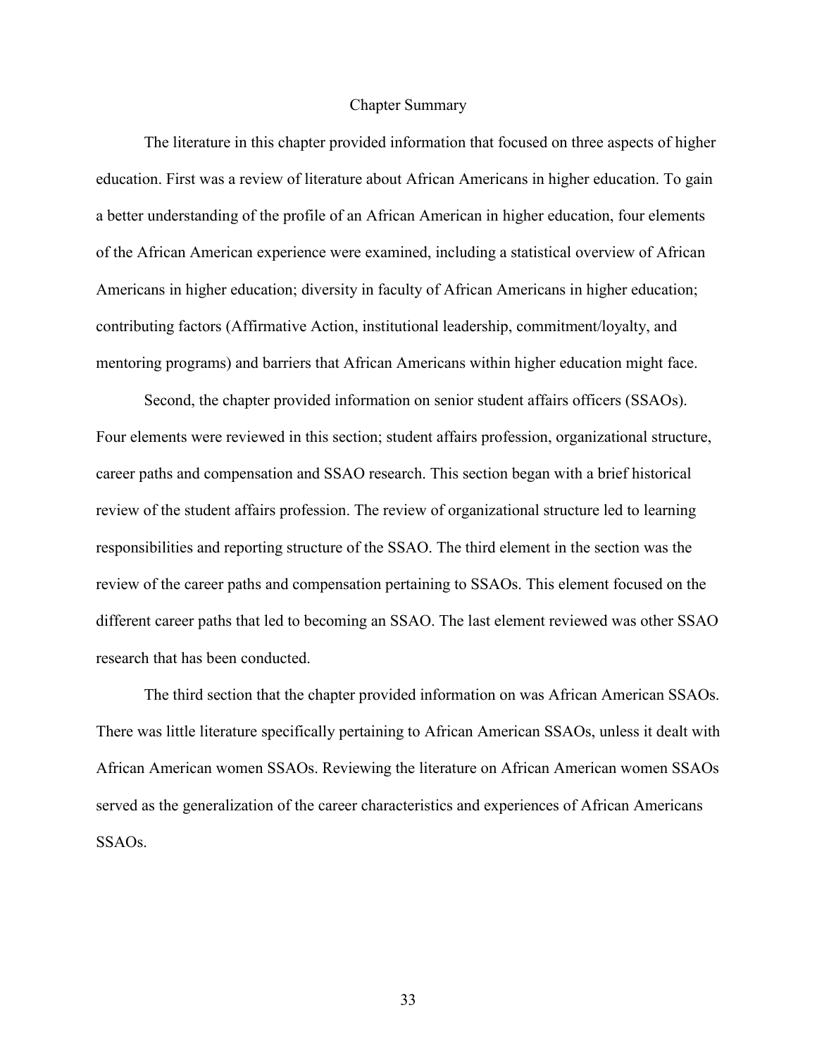## Chapter Summary

The literature in this chapter provided information that focused on three aspects of higher education. First was a review of literature about African Americans in higher education. To gain a better understanding of the profile of an African American in higher education, four elements of the African American experience were examined, including a statistical overview of African Americans in higher education; diversity in faculty of African Americans in higher education; contributing factors (Affirmative Action, institutional leadership, commitment/loyalty, and mentoring programs) and barriers that African Americans within higher education might face.

Second, the chapter provided information on senior student affairs officers (SSAOs). Four elements were reviewed in this section; student affairs profession, organizational structure, career paths and compensation and SSAO research. This section began with a brief historical review of the student affairs profession. The review of organizational structure led to learning responsibilities and reporting structure of the SSAO. The third element in the section was the review of the career paths and compensation pertaining to SSAOs. This element focused on the different career paths that led to becoming an SSAO. The last element reviewed was other SSAO research that has been conducted.

The third section that the chapter provided information on was African American SSAOs. There was little literature specifically pertaining to African American SSAOs, unless it dealt with African American women SSAOs. Reviewing the literature on African American women SSAOs served as the generalization of the career characteristics and experiences of African Americans SSAOs.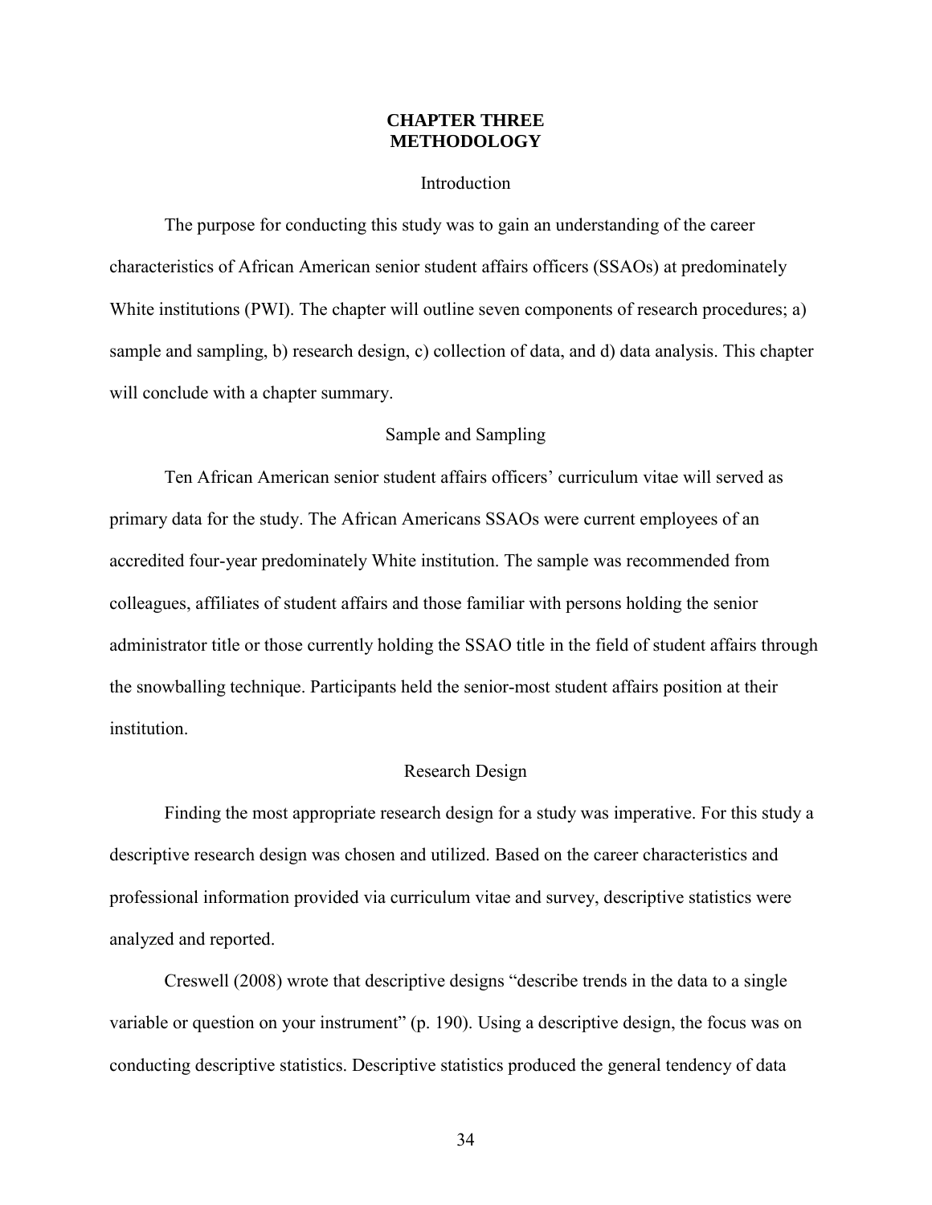# CHAPTER THREE
# METHODOLOGY

## Introduction

The purpose for conducting this study was to gain an understanding of the career characteristics of African American senior student affairs officers (SSAOs) at predominately White institutions (PWI). The chapter will outline seven components of research procedures; a) sample and sampling, b) research design, c) collection of data, and d) data analysis. This chapter will conclude with a chapter summary.

## Sample and Sampling

Ten African American senior student affairs officers' curriculum vitae will served as primary data for the study. The African Americans SSAOs were current employees of an accredited four-year predominately White institution. The sample was recommended from colleagues, affiliates of student affairs and those familiar with persons holding the senior administrator title or those currently holding the SSAO title in the field of student affairs through the snowballing technique. Participants held the senior-most student affairs position at their institution.

## Research Design

Finding the most appropriate research design for a study was imperative. For this study a descriptive research design was chosen and utilized. Based on the career characteristics and professional information provided via curriculum vitae and survey, descriptive statistics were analyzed and reported.

Creswell (2008) wrote that descriptive designs "describe trends in the data to a single variable or question on your instrument" (p. 190). Using a descriptive design, the focus was on conducting descriptive statistics. Descriptive statistics produced the general tendency of data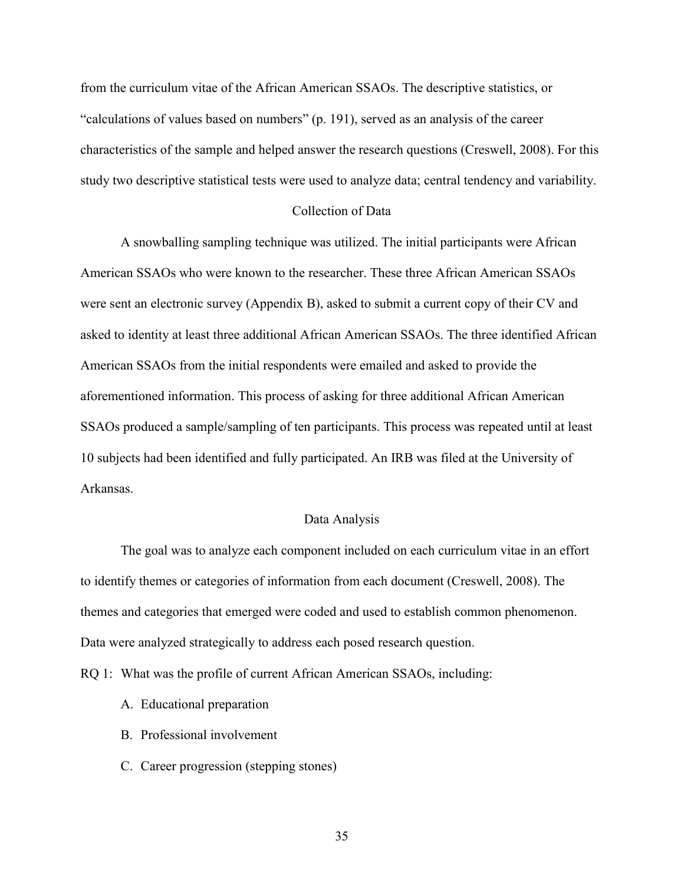from the curriculum vitae of the African American SSAOs. The descriptive statistics, or "calculations of values based on numbers" (p. 191), served as an analysis of the career characteristics of the sample and helped answer the research questions (Creswell, 2008). For this study two descriptive statistical tests were used to analyze data; central tendency and variability.

## Collection of Data

A snowballing sampling technique was utilized. The initial participants were African American SSAOs who were known to the researcher. These three African American SSAOs were sent an electronic survey (Appendix B), asked to submit a current copy of their CV and asked to identity at least three additional African American SSAOs. The three identified African American SSAOs from the initial respondents were emailed and asked to provide the aforementioned information. This process of asking for three additional African American SSAOs produced a sample/sampling of ten participants. This process was repeated until at least 10 subjects had been identified and fully participated. An IRB was filed at the University of Arkansas.

## Data Analysis

The goal was to analyze each component included on each curriculum vitae in an effort to identify themes or categories of information from each document (Creswell, 2008). The themes and categories that emerged were coded and used to establish common phenomenon. Data were analyzed strategically to address each posed research question.

RQ 1: What was the profile of current African American SSAOs, including:

A. Educational preparation

B. Professional involvement

C. Career progression (stepping stones)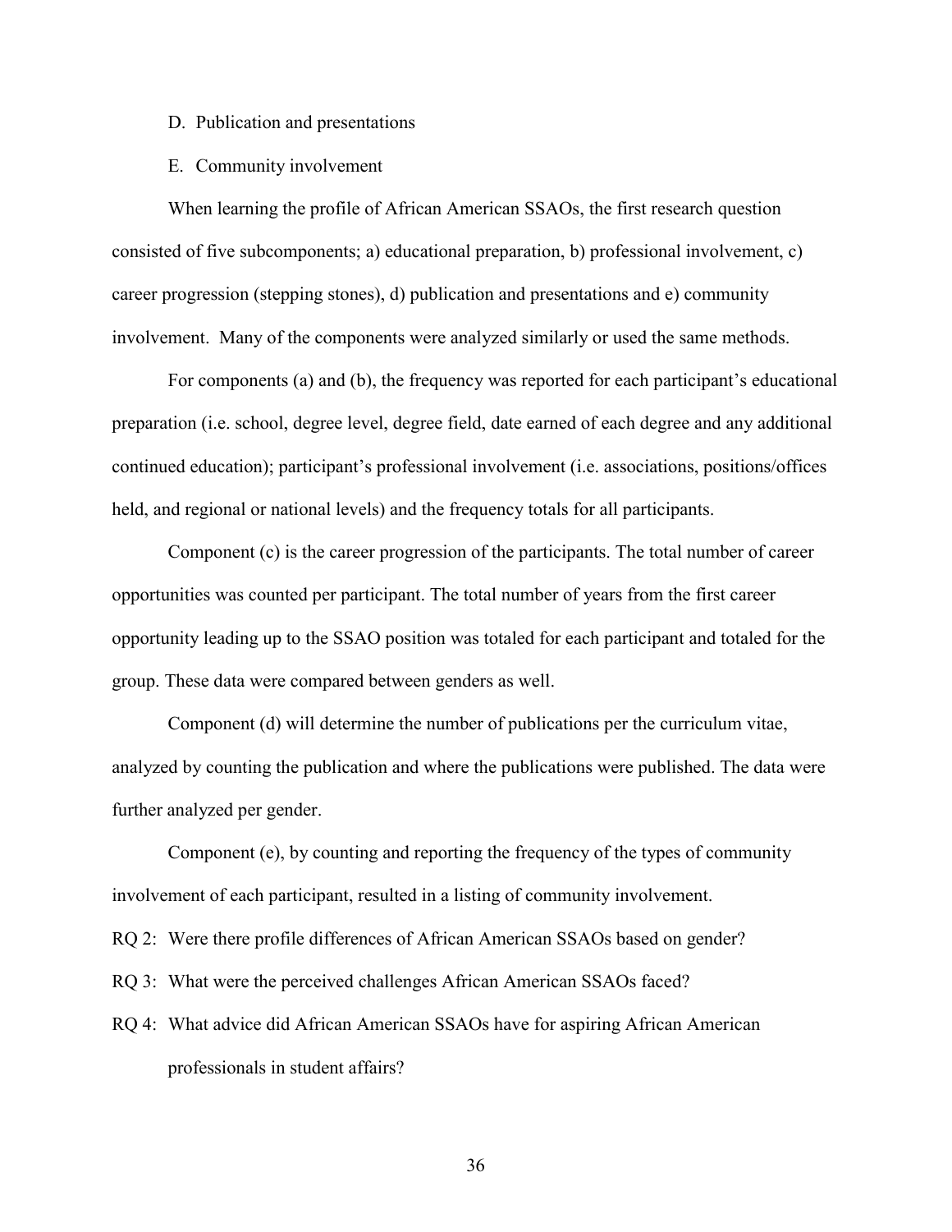D. Publication and presentations

E. Community involvement

When learning the profile of African American SSAOs, the first research question consisted of five subcomponents; a) educational preparation, b) professional involvement, c) career progression (stepping stones), d) publication and presentations and e) community involvement. Many of the components were analyzed similarly or used the same methods.

For components (a) and (b), the frequency was reported for each participant's educational preparation (i.e. school, degree level, degree field, date earned of each degree and any additional continued education); participant's professional involvement (i.e. associations, positions/offices held, and regional or national levels) and the frequency totals for all participants.

Component (c) is the career progression of the participants. The total number of career opportunities was counted per participant. The total number of years from the first career opportunity leading up to the SSAO position was totaled for each participant and totaled for the group. These data were compared between genders as well.

Component (d) will determine the number of publications per the curriculum vitae, analyzed by counting the publication and where the publications were published. The data were further analyzed per gender.

Component (e), by counting and reporting the frequency of the types of community involvement of each participant, resulted in a listing of community involvement.

RQ 2: Were there profile differences of African American SSAOs based on gender?

RQ 3: What were the perceived challenges African American SSAOs faced?

RQ 4: What advice did African American SSAOs have for aspiring African American professionals in student affairs?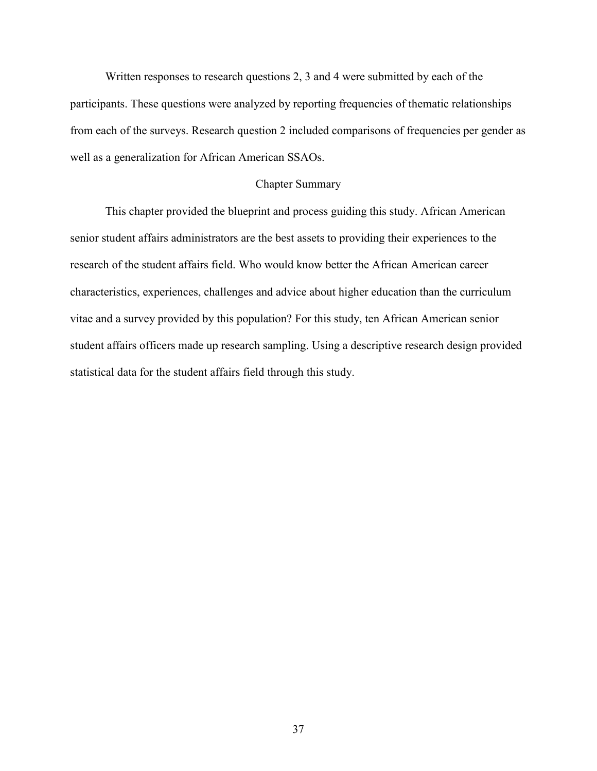Written responses to research questions 2, 3 and 4 were submitted by each of the participants. These questions were analyzed by reporting frequencies of thematic relationships from each of the surveys. Research question 2 included comparisons of frequencies per gender as well as a generalization for African American SSAOs.

## Chapter Summary

This chapter provided the blueprint and process guiding this study. African American senior student affairs administrators are the best assets to providing their experiences to the research of the student affairs field. Who would know better the African American career characteristics, experiences, challenges and advice about higher education than the curriculum vitae and a survey provided by this population? For this study, ten African American senior student affairs officers made up research sampling. Using a descriptive research design provided statistical data for the student affairs field through this study.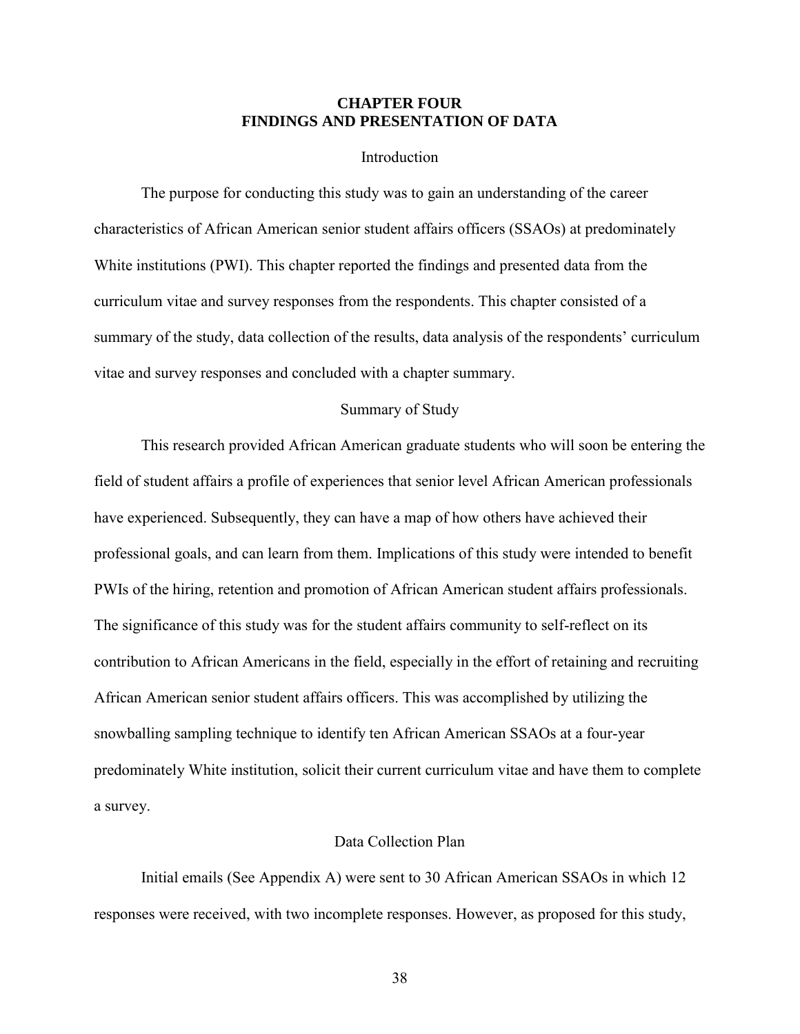# CHAPTER FOUR
# FINDINGS AND PRESENTATION OF DATA

## Introduction

The purpose for conducting this study was to gain an understanding of the career characteristics of African American senior student affairs officers (SSAOs) at predominately White institutions (PWI). This chapter reported the findings and presented data from the curriculum vitae and survey responses from the respondents. This chapter consisted of a summary of the study, data collection of the results, data analysis of the respondents' curriculum vitae and survey responses and concluded with a chapter summary.

## Summary of Study

This research provided African American graduate students who will soon be entering the field of student affairs a profile of experiences that senior level African American professionals have experienced. Subsequently, they can have a map of how others have achieved their professional goals, and can learn from them. Implications of this study were intended to benefit PWIs of the hiring, retention and promotion of African American student affairs professionals. The significance of this study was for the student affairs community to self-reflect on its contribution to African Americans in the field, especially in the effort of retaining and recruiting African American senior student affairs officers. This was accomplished by utilizing the snowballing sampling technique to identify ten African American SSAOs at a four-year predominately White institution, solicit their current curriculum vitae and have them to complete a survey.

## Data Collection Plan

Initial emails (See Appendix A) were sent to 30 African American SSAOs in which 12 responses were received, with two incomplete responses. However, as proposed for this study,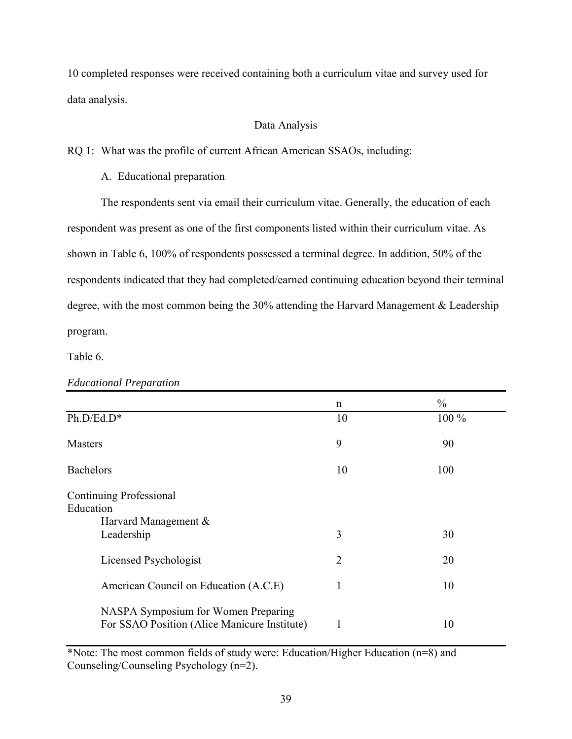10 completed responses were received containing both a curriculum vitae and survey used for data analysis.

## Data Analysis

RQ 1: What was the profile of current African American SSAOs, including:

A. Educational preparation

The respondents sent via email their curriculum vitae. Generally, the education of each respondent was present as one of the first components listed within their curriculum vitae. As shown in Table 6, 100% of respondents possessed a terminal degree. In addition, 50% of the respondents indicated that they had completed/earned continuing education beyond their terminal degree, with the most common being the 30% attending the Harvard Management & Leadership program.

Table 6.

*Educational Preparation*

| | n | % |
|---|---|---|
| Ph.D/Ed.D* | 10 | 100 % |
| Masters | 9 | 90 |
| Bachelors | 10 | 100 |
| Continuing Professional Education | | |
| Harvard Management & Leadership | 3 | 30 |
| Licensed Psychologist | 2 | 20 |
| American Council on Education (A.C.E) | 1 | 10 |
| NASPA Symposium for Women Preparing For SSAO Position (Alice Manicure Institute) | 1 | 10 |

*Note: The most common fields of study were: Education/Higher Education (n=8) and Counseling/Counseling Psychology (n=2).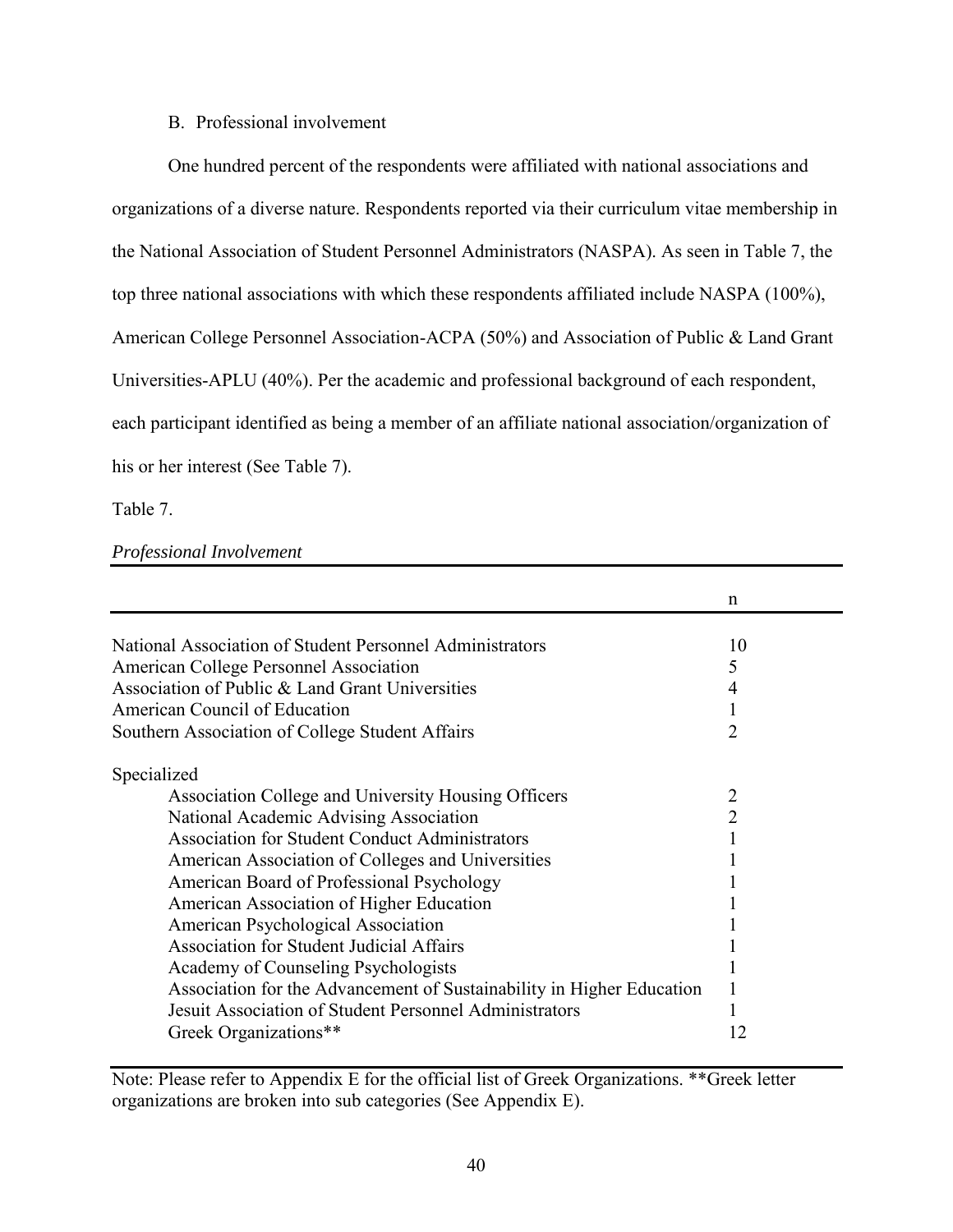B. Professional involvement

One hundred percent of the respondents were affiliated with national associations and organizations of a diverse nature. Respondents reported via their curriculum vitae membership in the National Association of Student Personnel Administrators (NASPA). As seen in Table 7, the top three national associations with which these respondents affiliated include NASPA (100%), American College Personnel Association-ACPA (50%) and Association of Public & Land Grant Universities-APLU (40%). Per the academic and professional background of each respondent, each participant identified as being a member of an affiliate national association/organization of his or her interest (See Table 7).

Table 7.

*Professional Involvement*

| | n |
|---|---|
| National Association of Student Personnel Administrators | 10 |
| American College Personnel Association | 5 |
| Association of Public & Land Grant Universities | 4 |
| American Council of Education | 1 |
| Southern Association of College Student Affairs | 2 |
| Specialized | |
| Association College and University Housing Officers | 2 |
| National Academic Advising Association | 2 |
| Association for Student Conduct Administrators | 1 |
| American Association of Colleges and Universities | 1 |
| American Board of Professional Psychology | 1 |
| American Association of Higher Education | 1 |
| American Psychological Association | 1 |
| Association for Student Judicial Affairs | 1 |
| Academy of Counseling Psychologists | 1 |
| Association for the Advancement of Sustainability in Higher Education | 1 |
| Jesuit Association of Student Personnel Administrators | 1 |
| Greek Organizations** | 12 |

Note: Please refer to Appendix E for the official list of Greek Organizations. **Greek letter organizations are broken into sub categories (See Appendix E).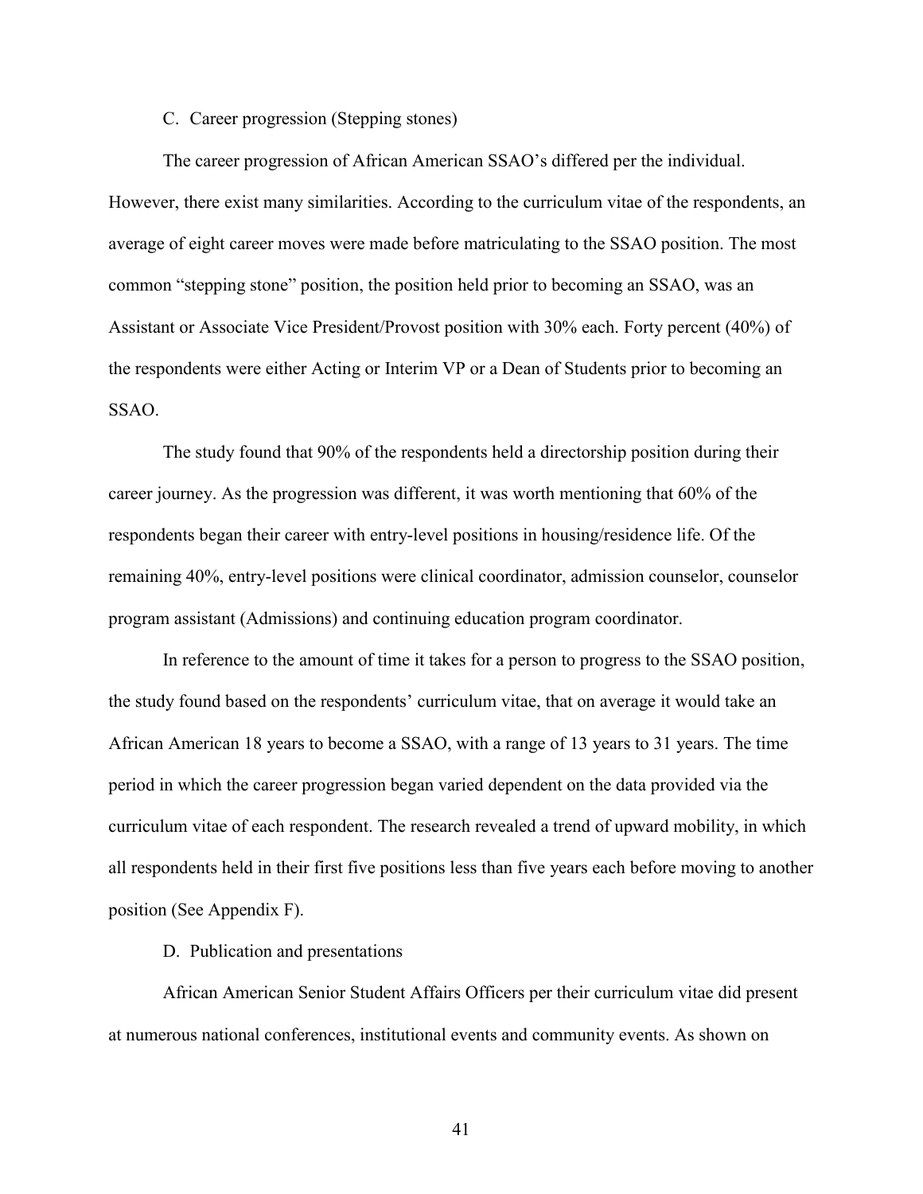C. Career progression (Stepping stones)

The career progression of African American SSAO's differed per the individual. However, there exist many similarities. According to the curriculum vitae of the respondents, an average of eight career moves were made before matriculating to the SSAO position. The most common "stepping stone" position, the position held prior to becoming an SSAO, was an Assistant or Associate Vice President/Provost position with 30% each. Forty percent (40%) of the respondents were either Acting or Interim VP or a Dean of Students prior to becoming an SSAO.

The study found that 90% of the respondents held a directorship position during their career journey. As the progression was different, it was worth mentioning that 60% of the respondents began their career with entry-level positions in housing/residence life. Of the remaining 40%, entry-level positions were clinical coordinator, admission counselor, counselor program assistant (Admissions) and continuing education program coordinator.

In reference to the amount of time it takes for a person to progress to the SSAO position, the study found based on the respondents' curriculum vitae, that on average it would take an African American 18 years to become a SSAO, with a range of 13 years to 31 years. The time period in which the career progression began varied dependent on the data provided via the curriculum vitae of each respondent. The research revealed a trend of upward mobility, in which all respondents held in their first five positions less than five years each before moving to another position (See Appendix F).

D. Publication and presentations

African American Senior Student Affairs Officers per their curriculum vitae did present at numerous national conferences, institutional events and community events. As shown on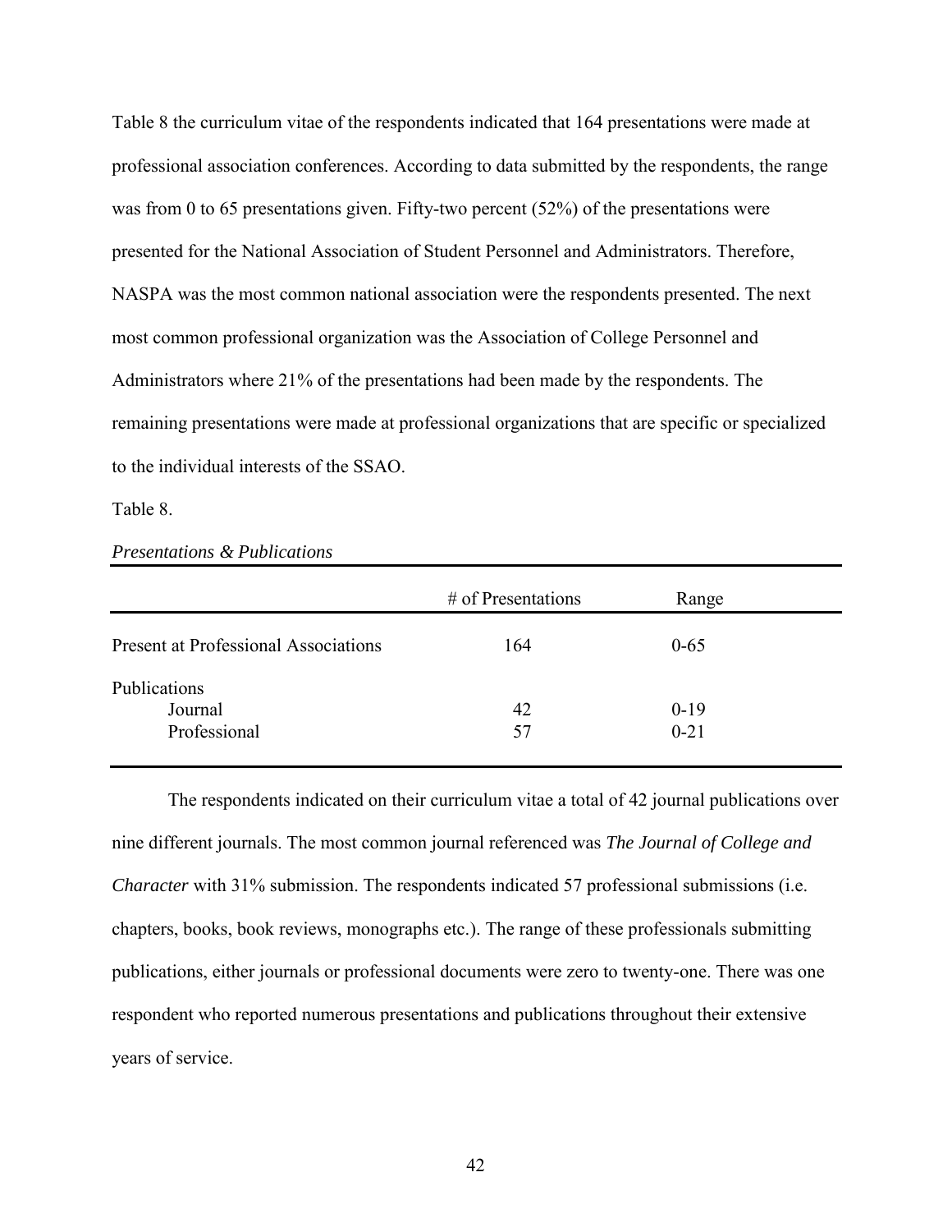Table 8 the curriculum vitae of the respondents indicated that 164 presentations were made at professional association conferences. According to data submitted by the respondents, the range was from 0 to 65 presentations given. Fifty-two percent (52%) of the presentations were presented for the National Association of Student Personnel and Administrators. Therefore, NASPA was the most common national association were the respondents presented. The next most common professional organization was the Association of College Personnel and Administrators where 21% of the presentations had been made by the respondents. The remaining presentations were made at professional organizations that are specific or specialized to the individual interests of the SSAO.

Table 8.

*Presentations & Publications*

| | # of Presentations | Range |
|---|---|---|
| Present at Professional Associations | 164 | 0-65 |
| Publications | | |
| Journal | 42 | 0-19 |
| Professional | 57 | 0-21 |

The respondents indicated on their curriculum vitae a total of 42 journal publications over nine different journals. The most common journal referenced was *The Journal of College and Character* with 31% submission. The respondents indicated 57 professional submissions (i.e. chapters, books, book reviews, monographs etc.). The range of these professionals submitting publications, either journals or professional documents were zero to twenty-one. There was one respondent who reported numerous presentations and publications throughout their extensive years of service.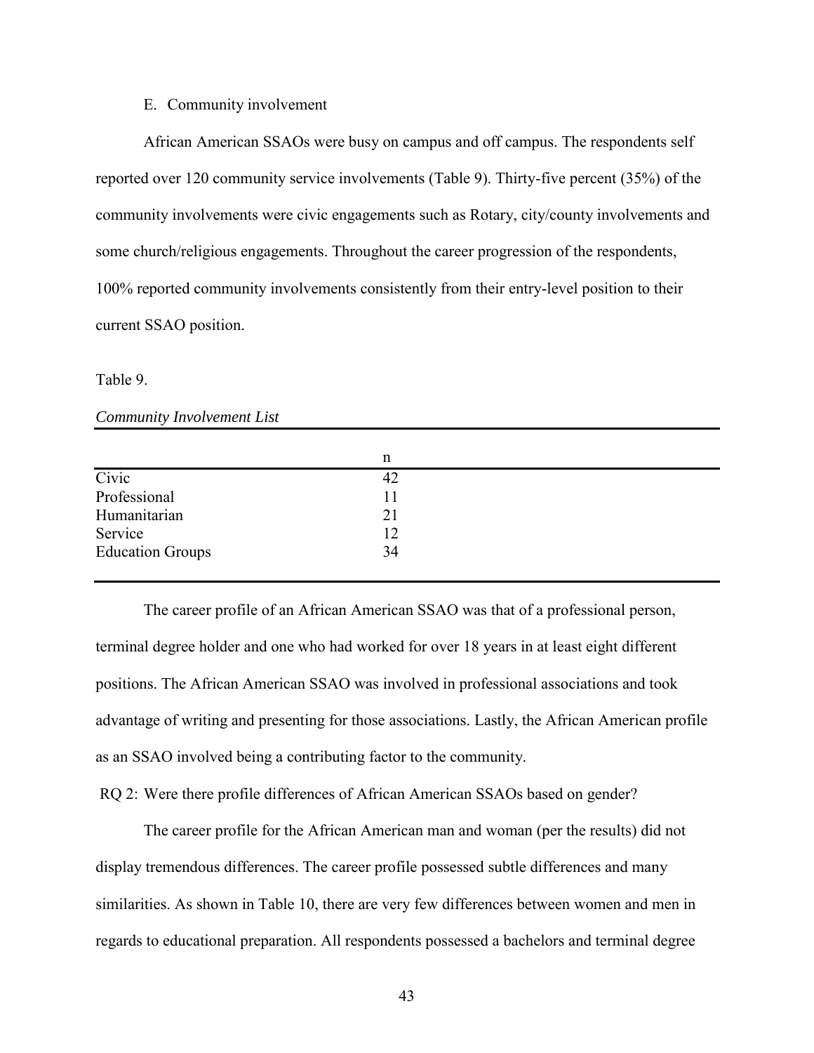E. Community involvement

African American SSAOs were busy on campus and off campus. The respondents self reported over 120 community service involvements (Table 9). Thirty-five percent (35%) of the community involvements were civic engagements such as Rotary, city/county involvements and some church/religious engagements. Throughout the career progression of the respondents, 100% reported community involvements consistently from their entry-level position to their current SSAO position.

Table 9.

*Community Involvement List*

| | n |
|---|---|
| Civic | 42 |
| Professional | 11 |
| Humanitarian | 21 |
| Service | 12 |
| Education Groups | 34 |

The career profile of an African American SSAO was that of a professional person, terminal degree holder and one who had worked for over 18 years in at least eight different positions. The African American SSAO was involved in professional associations and took advantage of writing and presenting for those associations. Lastly, the African American profile as an SSAO involved being a contributing factor to the community.

RQ 2: Were there profile differences of African American SSAOs based on gender?

The career profile for the African American man and woman (per the results) did not display tremendous differences. The career profile possessed subtle differences and many similarities. As shown in Table 10, there are very few differences between women and men in regards to educational preparation. All respondents possessed a bachelors and terminal degree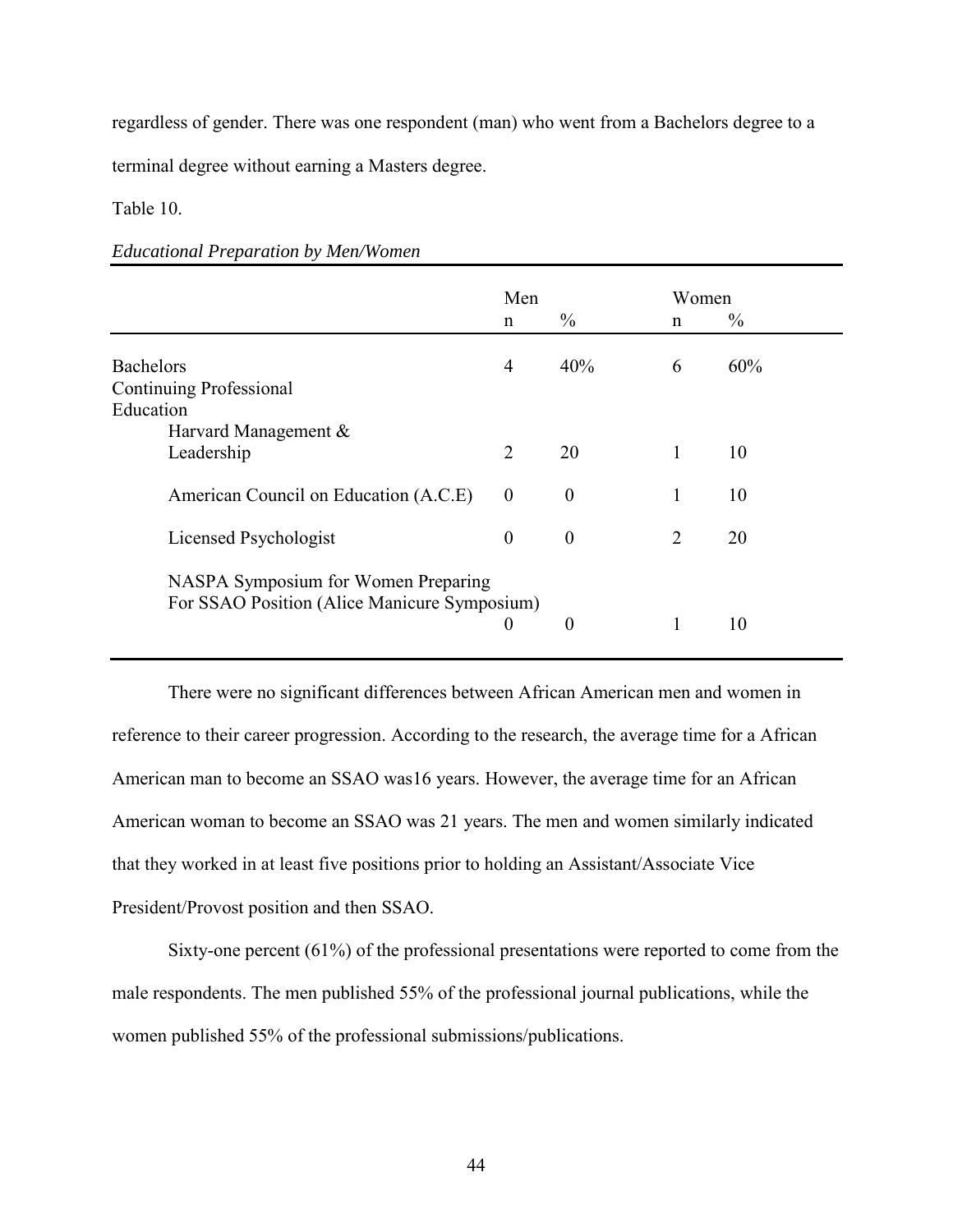regardless of gender. There was one respondent (man) who went from a Bachelors degree to a terminal degree without earning a Masters degree.

Table 10.

*Educational Preparation by Men/Women*

| | Men | | Women | |
|---|---|---|---|---|
| | n | % | n | % |
| Bachelors | 4 | 40% | 6 | 60% |
| Continuing Professional Education | | | | |
| Harvard Management & Leadership | 2 | 20 | 1 | 10 |
| American Council on Education (A.C.E) | 0 | 0 | 1 | 10 |
| Licensed Psychologist | 0 | 0 | 2 | 20 |
| NASPA Symposium for Women Preparing For SSAO Position (Alice Manicure Symposium) | 0 | 0 | 1 | 10 |

There were no significant differences between African American men and women in reference to their career progression. According to the research, the average time for a African American man to become an SSAO was16 years. However, the average time for an African American woman to become an SSAO was 21 years. The men and women similarly indicated that they worked in at least five positions prior to holding an Assistant/Associate Vice President/Provost position and then SSAO.

Sixty-one percent (61%) of the professional presentations were reported to come from the male respondents. The men published 55% of the professional journal publications, while the women published 55% of the professional submissions/publications.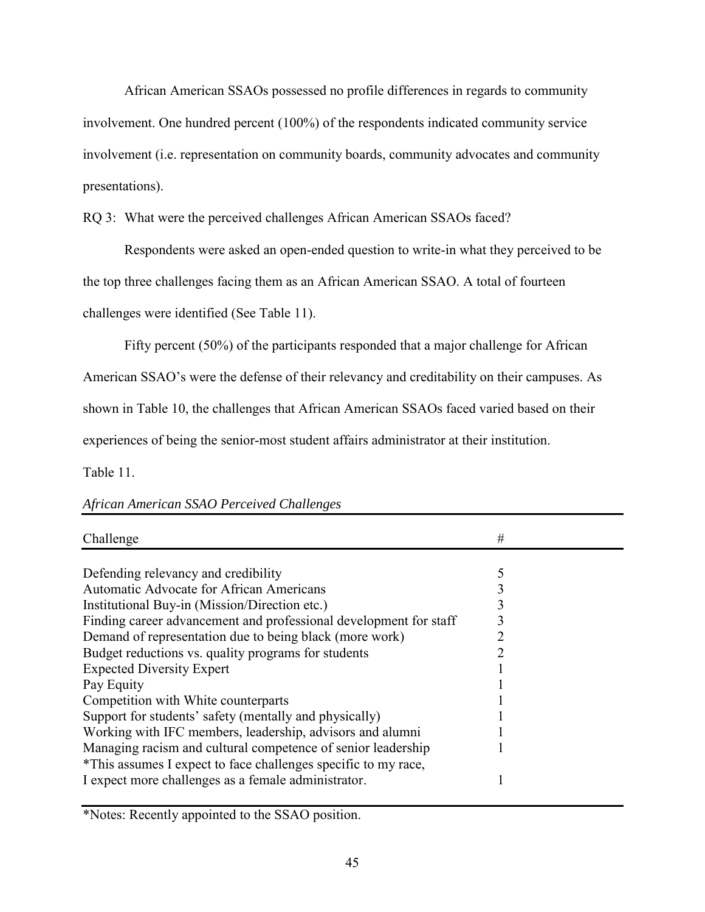African American SSAOs possessed no profile differences in regards to community involvement. One hundred percent (100%) of the respondents indicated community service involvement (i.e. representation on community boards, community advocates and community presentations).

RQ 3: What were the perceived challenges African American SSAOs faced?

Respondents were asked an open-ended question to write-in what they perceived to be the top three challenges facing them as an African American SSAO. A total of fourteen challenges were identified (See Table 11).

Fifty percent (50%) of the participants responded that a major challenge for African American SSAO's were the defense of their relevancy and creditability on their campuses. As shown in Table 10, the challenges that African American SSAOs faced varied based on their experiences of being the senior-most student affairs administrator at their institution.

Table 11.

*African American SSAO Perceived Challenges*

| Challenge | # |
|---|---|
| Defending relevancy and credibility | 5 |
| Automatic Advocate for African Americans | 3 |
| Institutional Buy-in (Mission/Direction etc.) | 3 |
| Finding career advancement and professional development for staff | 3 |
| Demand of representation due to being black (more work) | 2 |
| Budget reductions vs. quality programs for students | 2 |
| Expected Diversity Expert | 1 |
| Pay Equity | 1 |
| Competition with White counterparts | 1 |
| Support for students' safety (mentally and physically) | 1 |
| Working with IFC members, leadership, advisors and alumni | 1 |
| Managing racism and cultural competence of senior leadership | 1 |
| *This assumes I expect to face challenges specific to my race, I expect more challenges as a female administrator. | 1 |

*Notes: Recently appointed to the SSAO position.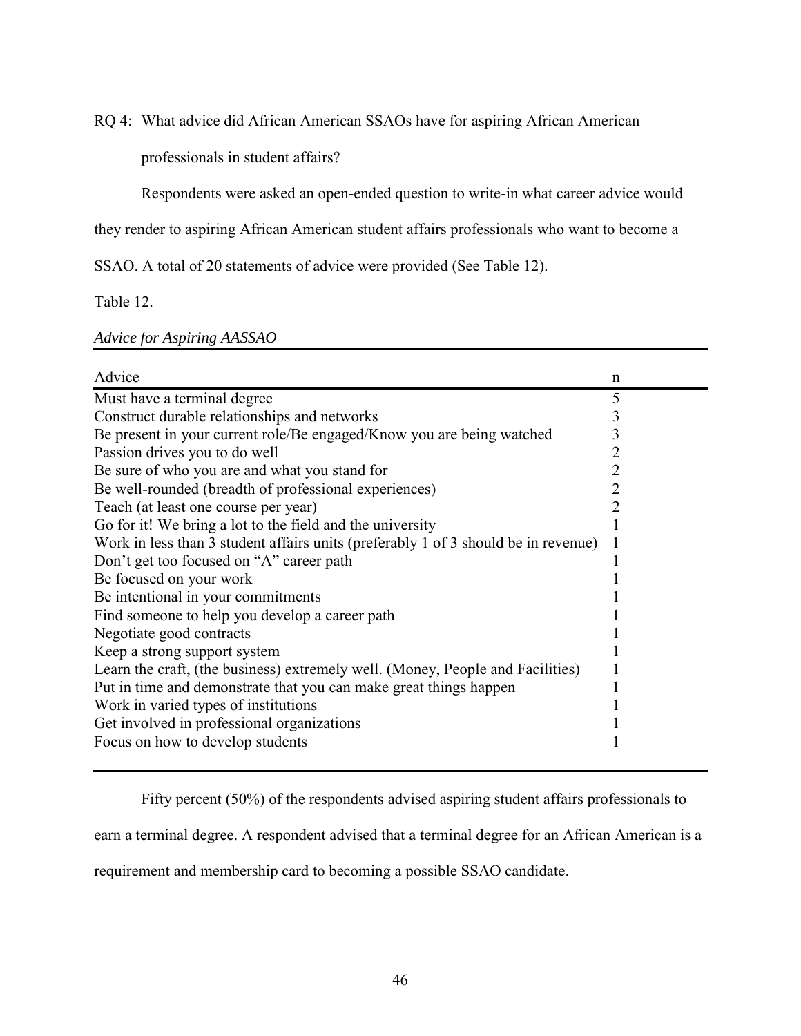RQ 4: What advice did African American SSAOs have for aspiring African American professionals in student affairs?

Respondents were asked an open-ended question to write-in what career advice would they render to aspiring African American student affairs professionals who want to become a SSAO. A total of 20 statements of advice were provided (See Table 12).

Table 12.

*Advice for Aspiring AASSAO*

| Advice | n |
|---|---|
| Must have a terminal degree | 5 |
| Construct durable relationships and networks | 3 |
| Be present in your current role/Be engaged/Know you are being watched | 3 |
| Passion drives you to do well | 2 |
| Be sure of who you are and what you stand for | 2 |
| Be well-rounded (breadth of professional experiences) | 2 |
| Teach (at least one course per year) | 2 |
| Go for it! We bring a lot to the field and the university | 1 |
| Work in less than 3 student affairs units (preferably 1 of 3 should be in revenue) | 1 |
| Don't get too focused on "A" career path | 1 |
| Be focused on your work | 1 |
| Be intentional in your commitments | 1 |
| Find someone to help you develop a career path | 1 |
| Negotiate good contracts | 1 |
| Keep a strong support system | 1 |
| Learn the craft, (the business) extremely well. (Money, People and Facilities) | 1 |
| Put in time and demonstrate that you can make great things happen | 1 |
| Work in varied types of institutions | 1 |
| Get involved in professional organizations | 1 |
| Focus on how to develop students | 1 |

Fifty percent (50%) of the respondents advised aspiring student affairs professionals to earn a terminal degree. A respondent advised that a terminal degree for an African American is a requirement and membership card to becoming a possible SSAO candidate.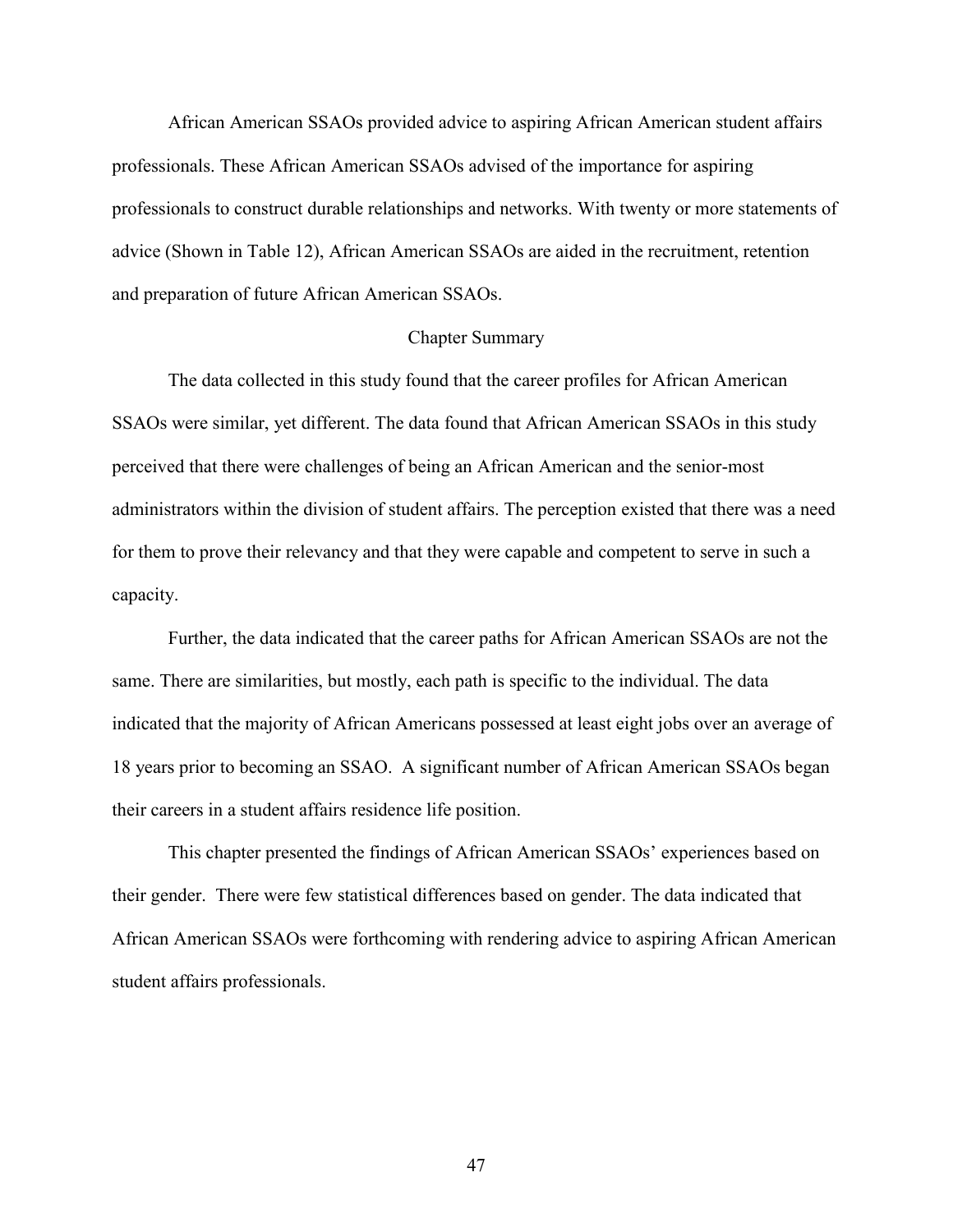African American SSAOs provided advice to aspiring African American student affairs professionals. These African American SSAOs advised of the importance for aspiring professionals to construct durable relationships and networks. With twenty or more statements of advice (Shown in Table 12), African American SSAOs are aided in the recruitment, retention and preparation of future African American SSAOs.

## Chapter Summary

The data collected in this study found that the career profiles for African American SSAOs were similar, yet different. The data found that African American SSAOs in this study perceived that there were challenges of being an African American and the senior-most administrators within the division of student affairs. The perception existed that there was a need for them to prove their relevancy and that they were capable and competent to serve in such a capacity.

Further, the data indicated that the career paths for African American SSAOs are not the same. There are similarities, but mostly, each path is specific to the individual. The data indicated that the majority of African Americans possessed at least eight jobs over an average of 18 years prior to becoming an SSAO. A significant number of African American SSAOs began their careers in a student affairs residence life position.

This chapter presented the findings of African American SSAOs' experiences based on their gender. There were few statistical differences based on gender. The data indicated that African American SSAOs were forthcoming with rendering advice to aspiring African American student affairs professionals.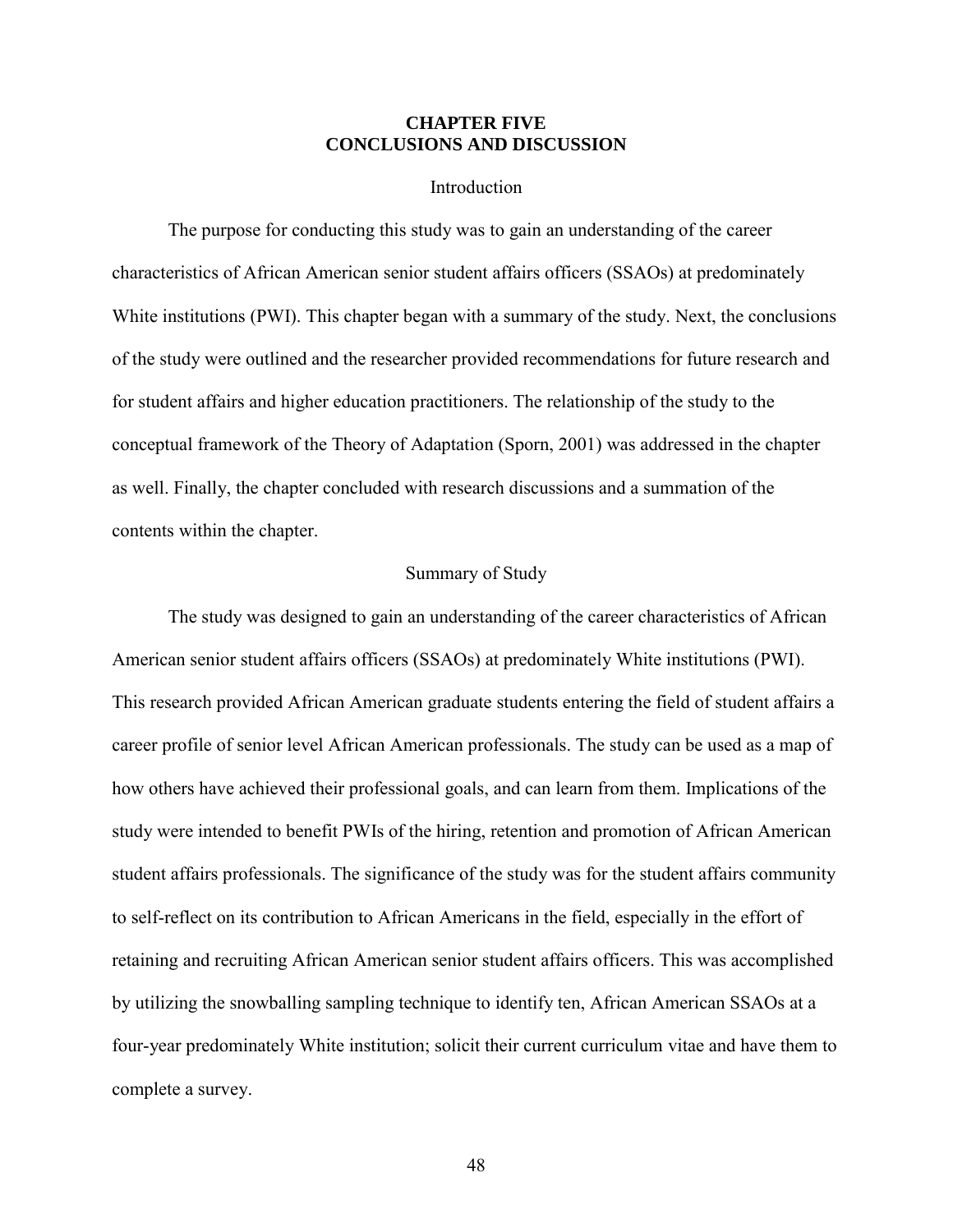# CHAPTER FIVE
# CONCLUSIONS AND DISCUSSION

## Introduction

The purpose for conducting this study was to gain an understanding of the career characteristics of African American senior student affairs officers (SSAOs) at predominately White institutions (PWI). This chapter began with a summary of the study. Next, the conclusions of the study were outlined and the researcher provided recommendations for future research and for student affairs and higher education practitioners. The relationship of the study to the conceptual framework of the Theory of Adaptation (Sporn, 2001) was addressed in the chapter as well. Finally, the chapter concluded with research discussions and a summation of the contents within the chapter.

## Summary of Study

The study was designed to gain an understanding of the career characteristics of African American senior student affairs officers (SSAOs) at predominately White institutions (PWI). This research provided African American graduate students entering the field of student affairs a career profile of senior level African American professionals. The study can be used as a map of how others have achieved their professional goals, and can learn from them. Implications of the study were intended to benefit PWIs of the hiring, retention and promotion of African American student affairs professionals. The significance of the study was for the student affairs community to self-reflect on its contribution to African Americans in the field, especially in the effort of retaining and recruiting African American senior student affairs officers. This was accomplished by utilizing the snowballing sampling technique to identify ten, African American SSAOs at a four-year predominately White institution; solicit their current curriculum vitae and have them to complete a survey.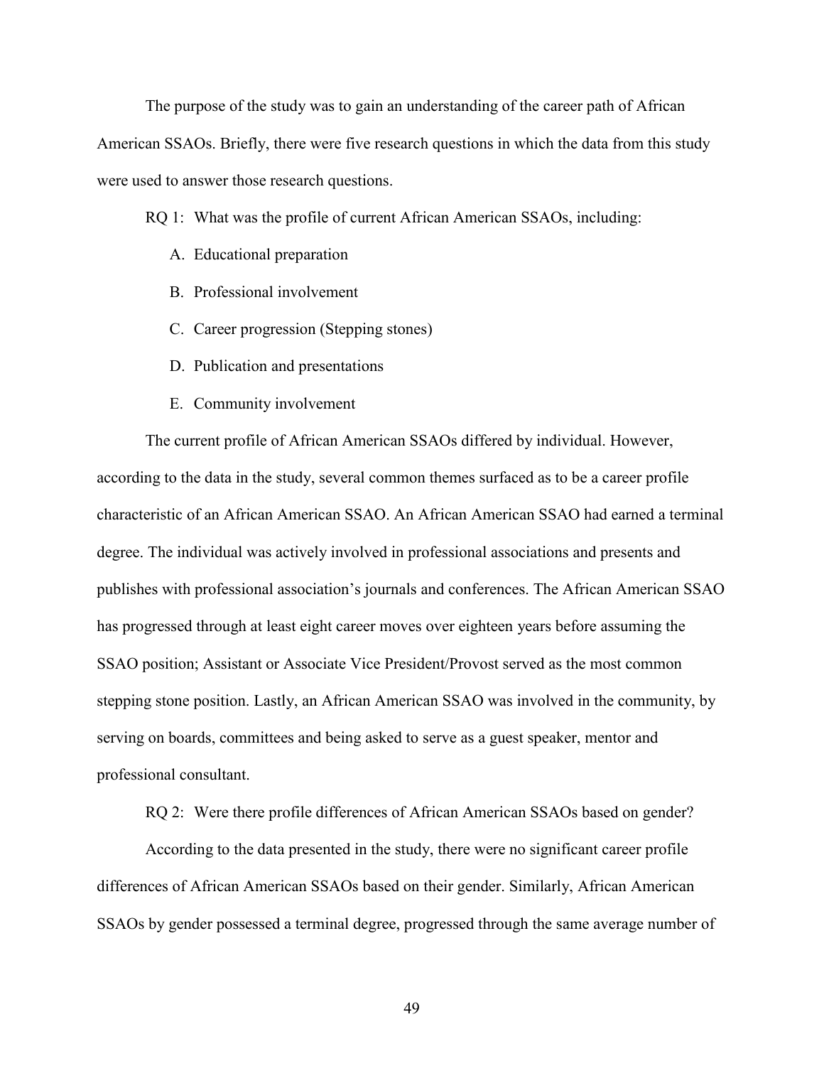The purpose of the study was to gain an understanding of the career path of African American SSAOs. Briefly, there were five research questions in which the data from this study were used to answer those research questions.

RQ 1: What was the profile of current African American SSAOs, including:

A. Educational preparation

B. Professional involvement

C. Career progression (Stepping stones)

D. Publication and presentations

E. Community involvement

The current profile of African American SSAOs differed by individual. However, according to the data in the study, several common themes surfaced as to be a career profile characteristic of an African American SSAO. An African American SSAO had earned a terminal degree. The individual was actively involved in professional associations and presents and publishes with professional association's journals and conferences. The African American SSAO has progressed through at least eight career moves over eighteen years before assuming the SSAO position; Assistant or Associate Vice President/Provost served as the most common stepping stone position. Lastly, an African American SSAO was involved in the community, by serving on boards, committees and being asked to serve as a guest speaker, mentor and professional consultant.

RQ 2: Were there profile differences of African American SSAOs based on gender?

According to the data presented in the study, there were no significant career profile differences of African American SSAOs based on their gender. Similarly, African American SSAOs by gender possessed a terminal degree, progressed through the same average number of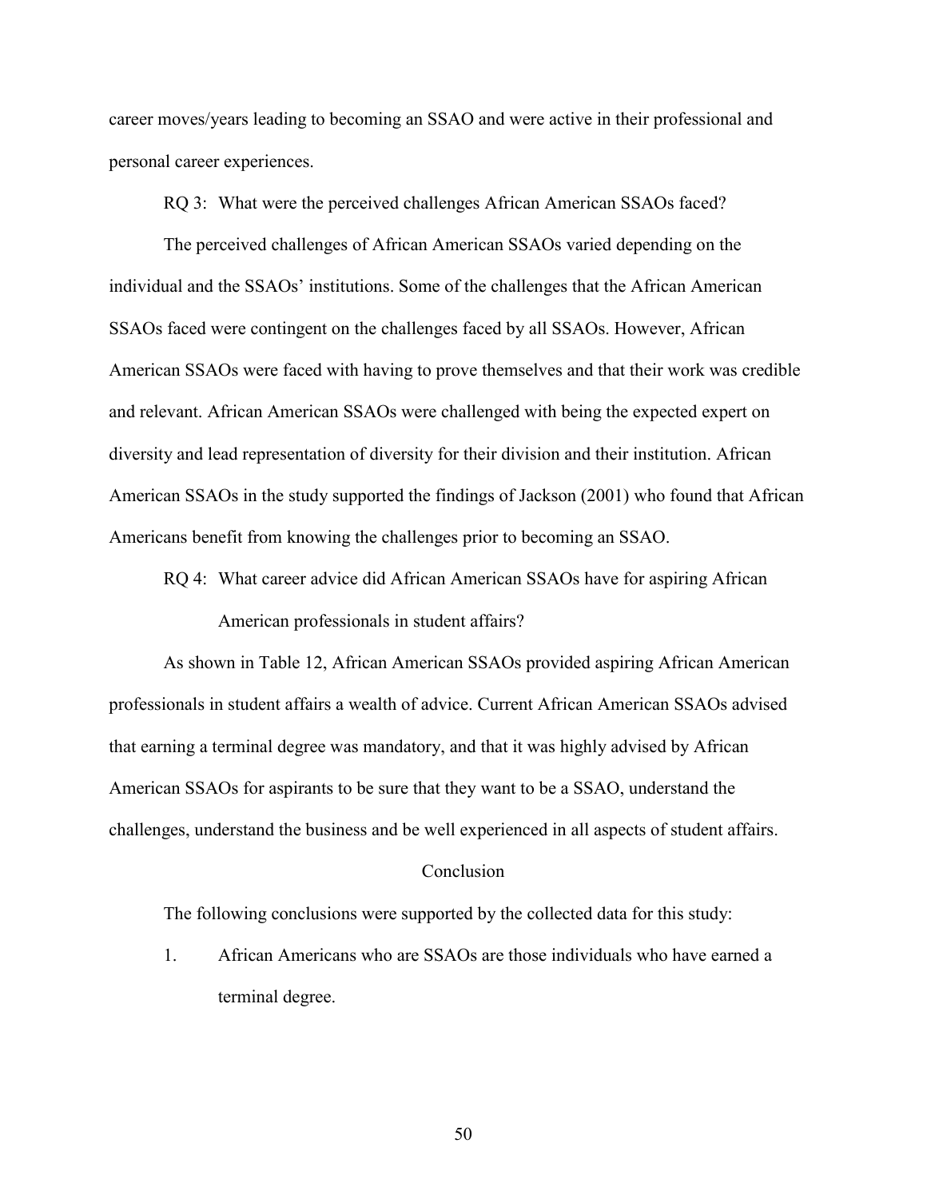career moves/years leading to becoming an SSAO and were active in their professional and personal career experiences.

RQ 3: What were the perceived challenges African American SSAOs faced?

The perceived challenges of African American SSAOs varied depending on the individual and the SSAOs' institutions. Some of the challenges that the African American SSAOs faced were contingent on the challenges faced by all SSAOs. However, African American SSAOs were faced with having to prove themselves and that their work was credible and relevant. African American SSAOs were challenged with being the expected expert on diversity and lead representation of diversity for their division and their institution. African American SSAOs in the study supported the findings of Jackson (2001) who found that African Americans benefit from knowing the challenges prior to becoming an SSAO.

RQ 4: What career advice did African American SSAOs have for aspiring African American professionals in student affairs?

As shown in Table 12, African American SSAOs provided aspiring African American professionals in student affairs a wealth of advice. Current African American SSAOs advised that earning a terminal degree was mandatory, and that it was highly advised by African American SSAOs for aspirants to be sure that they want to be a SSAO, understand the challenges, understand the business and be well experienced in all aspects of student affairs.

## Conclusion

The following conclusions were supported by the collected data for this study:

1. African Americans who are SSAOs are those individuals who have earned a terminal degree.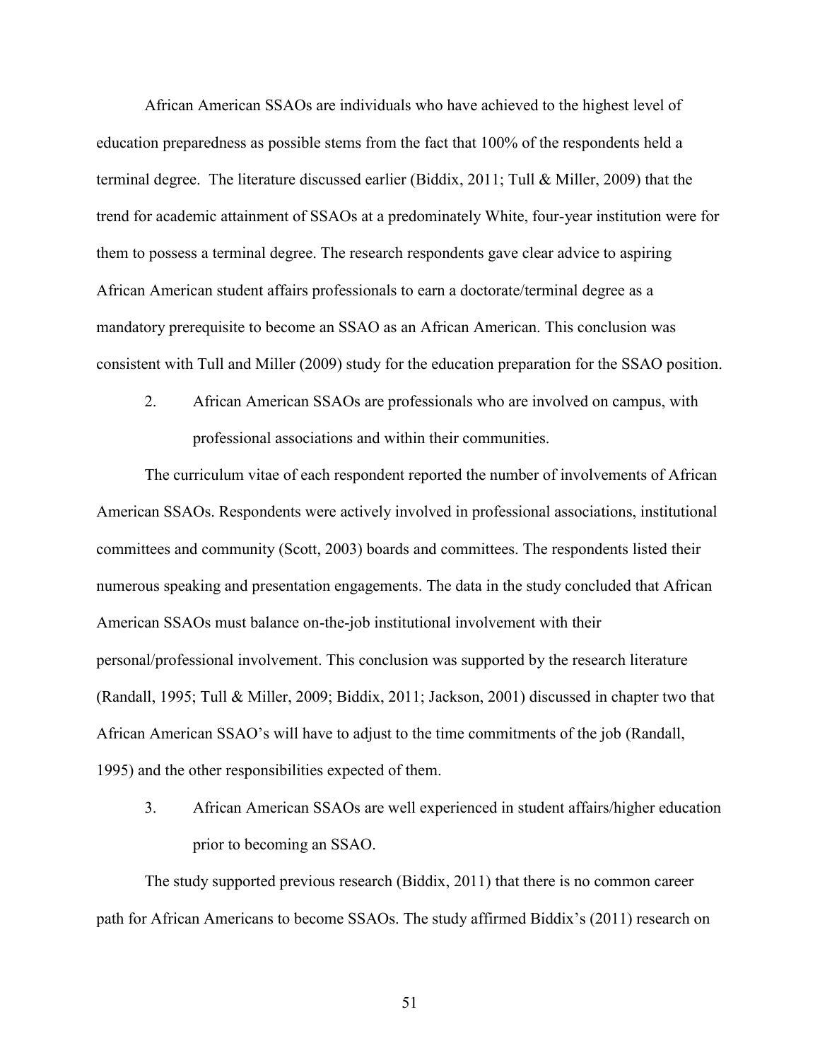African American SSAOs are individuals who have achieved to the highest level of education preparedness as possible stems from the fact that 100% of the respondents held a terminal degree. The literature discussed earlier (Biddix, 2011; Tull & Miller, 2009) that the trend for academic attainment of SSAOs at a predominately White, four-year institution were for them to possess a terminal degree. The research respondents gave clear advice to aspiring African American student affairs professionals to earn a doctorate/terminal degree as a mandatory prerequisite to become an SSAO as an African American. This conclusion was consistent with Tull and Miller (2009) study for the education preparation for the SSAO position.

2. African American SSAOs are professionals who are involved on campus, with professional associations and within their communities.

The curriculum vitae of each respondent reported the number of involvements of African American SSAOs. Respondents were actively involved in professional associations, institutional committees and community (Scott, 2003) boards and committees. The respondents listed their numerous speaking and presentation engagements. The data in the study concluded that African American SSAOs must balance on-the-job institutional involvement with their personal/professional involvement. This conclusion was supported by the research literature (Randall, 1995; Tull & Miller, 2009; Biddix, 2011; Jackson, 2001) discussed in chapter two that African American SSAO's will have to adjust to the time commitments of the job (Randall, 1995) and the other responsibilities expected of them.

3. African American SSAOs are well experienced in student affairs/higher education prior to becoming an SSAO.

The study supported previous research (Biddix, 2011) that there is no common career path for African Americans to become SSAOs. The study affirmed Biddix's (2011) research on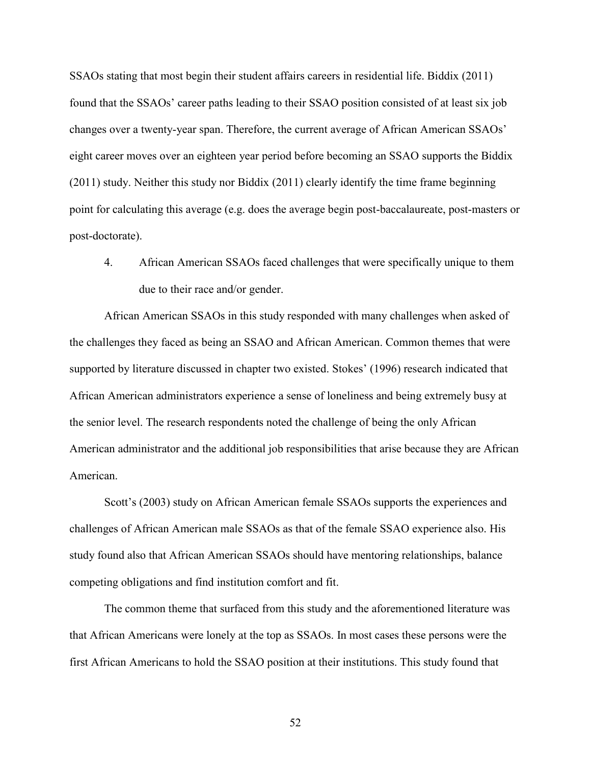SSAOs stating that most begin their student affairs careers in residential life. Biddix (2011) found that the SSAOs' career paths leading to their SSAO position consisted of at least six job changes over a twenty-year span. Therefore, the current average of African American SSAOs' eight career moves over an eighteen year period before becoming an SSAO supports the Biddix (2011) study. Neither this study nor Biddix (2011) clearly identify the time frame beginning point for calculating this average (e.g. does the average begin post-baccalaureate, post-masters or post-doctorate).

4. African American SSAOs faced challenges that were specifically unique to them due to their race and/or gender.

African American SSAOs in this study responded with many challenges when asked of the challenges they faced as being an SSAO and African American. Common themes that were supported by literature discussed in chapter two existed. Stokes' (1996) research indicated that African American administrators experience a sense of loneliness and being extremely busy at the senior level. The research respondents noted the challenge of being the only African American administrator and the additional job responsibilities that arise because they are African American.

Scott's (2003) study on African American female SSAOs supports the experiences and challenges of African American male SSAOs as that of the female SSAO experience also. His study found also that African American SSAOs should have mentoring relationships, balance competing obligations and find institution comfort and fit.

The common theme that surfaced from this study and the aforementioned literature was that African Americans were lonely at the top as SSAOs. In most cases these persons were the first African Americans to hold the SSAO position at their institutions. This study found that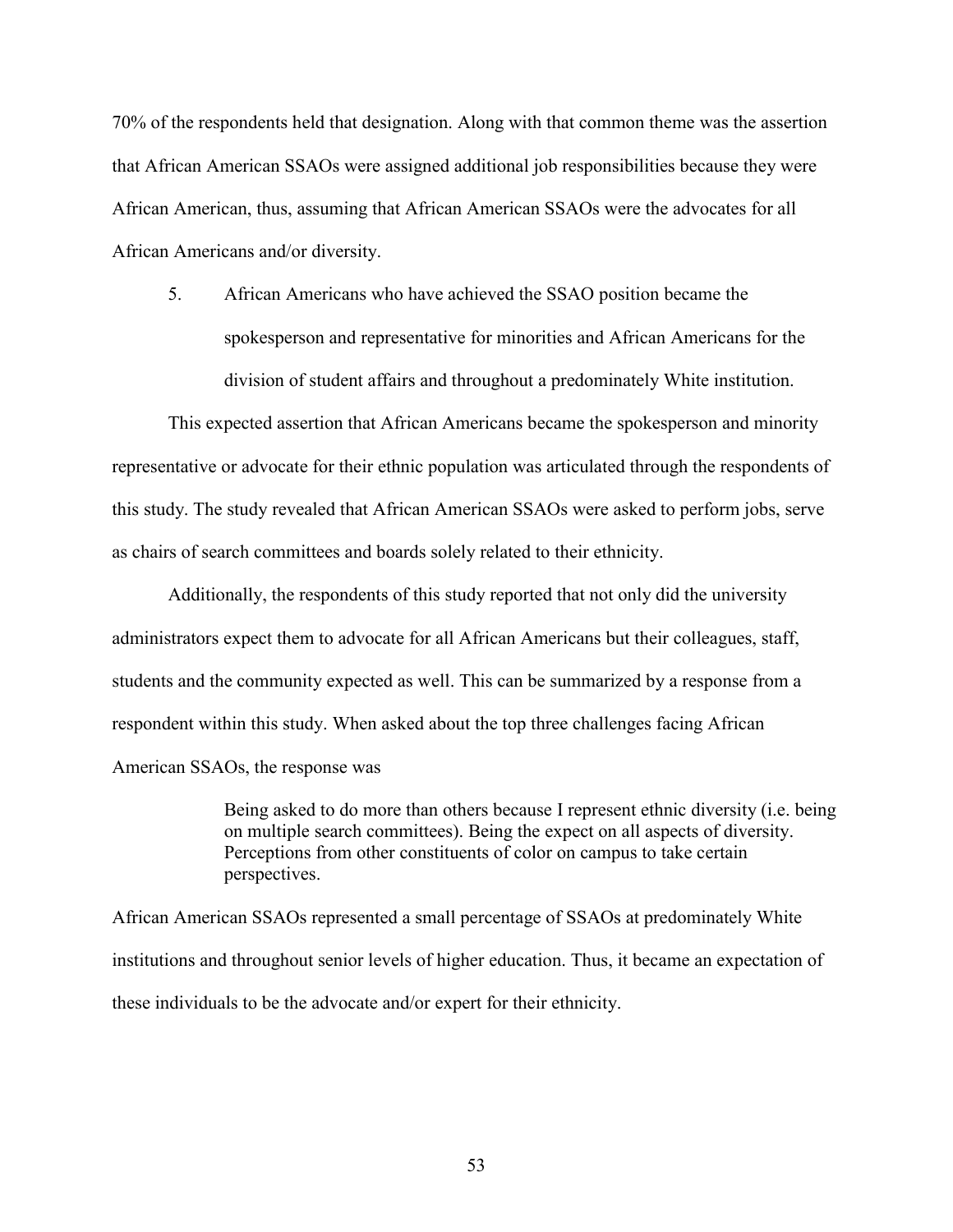70% of the respondents held that designation. Along with that common theme was the assertion that African American SSAOs were assigned additional job responsibilities because they were African American, thus, assuming that African American SSAOs were the advocates for all African Americans and/or diversity.

5. African Americans who have achieved the SSAO position became the spokesperson and representative for minorities and African Americans for the division of student affairs and throughout a predominately White institution.

This expected assertion that African Americans became the spokesperson and minority representative or advocate for their ethnic population was articulated through the respondents of this study. The study revealed that African American SSAOs were asked to perform jobs, serve as chairs of search committees and boards solely related to their ethnicity.

Additionally, the respondents of this study reported that not only did the university administrators expect them to advocate for all African Americans but their colleagues, staff, students and the community expected as well. This can be summarized by a response from a respondent within this study. When asked about the top three challenges facing African American SSAOs, the response was

> Being asked to do more than others because I represent ethnic diversity (i.e. being on multiple search committees). Being the expect on all aspects of diversity. Perceptions from other constituents of color on campus to take certain perspectives.

African American SSAOs represented a small percentage of SSAOs at predominately White institutions and throughout senior levels of higher education. Thus, it became an expectation of these individuals to be the advocate and/or expert for their ethnicity.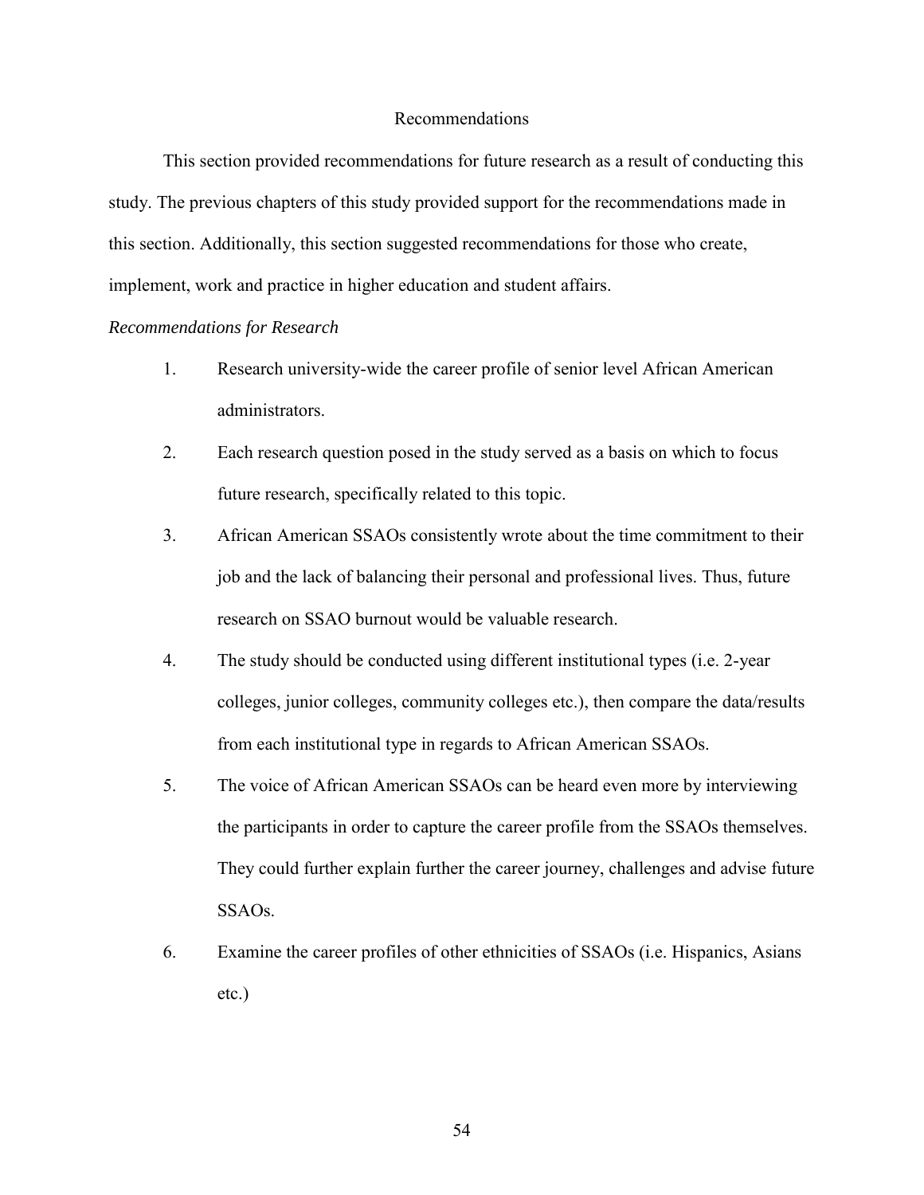## Recommendations

This section provided recommendations for future research as a result of conducting this study. The previous chapters of this study provided support for the recommendations made in this section. Additionally, this section suggested recommendations for those who create, implement, work and practice in higher education and student affairs.

### *Recommendations for Research*

1. Research university-wide the career profile of senior level African American administrators.
2. Each research question posed in the study served as a basis on which to focus future research, specifically related to this topic.
3. African American SSAOs consistently wrote about the time commitment to their job and the lack of balancing their personal and professional lives. Thus, future research on SSAO burnout would be valuable research.
4. The study should be conducted using different institutional types (i.e. 2-year colleges, junior colleges, community colleges etc.), then compare the data/results from each institutional type in regards to African American SSAOs.
5. The voice of African American SSAOs can be heard even more by interviewing the participants in order to capture the career profile from the SSAOs themselves. They could further explain further the career journey, challenges and advise future SSAOs.
6. Examine the career profiles of other ethnicities of SSAOs (i.e. Hispanics, Asians etc.)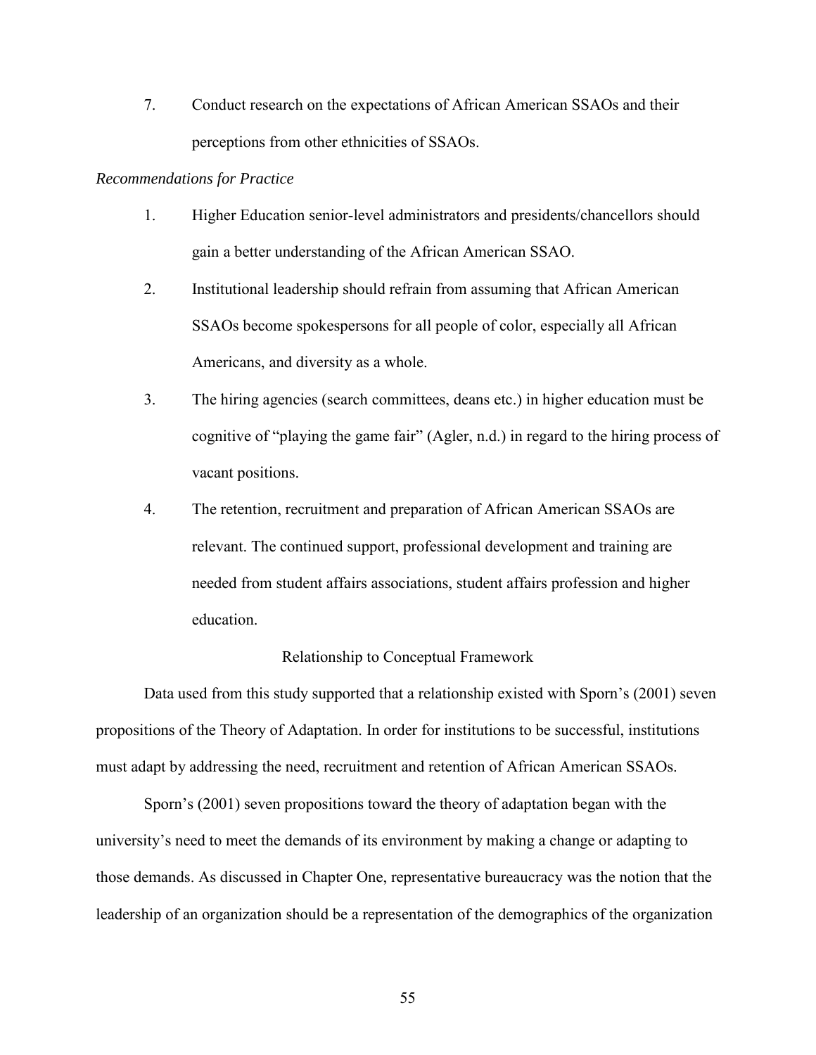7. Conduct research on the expectations of African American SSAOs and their perceptions from other ethnicities of SSAOs.

*Recommendations for Practice*

1. Higher Education senior-level administrators and presidents/chancellors should gain a better understanding of the African American SSAO.
2. Institutional leadership should refrain from assuming that African American SSAOs become spokespersons for all people of color, especially all African Americans, and diversity as a whole.
3. The hiring agencies (search committees, deans etc.) in higher education must be cognitive of "playing the game fair" (Agler, n.d.) in regard to the hiring process of vacant positions.
4. The retention, recruitment and preparation of African American SSAOs are relevant. The continued support, professional development and training are needed from student affairs associations, student affairs profession and higher education.

## Relationship to Conceptual Framework

Data used from this study supported that a relationship existed with Sporn's (2001) seven propositions of the Theory of Adaptation. In order for institutions to be successful, institutions must adapt by addressing the need, recruitment and retention of African American SSAOs.

Sporn's (2001) seven propositions toward the theory of adaptation began with the university's need to meet the demands of its environment by making a change or adapting to those demands. As discussed in Chapter One, representative bureaucracy was the notion that the leadership of an organization should be a representation of the demographics of the organization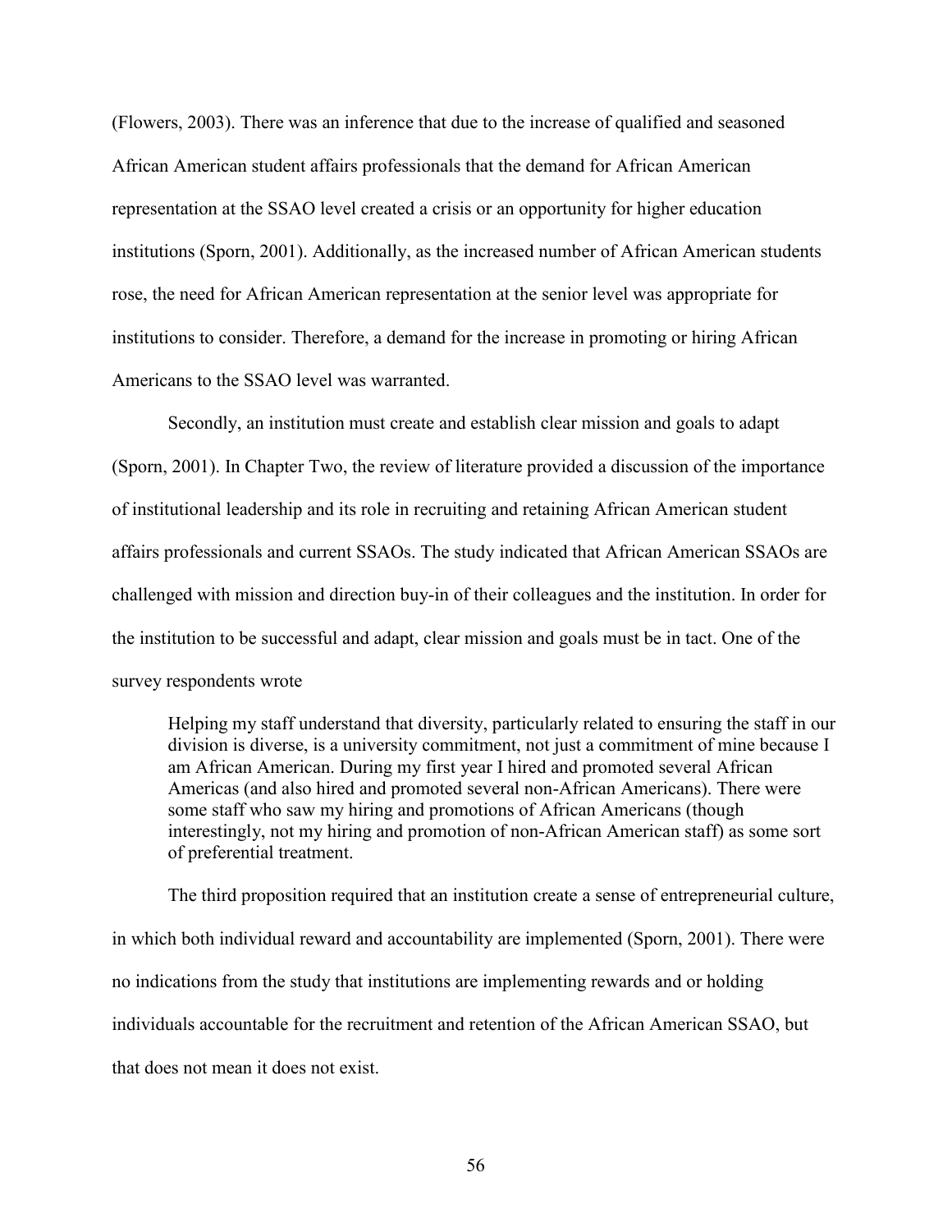(Flowers, 2003). There was an inference that due to the increase of qualified and seasoned African American student affairs professionals that the demand for African American representation at the SSAO level created a crisis or an opportunity for higher education institutions (Sporn, 2001). Additionally, as the increased number of African American students rose, the need for African American representation at the senior level was appropriate for institutions to consider. Therefore, a demand for the increase in promoting or hiring African Americans to the SSAO level was warranted.

Secondly, an institution must create and establish clear mission and goals to adapt (Sporn, 2001). In Chapter Two, the review of literature provided a discussion of the importance of institutional leadership and its role in recruiting and retaining African American student affairs professionals and current SSAOs. The study indicated that African American SSAOs are challenged with mission and direction buy-in of their colleagues and the institution. In order for the institution to be successful and adapt, clear mission and goals must be in tact. One of the survey respondents wrote

> Helping my staff understand that diversity, particularly related to ensuring the staff in our division is diverse, is a university commitment, not just a commitment of mine because I am African American. During my first year I hired and promoted several African Americas (and also hired and promoted several non-African Americans). There were some staff who saw my hiring and promotions of African Americans (though interestingly, not my hiring and promotion of non-African American staff) as some sort of preferential treatment.

The third proposition required that an institution create a sense of entrepreneurial culture, in which both individual reward and accountability are implemented (Sporn, 2001). There were no indications from the study that institutions are implementing rewards and or holding individuals accountable for the recruitment and retention of the African American SSAO, but that does not mean it does not exist.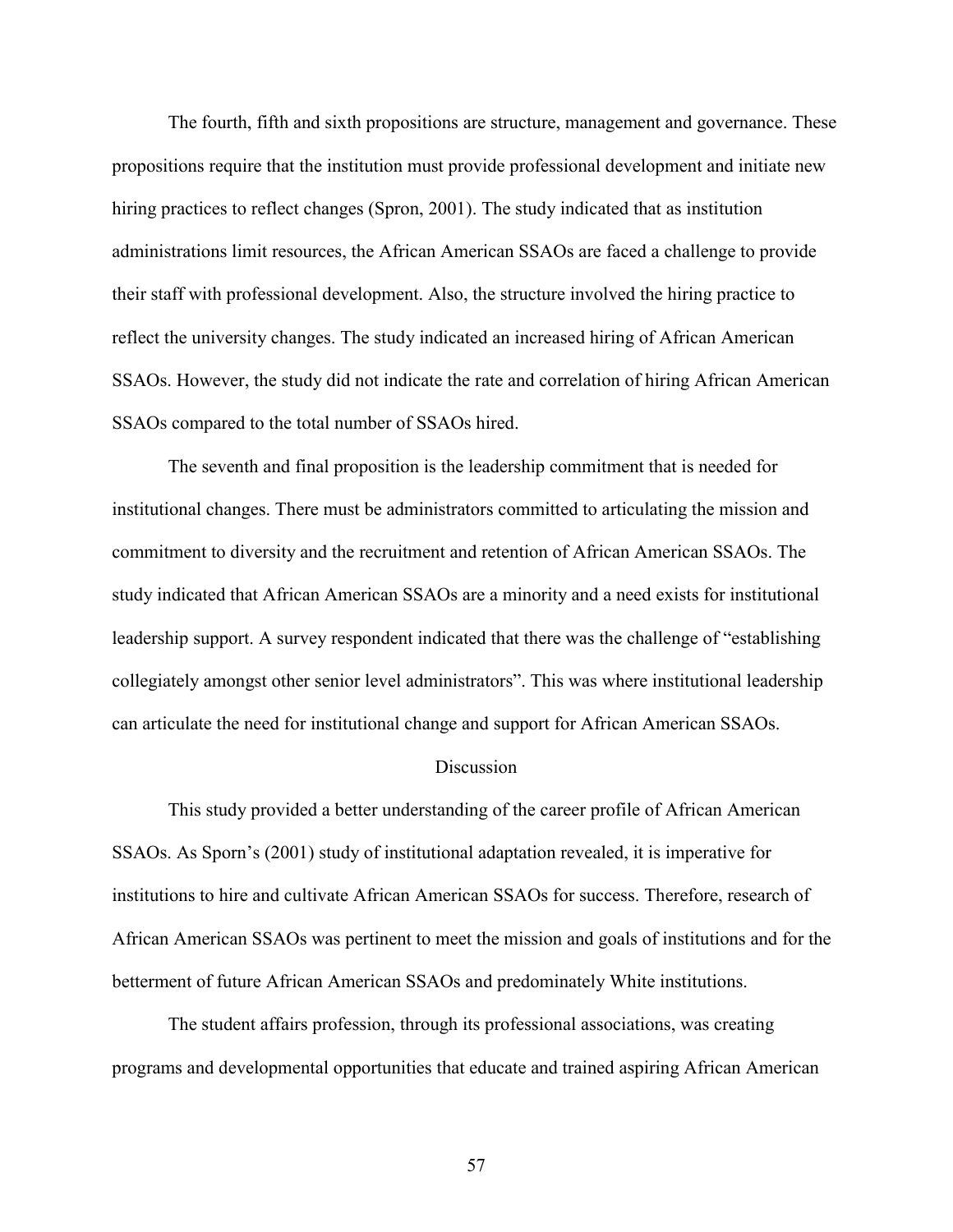The fourth, fifth and sixth propositions are structure, management and governance. These propositions require that the institution must provide professional development and initiate new hiring practices to reflect changes (Spron, 2001). The study indicated that as institution administrations limit resources, the African American SSAOs are faced a challenge to provide their staff with professional development. Also, the structure involved the hiring practice to reflect the university changes. The study indicated an increased hiring of African American SSAOs. However, the study did not indicate the rate and correlation of hiring African American SSAOs compared to the total number of SSAOs hired.

The seventh and final proposition is the leadership commitment that is needed for institutional changes. There must be administrators committed to articulating the mission and commitment to diversity and the recruitment and retention of African American SSAOs. The study indicated that African American SSAOs are a minority and a need exists for institutional leadership support. A survey respondent indicated that there was the challenge of "establishing collegiately amongst other senior level administrators". This was where institutional leadership can articulate the need for institutional change and support for African American SSAOs.

## Discussion

This study provided a better understanding of the career profile of African American SSAOs. As Sporn's (2001) study of institutional adaptation revealed, it is imperative for institutions to hire and cultivate African American SSAOs for success. Therefore, research of African American SSAOs was pertinent to meet the mission and goals of institutions and for the betterment of future African American SSAOs and predominately White institutions.

The student affairs profession, through its professional associations, was creating programs and developmental opportunities that educate and trained aspiring African American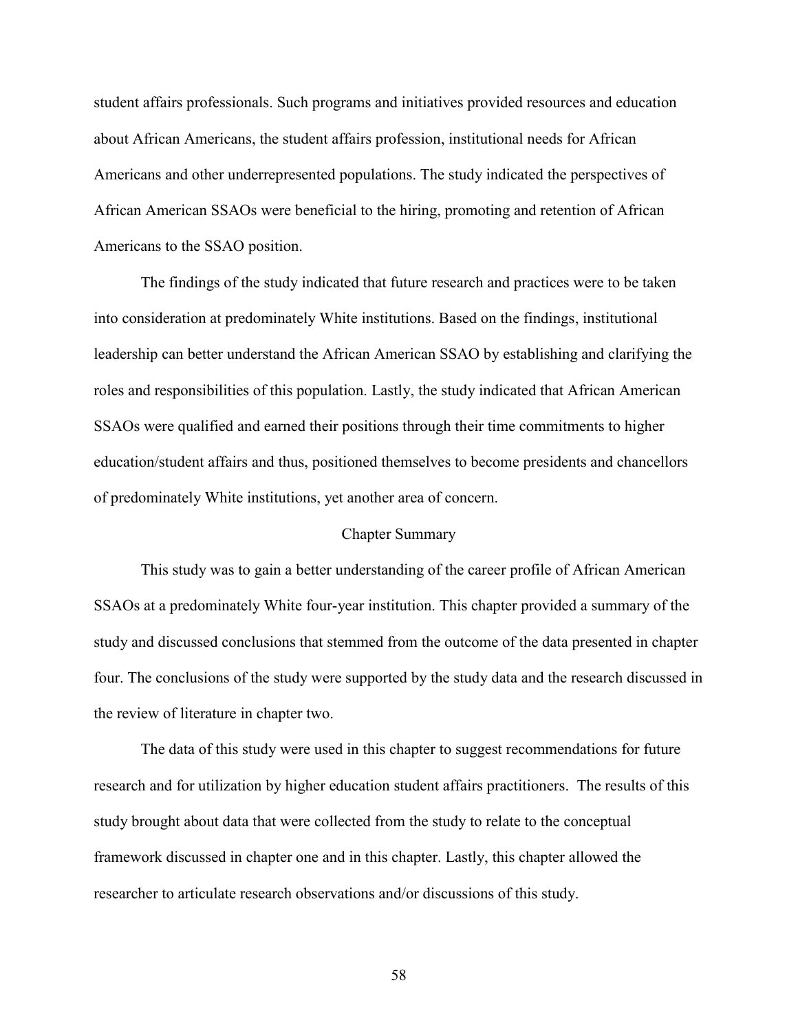student affairs professionals. Such programs and initiatives provided resources and education about African Americans, the student affairs profession, institutional needs for African Americans and other underrepresented populations. The study indicated the perspectives of African American SSAOs were beneficial to the hiring, promoting and retention of African Americans to the SSAO position.

The findings of the study indicated that future research and practices were to be taken into consideration at predominately White institutions. Based on the findings, institutional leadership can better understand the African American SSAO by establishing and clarifying the roles and responsibilities of this population. Lastly, the study indicated that African American SSAOs were qualified and earned their positions through their time commitments to higher education/student affairs and thus, positioned themselves to become presidents and chancellors of predominately White institutions, yet another area of concern.

## Chapter Summary

This study was to gain a better understanding of the career profile of African American SSAOs at a predominately White four-year institution. This chapter provided a summary of the study and discussed conclusions that stemmed from the outcome of the data presented in chapter four. The conclusions of the study were supported by the study data and the research discussed in the review of literature in chapter two.

The data of this study were used in this chapter to suggest recommendations for future research and for utilization by higher education student affairs practitioners. The results of this study brought about data that were collected from the study to relate to the conceptual framework discussed in chapter one and in this chapter. Lastly, this chapter allowed the researcher to articulate research observations and/or discussions of this study.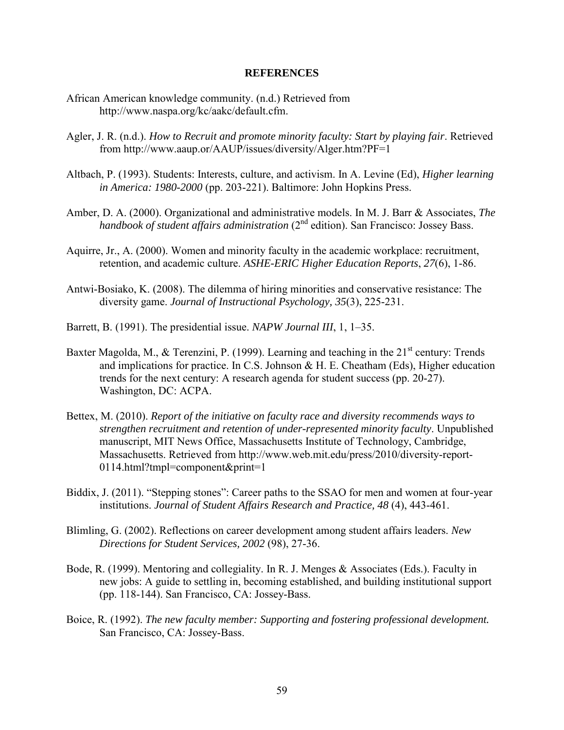**REFERENCES**

African American knowledge community. (n.d.) Retrieved from http://www.naspa.org/kc/aakc/default.cfm.

Agler, J. R. (n.d.). *How to Recruit and promote minority faculty: Start by playing fair*. Retrieved from http://www.aaup.or/AAUP/issues/diversity/Alger.htm?PF=1

Altbach, P. (1993). Students: Interests, culture, and activism. In A. Levine (Ed), *Higher learning in America: 1980-2000* (pp. 203-221). Baltimore: John Hopkins Press.

Amber, D. A. (2000). Organizational and administrative models. In M. J. Barr & Associates, *The handbook of student affairs administration* (2nd edition). San Francisco: Jossey Bass.

Aquirre, Jr., A. (2000). Women and minority faculty in the academic workplace: recruitment, retention, and academic culture. *ASHE-ERIC Higher Education Reports*, *27*(6), 1-86.

Antwi-Bosiako, K. (2008). The dilemma of hiring minorities and conservative resistance: The diversity game. *Journal of Instructional Psychology, 35*(3), 225-231.

Barrett, B. (1991). The presidential issue. *NAPW Journal III*, 1, 1–35.

Baxter Magolda, M., & Terenzini, P. (1999). Learning and teaching in the 21st century: Trends and implications for practice. In C.S. Johnson & H. E. Cheatham (Eds), Higher education trends for the next century: A research agenda for student success (pp. 20-27). Washington, DC: ACPA.

Bettex, M. (2010). *Report of the initiative on faculty race and diversity recommends ways to strengthen recruitment and retention of under-represented minority faculty*. Unpublished manuscript, MIT News Office, Massachusetts Institute of Technology, Cambridge, Massachusetts. Retrieved from http://www.web.mit.edu/press/2010/diversity-report-0114.html?tmpl=component&print=1

Biddix, J. (2011). "Stepping stones": Career paths to the SSAO for men and women at four-year institutions. *Journal of Student Affairs Research and Practice, 48* (4), 443-461.

Blimling, G. (2002). Reflections on career development among student affairs leaders. *New Directions for Student Services, 2002* (98), 27-36.

Bode, R. (1999). Mentoring and collegiality. In R. J. Menges & Associates (Eds.). Faculty in new jobs: A guide to settling in, becoming established, and building institutional support (pp. 118-144). San Francisco, CA: Jossey-Bass.

Boice, R. (1992). *The new faculty member: Supporting and fostering professional development.* San Francisco, CA: Jossey-Bass.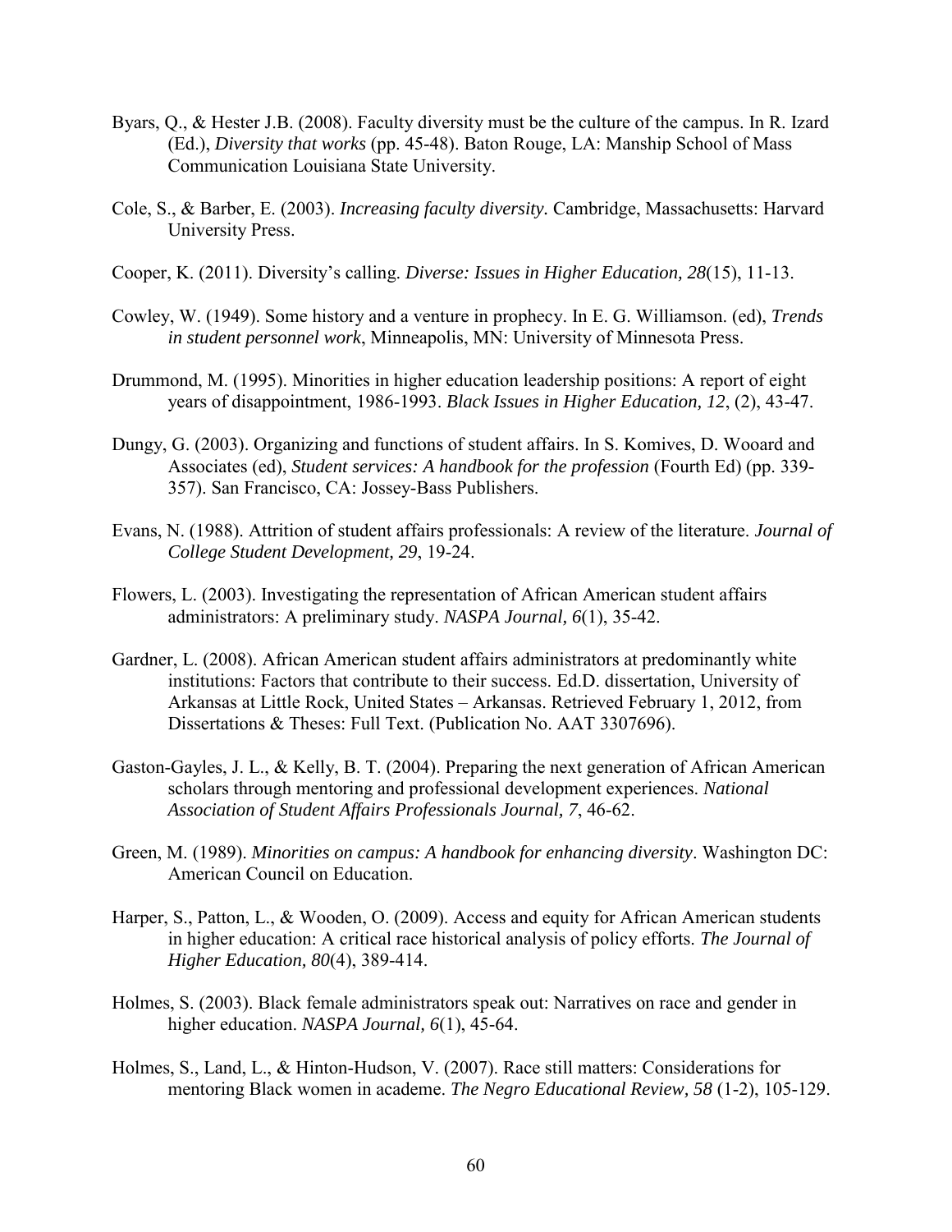Byars, Q., & Hester J.B. (2008). Faculty diversity must be the culture of the campus. In R. Izard (Ed.), *Diversity that works* (pp. 45-48). Baton Rouge, LA: Manship School of Mass Communication Louisiana State University.

Cole, S., & Barber, E. (2003). *Increasing faculty diversity.* Cambridge, Massachusetts: Harvard University Press.

Cooper, K. (2011). Diversity's calling. *Diverse: Issues in Higher Education, 28*(15), 11-13.

Cowley, W. (1949). Some history and a venture in prophecy. In E. G. Williamson. (ed), *Trends in student personnel work*, Minneapolis, MN: University of Minnesota Press.

Drummond, M. (1995). Minorities in higher education leadership positions: A report of eight years of disappointment, 1986-1993. *Black Issues in Higher Education, 12*, (2), 43-47.

Dungy, G. (2003). Organizing and functions of student affairs. In S. Komives, D. Wooard and Associates (ed), *Student services: A handbook for the profession* (Fourth Ed) (pp. 339-357). San Francisco, CA: Jossey-Bass Publishers.

Evans, N. (1988). Attrition of student affairs professionals: A review of the literature. *Journal of College Student Development, 29*, 19-24.

Flowers, L. (2003). Investigating the representation of African American student affairs administrators: A preliminary study. *NASPA Journal, 6*(1), 35-42.

Gardner, L. (2008). African American student affairs administrators at predominantly white institutions: Factors that contribute to their success. Ed.D. dissertation, University of Arkansas at Little Rock, United States – Arkansas. Retrieved February 1, 2012, from Dissertations & Theses: Full Text. (Publication No. AAT 3307696).

Gaston-Gayles, J. L., & Kelly, B. T. (2004). Preparing the next generation of African American scholars through mentoring and professional development experiences. *National Association of Student Affairs Professionals Journal, 7*, 46-62.

Green, M. (1989). *Minorities on campus: A handbook for enhancing diversity*. Washington DC: American Council on Education.

Harper, S., Patton, L., & Wooden, O. (2009). Access and equity for African American students in higher education: A critical race historical analysis of policy efforts. *The Journal of Higher Education, 80*(4), 389-414.

Holmes, S. (2003). Black female administrators speak out: Narratives on race and gender in higher education. *NASPA Journal, 6*(1), 45-64.

Holmes, S., Land, L., & Hinton-Hudson, V. (2007). Race still matters: Considerations for mentoring Black women in academe. *The Negro Educational Review, 58* (1-2), 105-129.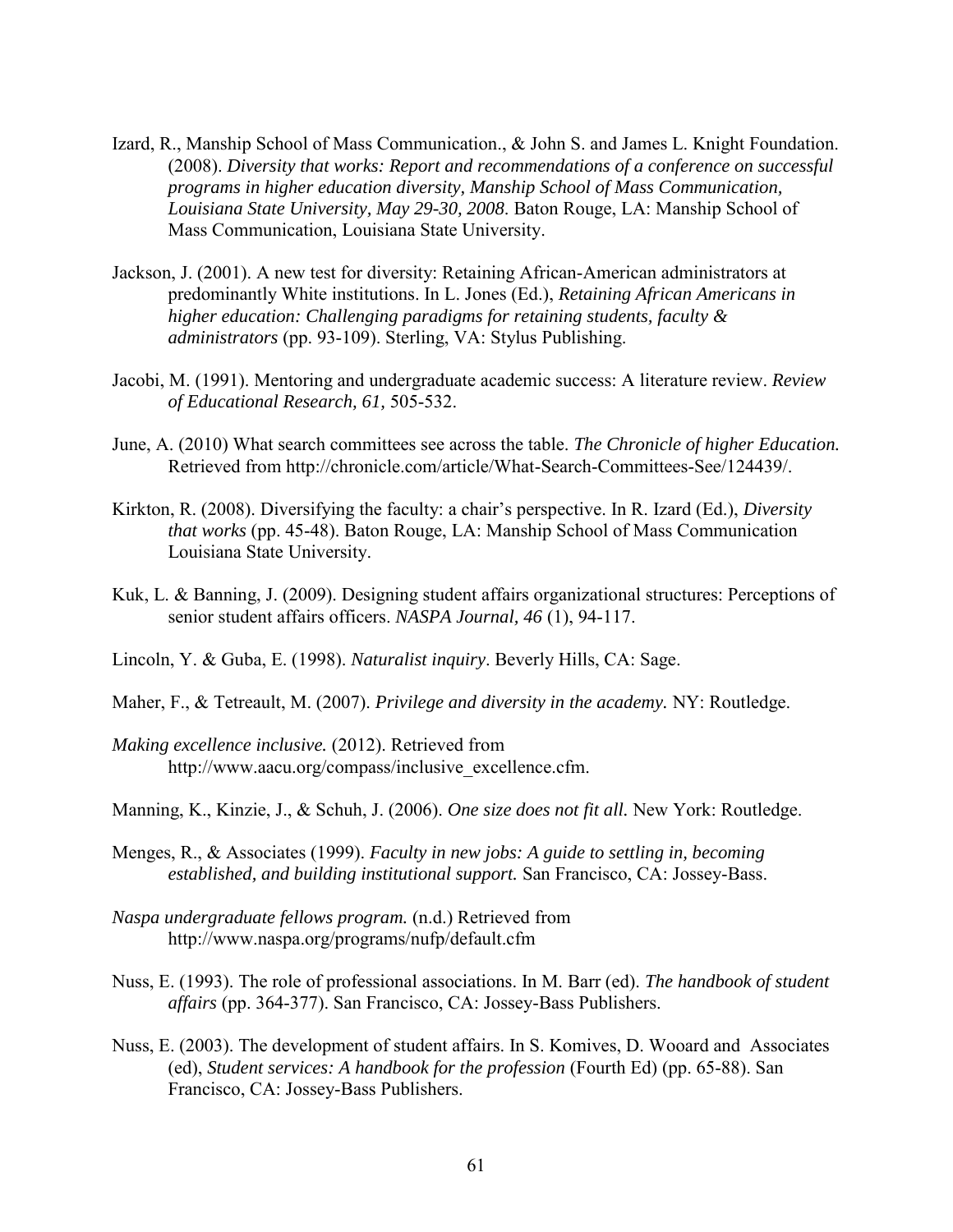Izard, R., Manship School of Mass Communication., & John S. and James L. Knight Foundation. (2008). *Diversity that works: Report and recommendations of a conference on successful programs in higher education diversity, Manship School of Mass Communication, Louisiana State University, May 29-30, 2008*. Baton Rouge, LA: Manship School of Mass Communication, Louisiana State University.

Jackson, J. (2001). A new test for diversity: Retaining African-American administrators at predominantly White institutions. In L. Jones (Ed.), *Retaining African Americans in higher education: Challenging paradigms for retaining students, faculty & administrators* (pp. 93-109). Sterling, VA: Stylus Publishing.

Jacobi, M. (1991). Mentoring and undergraduate academic success: A literature review. *Review of Educational Research, 61,* 505-532.

June, A. (2010) What search committees see across the table. *The Chronicle of higher Education.* Retrieved from http://chronicle.com/article/What-Search-Committees-See/124439/.

Kirkton, R. (2008). Diversifying the faculty: a chair's perspective. In R. Izard (Ed.), *Diversity that works* (pp. 45-48). Baton Rouge, LA: Manship School of Mass Communication Louisiana State University.

Kuk, L. & Banning, J. (2009). Designing student affairs organizational structures: Perceptions of senior student affairs officers. *NASPA Journal, 46* (1), 94-117.

Lincoln, Y. & Guba, E. (1998). *Naturalist inquiry*. Beverly Hills, CA: Sage.

Maher, F., & Tetreault, M. (2007). *Privilege and diversity in the academy.* NY: Routledge.

*Making excellence inclusive.* (2012). Retrieved from http://www.aacu.org/compass/inclusive_excellence.cfm.

Manning, K., Kinzie, J., & Schuh, J. (2006). *One size does not fit all.* New York: Routledge.

Menges, R., & Associates (1999). *Faculty in new jobs: A guide to settling in, becoming established, and building institutional support.* San Francisco, CA: Jossey-Bass.

*Naspa undergraduate fellows program.* (n.d.) Retrieved from http://www.naspa.org/programs/nufp/default.cfm

Nuss, E. (1993). The role of professional associations. In M. Barr (ed). *The handbook of student affairs* (pp. 364-377). San Francisco, CA: Jossey-Bass Publishers.

Nuss, E. (2003). The development of student affairs. In S. Komives, D. Wooard and Associates (ed), *Student services: A handbook for the profession* (Fourth Ed) (pp. 65-88). San Francisco, CA: Jossey-Bass Publishers.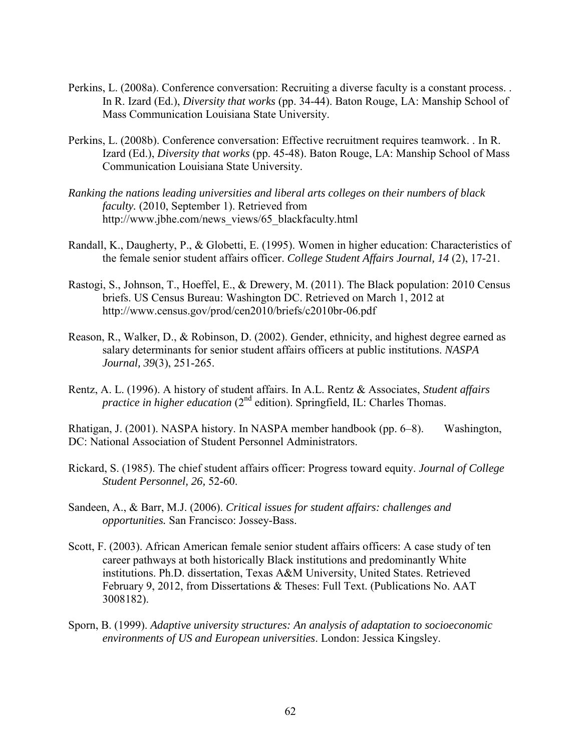Perkins, L. (2008a). Conference conversation: Recruiting a diverse faculty is a constant process. . In R. Izard (Ed.), *Diversity that works* (pp. 34-44). Baton Rouge, LA: Manship School of Mass Communication Louisiana State University.

Perkins, L. (2008b). Conference conversation: Effective recruitment requires teamwork. . In R. Izard (Ed.), *Diversity that works* (pp. 45-48). Baton Rouge, LA: Manship School of Mass Communication Louisiana State University.

*Ranking the nations leading universities and liberal arts colleges on their numbers of black faculty.* (2010, September 1). Retrieved from http://www.jbhe.com/news_views/65_blackfaculty.html

Randall, K., Daugherty, P., & Globetti, E. (1995). Women in higher education: Characteristics of the female senior student affairs officer. *College Student Affairs Journal, 14* (2), 17-21.

Rastogi, S., Johnson, T., Hoeffel, E., & Drewery, M. (2011). The Black population: 2010 Census briefs. US Census Bureau: Washington DC. Retrieved on March 1, 2012 at http://www.census.gov/prod/cen2010/briefs/c2010br-06.pdf

Reason, R., Walker, D., & Robinson, D. (2002). Gender, ethnicity, and highest degree earned as salary determinants for senior student affairs officers at public institutions. *NASPA Journal, 39*(3), 251-265.

Rentz, A. L. (1996). A history of student affairs. In A.L. Rentz & Associates, *Student affairs practice in higher education* (2nd edition). Springfield, IL: Charles Thomas.

Rhatigan, J. (2001). NASPA history. In NASPA member handbook (pp. 6–8). Washington, DC: National Association of Student Personnel Administrators.

Rickard, S. (1985). The chief student affairs officer: Progress toward equity. *Journal of College Student Personnel, 26,* 52-60.

Sandeen, A., & Barr, M.J. (2006). *Critical issues for student affairs: challenges and opportunities.* San Francisco: Jossey-Bass.

Scott, F. (2003). African American female senior student affairs officers: A case study of ten career pathways at both historically Black institutions and predominantly White institutions. Ph.D. dissertation, Texas A&M University, United States. Retrieved February 9, 2012, from Dissertations & Theses: Full Text. (Publications No. AAT 3008182).

Sporn, B. (1999). *Adaptive university structures: An analysis of adaptation to socioeconomic environments of US and European universities*. London: Jessica Kingsley.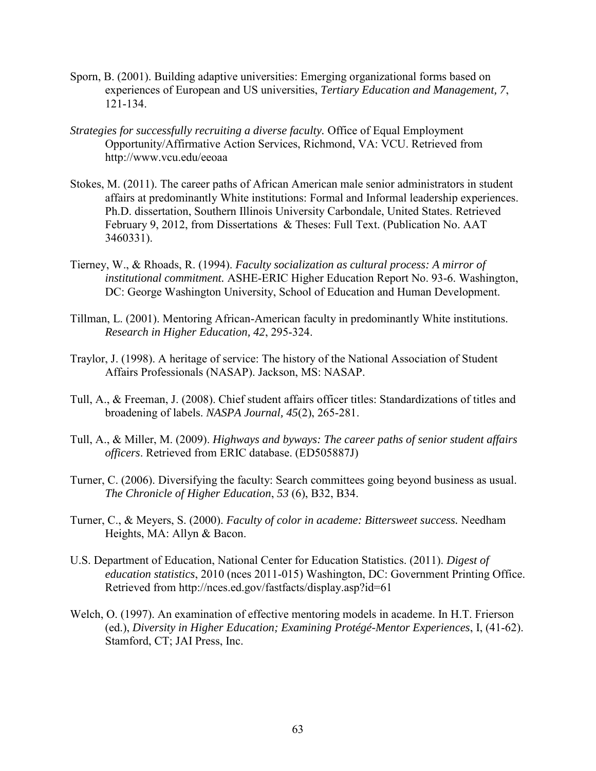Sporn, B. (2001). Building adaptive universities: Emerging organizational forms based on experiences of European and US universities, *Tertiary Education and Management, 7*, 121-134.

*Strategies for successfully recruiting a diverse faculty.* Office of Equal Employment Opportunity/Affirmative Action Services, Richmond, VA: VCU. Retrieved from http://www.vcu.edu/eeoaa

Stokes, M. (2011). The career paths of African American male senior administrators in student affairs at predominantly White institutions: Formal and Informal leadership experiences. Ph.D. dissertation, Southern Illinois University Carbondale, United States. Retrieved February 9, 2012, from Dissertations & Theses: Full Text. (Publication No. AAT 3460331).

Tierney, W., & Rhoads, R. (1994). *Faculty socialization as cultural process: A mirror of institutional commitment.* ASHE-ERIC Higher Education Report No. 93-6. Washington, DC: George Washington University, School of Education and Human Development.

Tillman, L. (2001). Mentoring African-American faculty in predominantly White institutions. *Research in Higher Education, 42*, 295-324.

Traylor, J. (1998). A heritage of service: The history of the National Association of Student Affairs Professionals (NASAP). Jackson, MS: NASAP.

Tull, A., & Freeman, J. (2008). Chief student affairs officer titles: Standardizations of titles and broadening of labels. *NASPA Journal, 45*(2), 265-281.

Tull, A., & Miller, M. (2009). *Highways and byways: The career paths of senior student affairs officers*. Retrieved from ERIC database. (ED505887J)

Turner, C. (2006). Diversifying the faculty: Search committees going beyond business as usual. *The Chronicle of Higher Education*, *53* (6), B32, B34.

Turner, C., & Meyers, S. (2000). *Faculty of color in academe: Bittersweet success.* Needham Heights, MA: Allyn & Bacon.

U.S. Department of Education, National Center for Education Statistics. (2011). *Digest of education statistics*, 2010 (nces 2011-015) Washington, DC: Government Printing Office. Retrieved from http://nces.ed.gov/fastfacts/display.asp?id=61

Welch, O. (1997). An examination of effective mentoring models in academe. In H.T. Frierson (ed.), *Diversity in Higher Education; Examining Protégé-Mentor Experiences*, I, (41-62). Stamford, CT; JAI Press, Inc.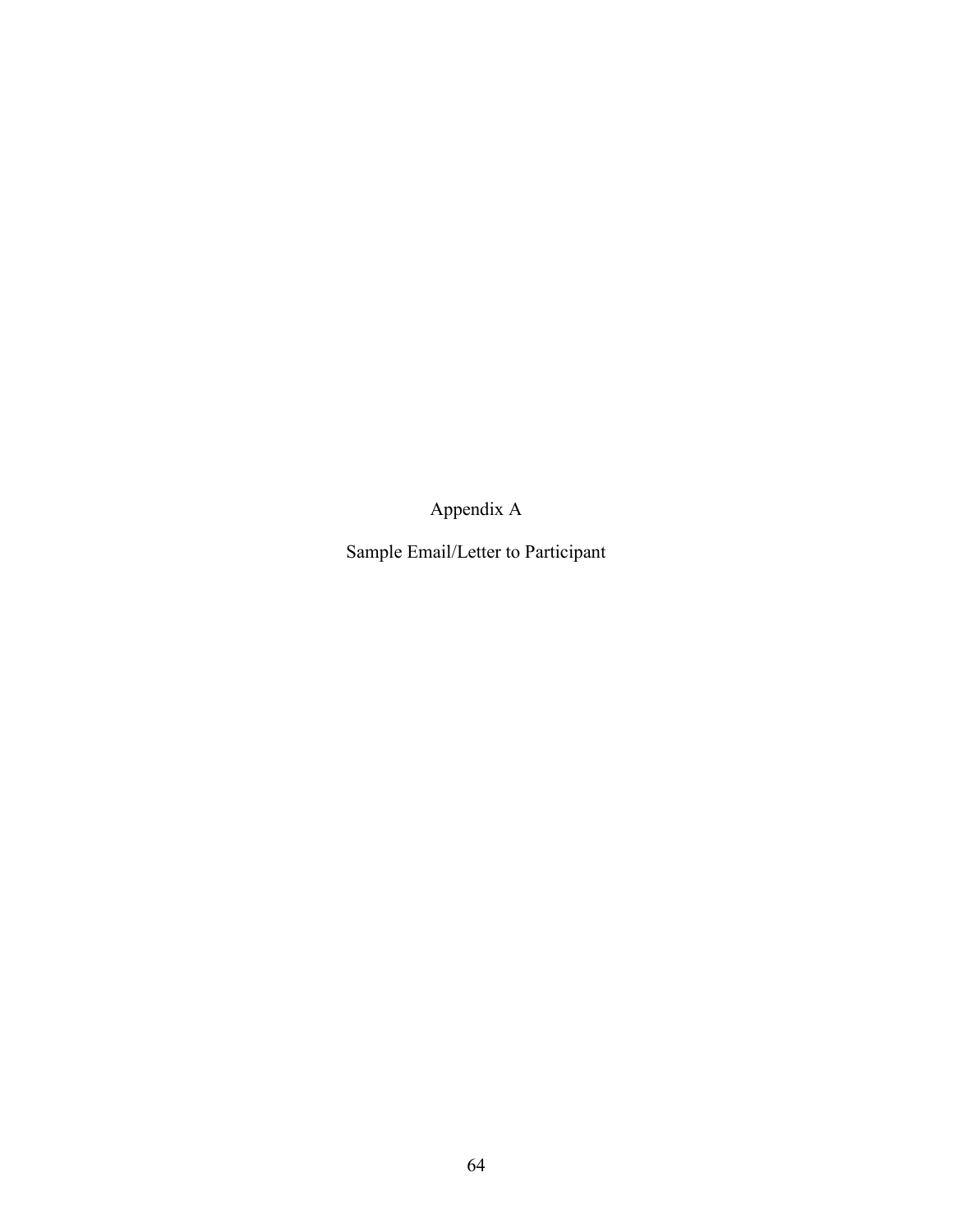# Appendix A

## Sample Email/Letter to Participant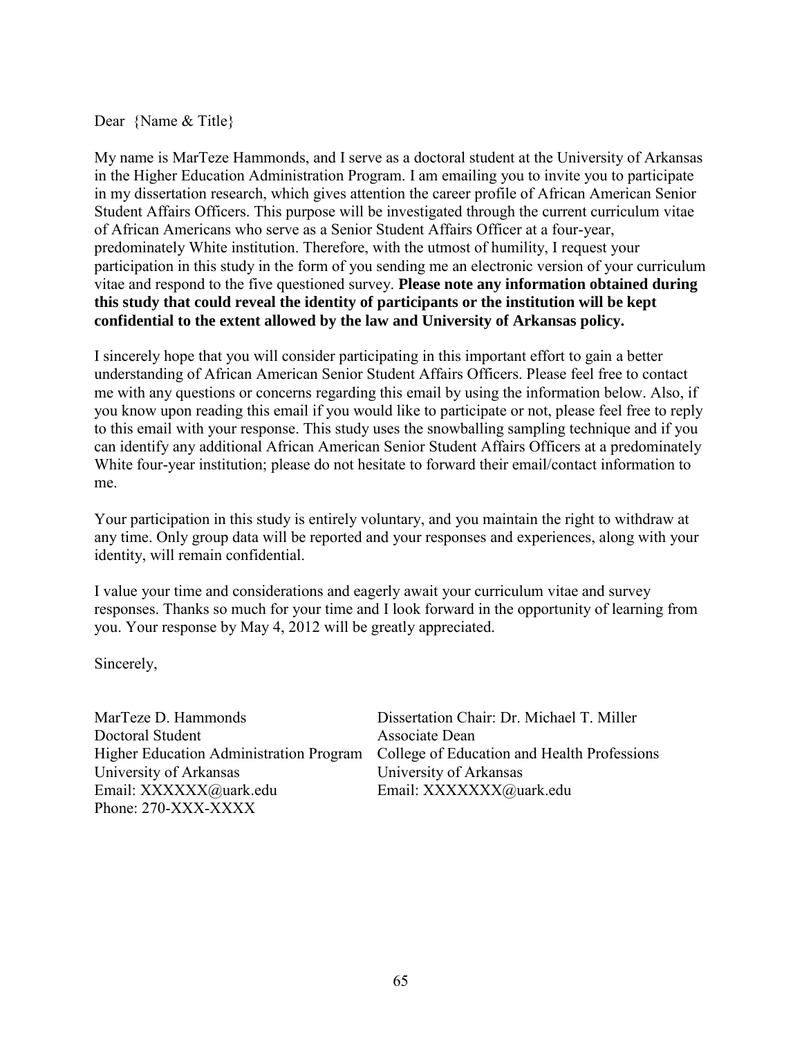Dear {Name & Title}

My name is MarTeze Hammonds, and I serve as a doctoral student at the University of Arkansas in the Higher Education Administration Program. I am emailing you to invite you to participate in my dissertation research, which gives attention the career profile of African American Senior Student Affairs Officers. This purpose will be investigated through the current curriculum vitae of African Americans who serve as a Senior Student Affairs Officer at a four-year, predominately White institution. Therefore, with the utmost of humility, I request your participation in this study in the form of you sending me an electronic version of your curriculum vitae and respond to the five questioned survey. **Please note any information obtained during this study that could reveal the identity of participants or the institution will be kept confidential to the extent allowed by the law and University of Arkansas policy.**

I sincerely hope that you will consider participating in this important effort to gain a better understanding of African American Senior Student Affairs Officers. Please feel free to contact me with any questions or concerns regarding this email by using the information below. Also, if you know upon reading this email if you would like to participate or not, please feel free to reply to this email with your response. This study uses the snowballing sampling technique and if you can identify any additional African American Senior Student Affairs Officers at a predominately White four-year institution; please do not hesitate to forward their email/contact information to me.

Your participation in this study is entirely voluntary, and you maintain the right to withdraw at any time. Only group data will be reported and your responses and experiences, along with your identity, will remain confidential.

I value your time and considerations and eagerly await your curriculum vitae and survey responses. Thanks so much for your time and I look forward in the opportunity of learning from you. Your response by May 4, 2012 will be greatly appreciated.

Sincerely,

MarTeze D. Hammonds
Doctoral Student
Higher Education Administration Program
University of Arkansas
Email: XXXXXX@uark.edu
Phone: 270-XXX-XXXX

Dissertation Chair: Dr. Michael T. Miller
Associate Dean
College of Education and Health Professions
University of Arkansas
Email: XXXXXXX@uark.edu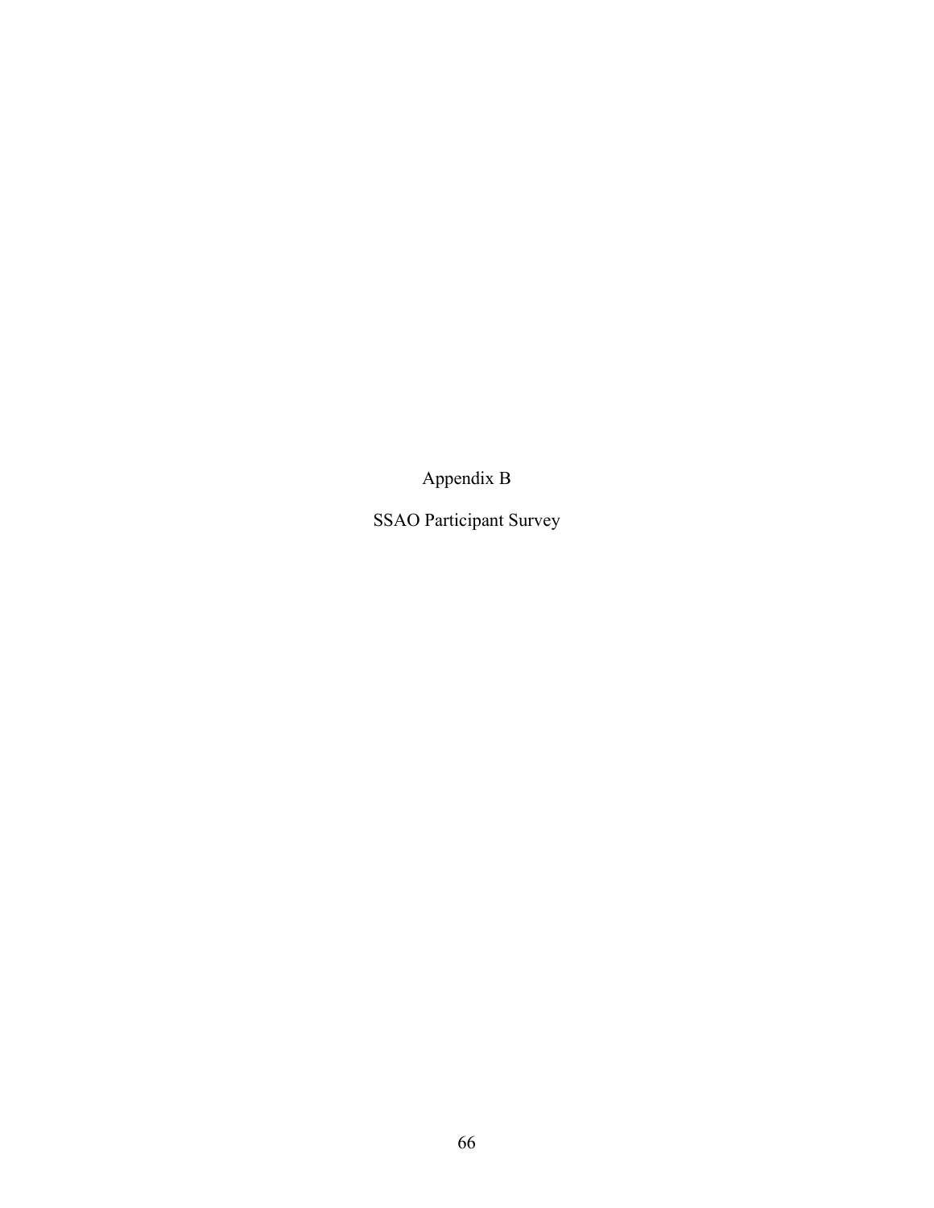# Appendix B

## SSAO Participant Survey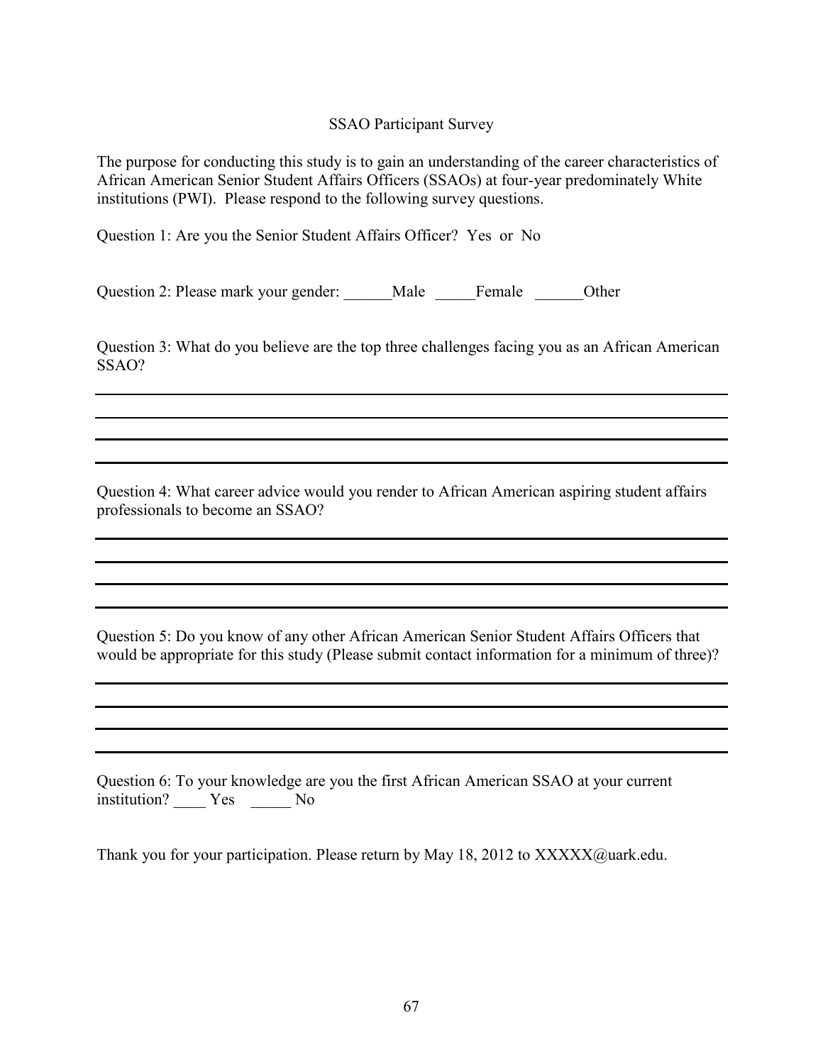SSAO Participant Survey

The purpose for conducting this study is to gain an understanding of the career characteristics of African American Senior Student Affairs Officers (SSAOs) at four-year predominately White institutions (PWI). Please respond to the following survey questions.

Question 1: Are you the Senior Student Affairs Officer? Yes or No

Question 2: Please mark your gender: ______Male _____Female ______Other

Question 3: What do you believe are the top three challenges facing you as an African American SSAO?

______________________________________________________________________________

______________________________________________________________________________

______________________________________________________________________________

______________________________________________________________________________

Question 4: What career advice would you render to African American aspiring student affairs professionals to become an SSAO?

______________________________________________________________________________

______________________________________________________________________________

______________________________________________________________________________

______________________________________________________________________________

Question 5: Do you know of any other African American Senior Student Affairs Officers that would be appropriate for this study (Please submit contact information for a minimum of three)?

______________________________________________________________________________

______________________________________________________________________________

______________________________________________________________________________

______________________________________________________________________________

Question 6: To your knowledge are you the first African American SSAO at your current institution? ____ Yes _____ No

Thank you for your participation. Please return by May 18, 2012 to XXXXX@uark.edu.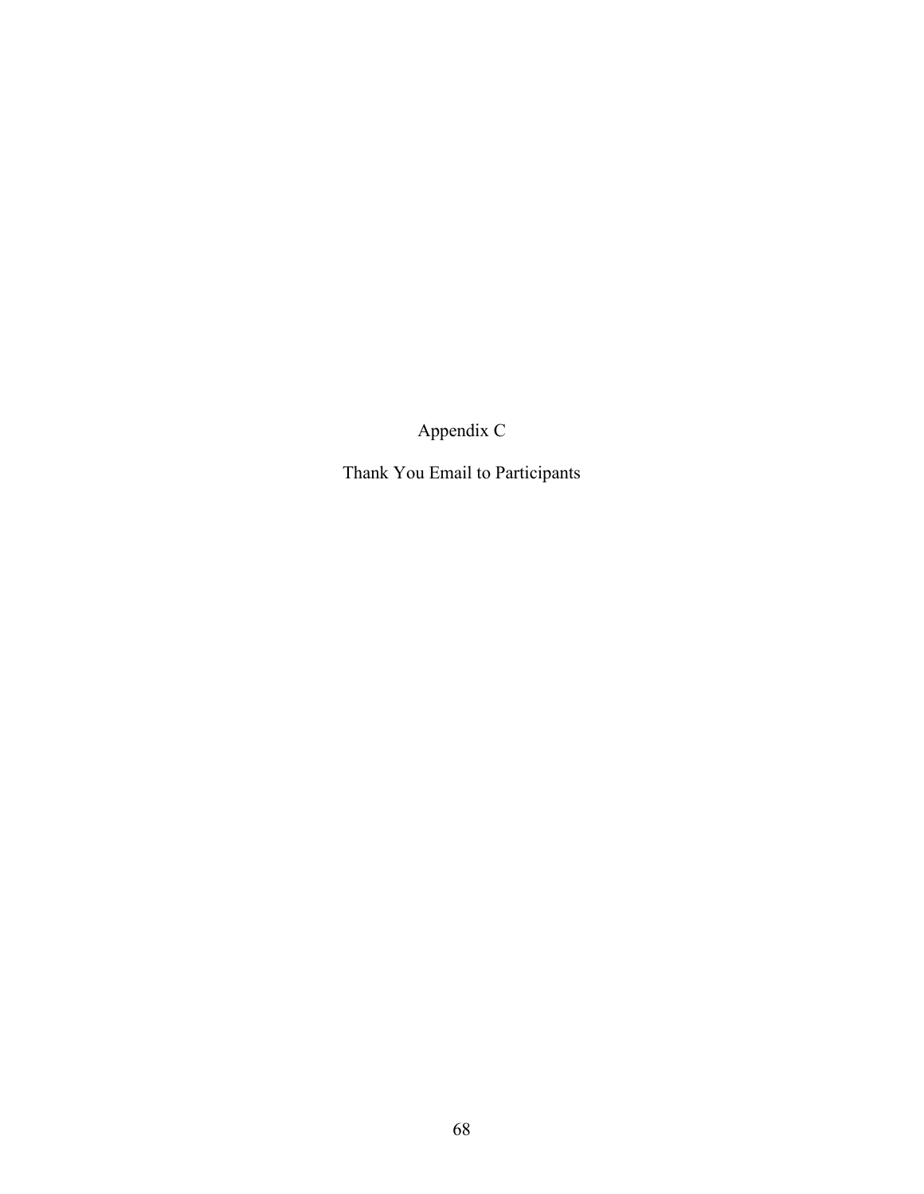# Appendix C

## Thank You Email to Participants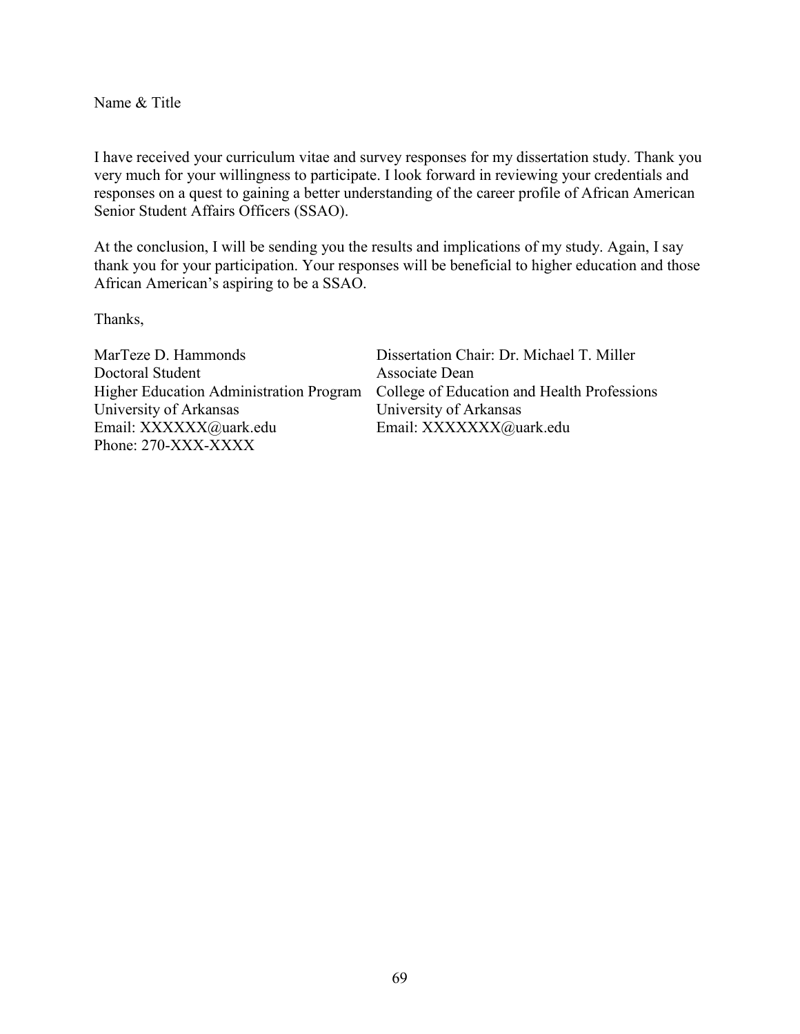Name & Title

I have received your curriculum vitae and survey responses for my dissertation study. Thank you very much for your willingness to participate. I look forward in reviewing your credentials and responses on a quest to gaining a better understanding of the career profile of African American Senior Student Affairs Officers (SSAO).

At the conclusion, I will be sending you the results and implications of my study. Again, I say thank you for your participation. Your responses will be beneficial to higher education and those African American's aspiring to be a SSAO.

Thanks,

MarTeze D. Hammonds
Doctoral Student
Higher Education Administration Program
University of Arkansas
Email: XXXXXX@uark.edu
Phone: 270-XXX-XXXX

Dissertation Chair: Dr. Michael T. Miller
Associate Dean
College of Education and Health Professions
University of Arkansas
Email: XXXXXXX@uark.edu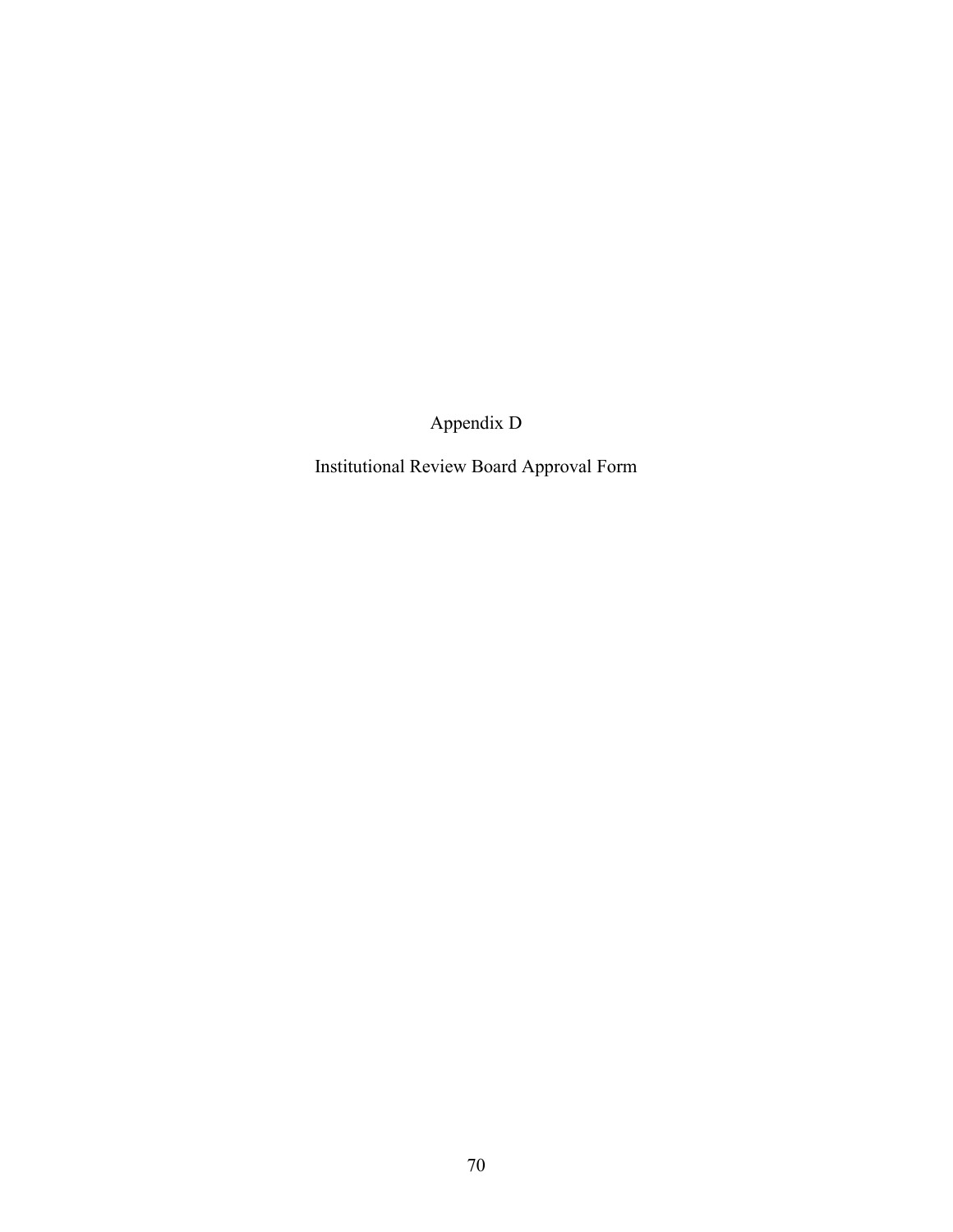# Appendix D

## Institutional Review Board Approval Form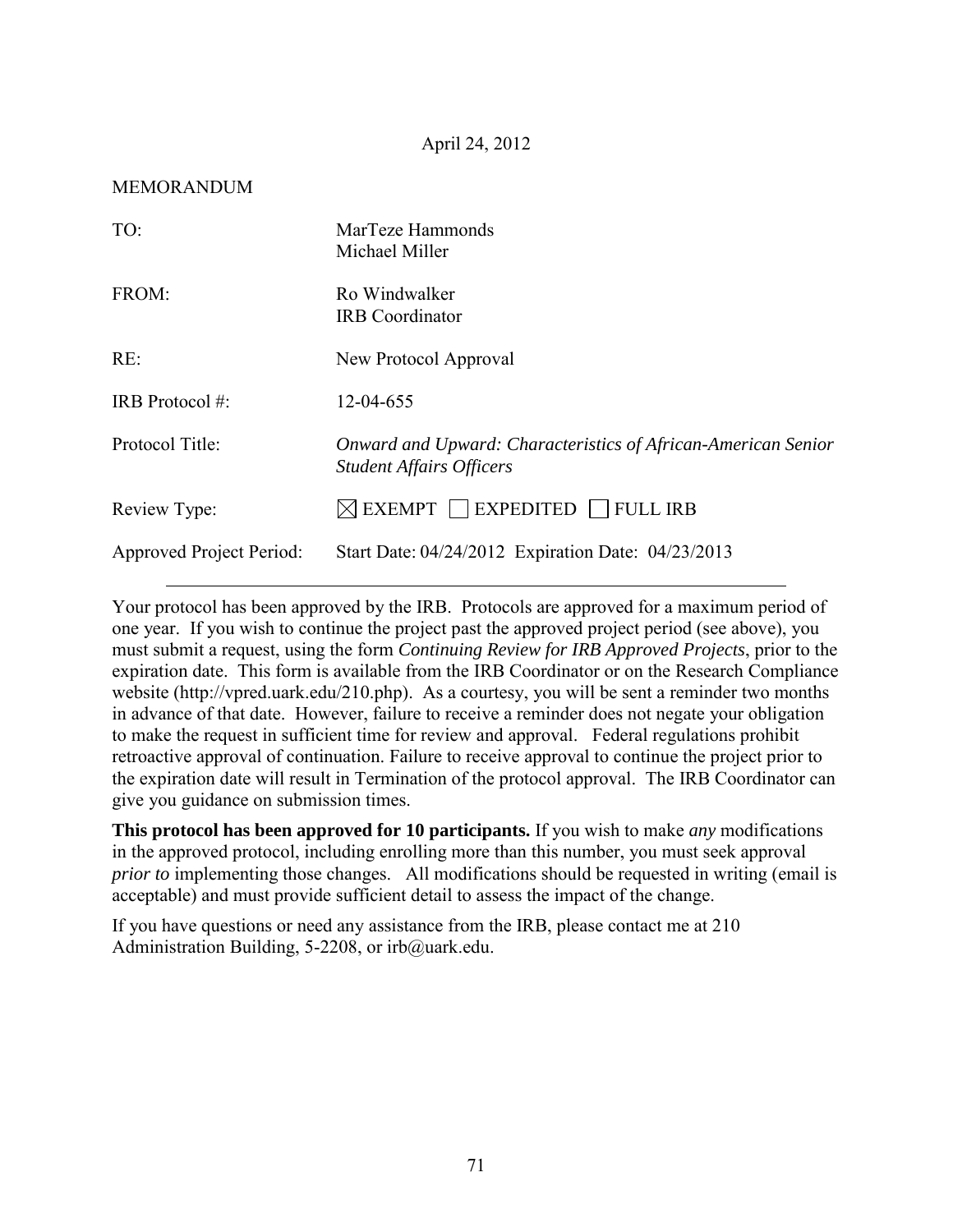April 24, 2012

MEMORANDUM

| | |
|---|---|
| TO: | MarTeze Hammonds<br>Michael Miller |
| FROM: | Ro Windwalker<br>IRB Coordinator |
| RE: | New Protocol Approval |
| IRB Protocol #: | 12-04-655 |
| Protocol Title: | *Onward and Upward: Characteristics of African-American Senior Student Affairs Officers* |
| Review Type: | ☒ EXEMPT ☐ EXPEDITED ☐ FULL IRB |
| Approved Project Period: | Start Date: 04/24/2012 Expiration Date: 04/23/2013 |

---

Your protocol has been approved by the IRB. Protocols are approved for a maximum period of one year. If you wish to continue the project past the approved project period (see above), you must submit a request, using the form *Continuing Review for IRB Approved Projects*, prior to the expiration date. This form is available from the IRB Coordinator or on the Research Compliance website (http://vpred.uark.edu/210.php). As a courtesy, you will be sent a reminder two months in advance of that date. However, failure to receive a reminder does not negate your obligation to make the request in sufficient time for review and approval. Federal regulations prohibit retroactive approval of continuation. Failure to receive approval to continue the project prior to the expiration date will result in Termination of the protocol approval. The IRB Coordinator can give you guidance on submission times.

**This protocol has been approved for 10 participants.** If you wish to make *any* modifications in the approved protocol, including enrolling more than this number, you must seek approval *prior to* implementing those changes. All modifications should be requested in writing (email is acceptable) and must provide sufficient detail to assess the impact of the change.

If you have questions or need any assistance from the IRB, please contact me at 210 Administration Building, 5-2208, or irb@uark.edu.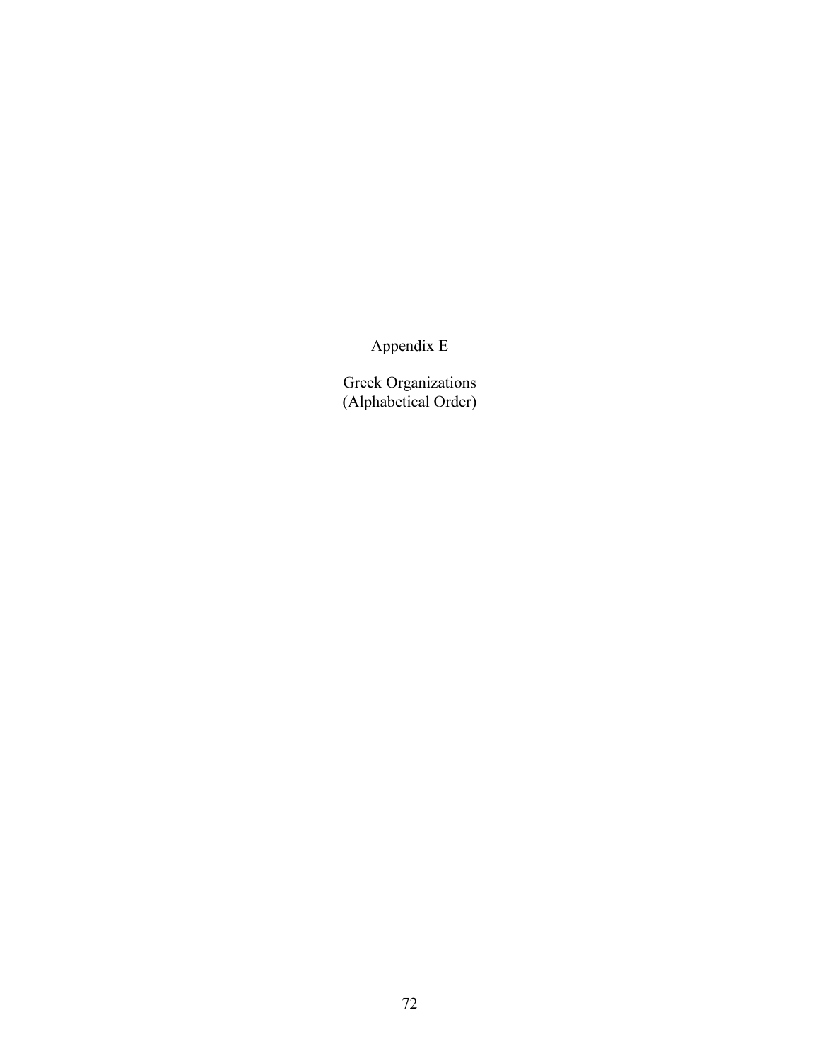# Appendix E

Greek Organizations
(Alphabetical Order)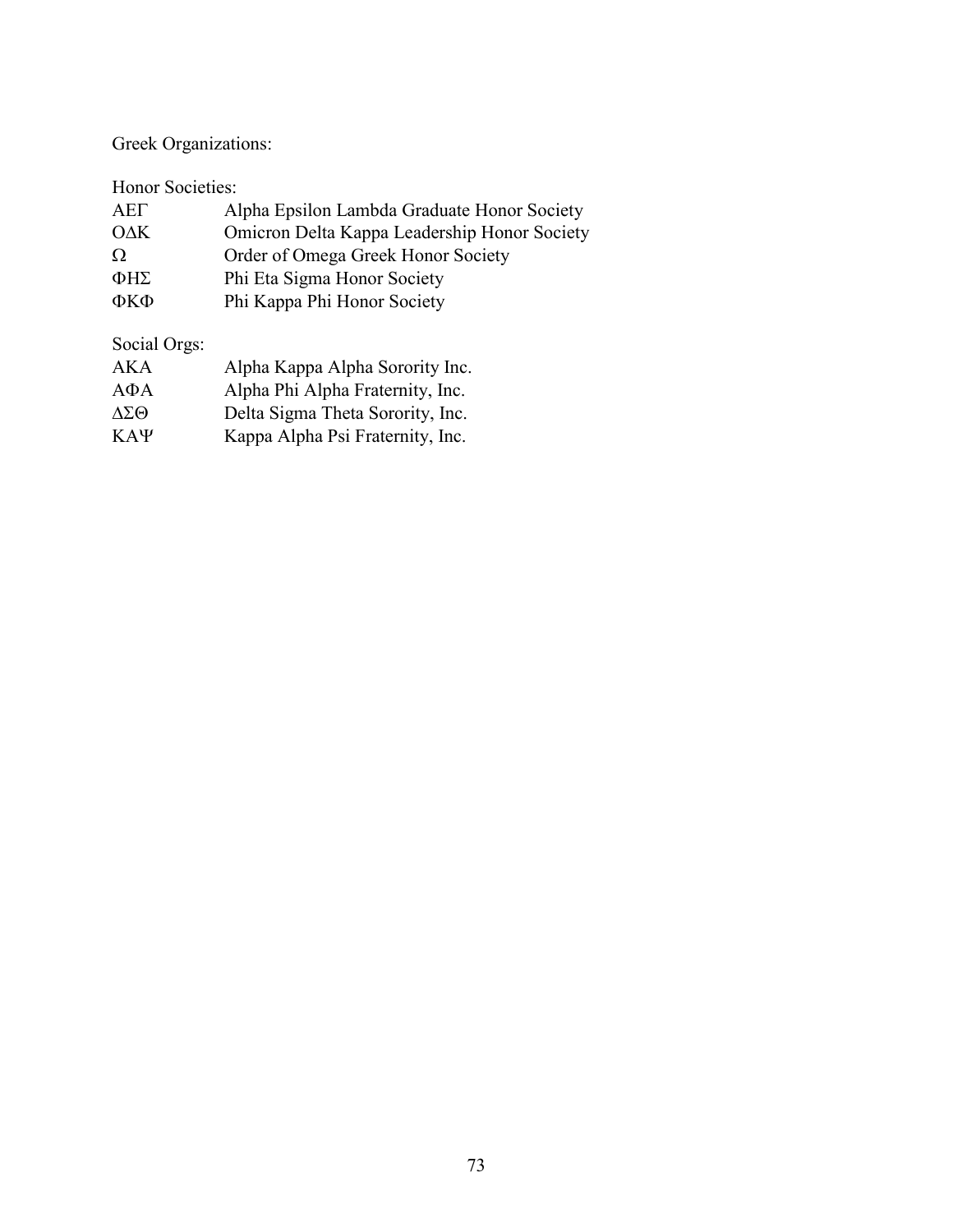Greek Organizations:

Honor Societies:

| | |
|---|---|
| ΑΕΓ | Alpha Epsilon Lambda Graduate Honor Society |
| ΟΔΚ | Omicron Delta Kappa Leadership Honor Society |
| Ω | Order of Omega Greek Honor Society |
| ΦΗΣ | Phi Eta Sigma Honor Society |
| ΦΚΦ | Phi Kappa Phi Honor Society |

Social Orgs:

| | |
|---|---|
| ΑΚΑ | Alpha Kappa Alpha Sorority Inc. |
| ΑΦΑ | Alpha Phi Alpha Fraternity, Inc. |
| ΔΣΘ | Delta Sigma Theta Sorority, Inc. |
| ΚΑΨ | Kappa Alpha Psi Fraternity, Inc. |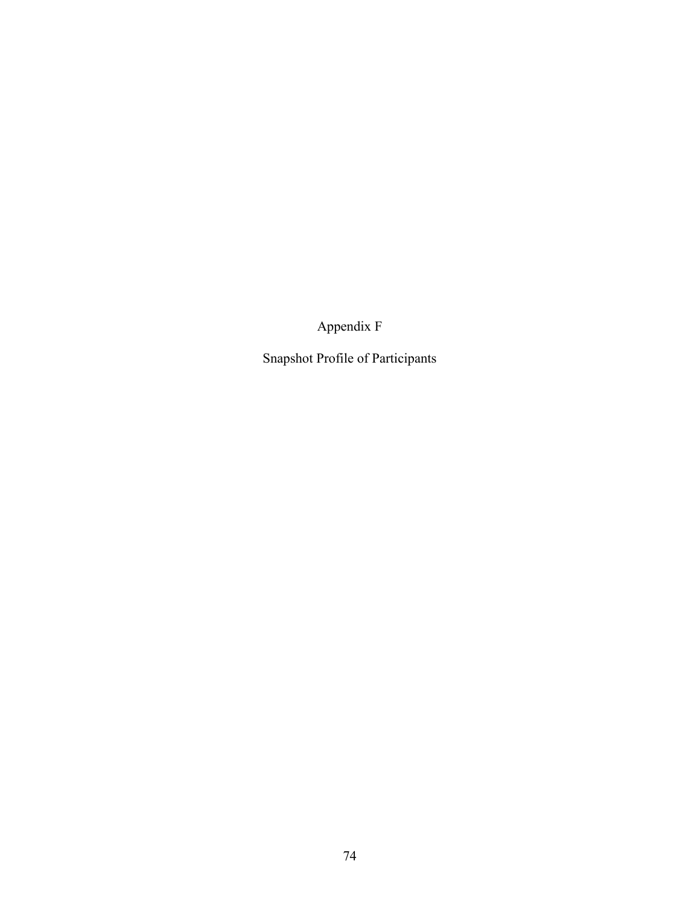# Appendix F

## Snapshot Profile of Participants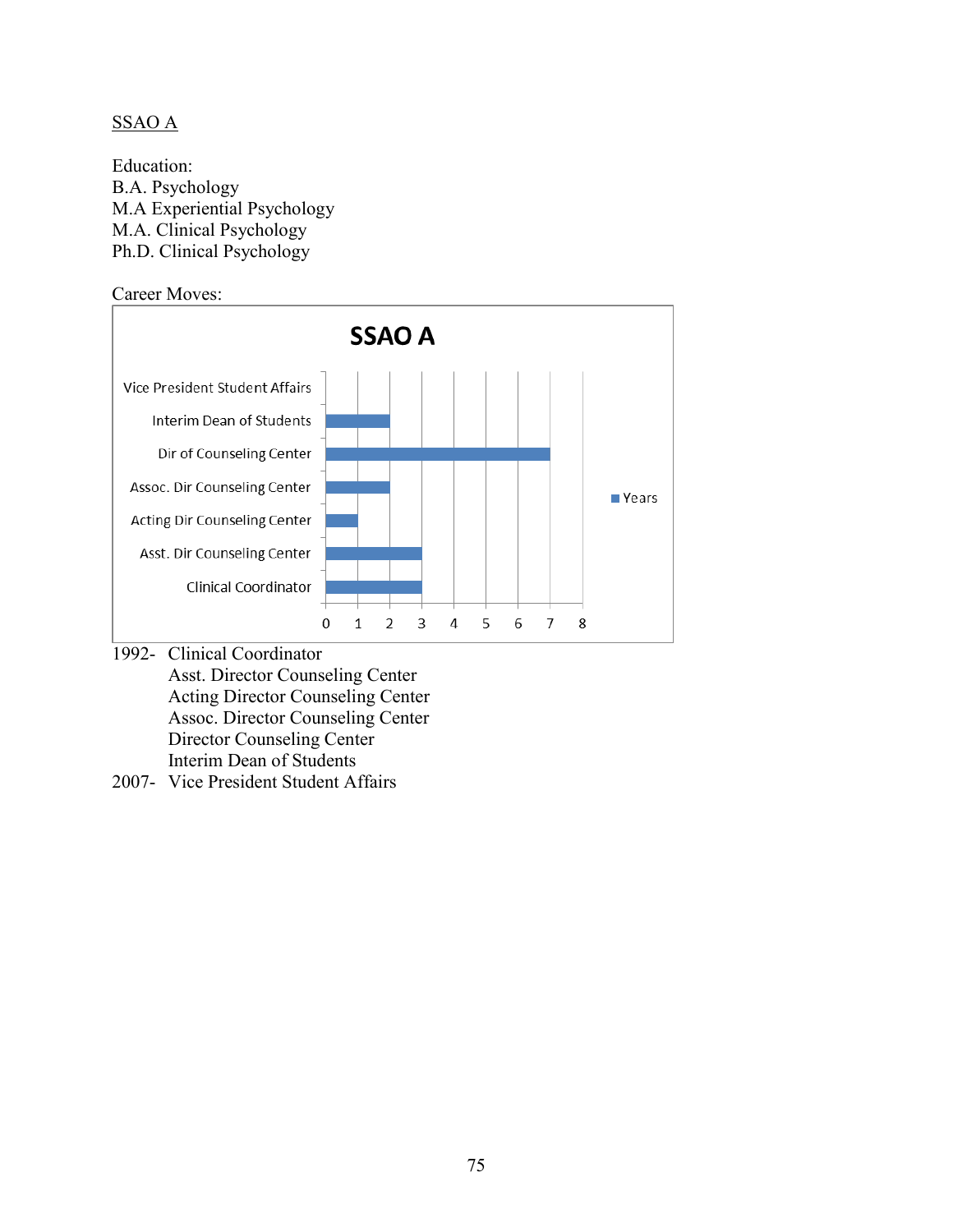SSAO A

Education:
B.A. Psychology
M.A Experiential Psychology
M.A. Clinical Psychology
Ph.D. Clinical Psychology

Career Moves:

**SSAO A**

| Position | Years |
|---|---|
| Vice President Student Affairs | |
| Interim Dean of Students | 2 |
| Dir of Counseling Center | 7 |
| Assoc. Dir Counseling Center | 2 |
| Acting Dir Counseling Center | 1 |
| Asst. Dir Counseling Center | 3 |
| Clinical Coordinator | 3 |

1992- Clinical Coordinator
Asst. Director Counseling Center
Acting Director Counseling Center
Assoc. Director Counseling Center
Director Counseling Center
Interim Dean of Students
2007- Vice President Student Affairs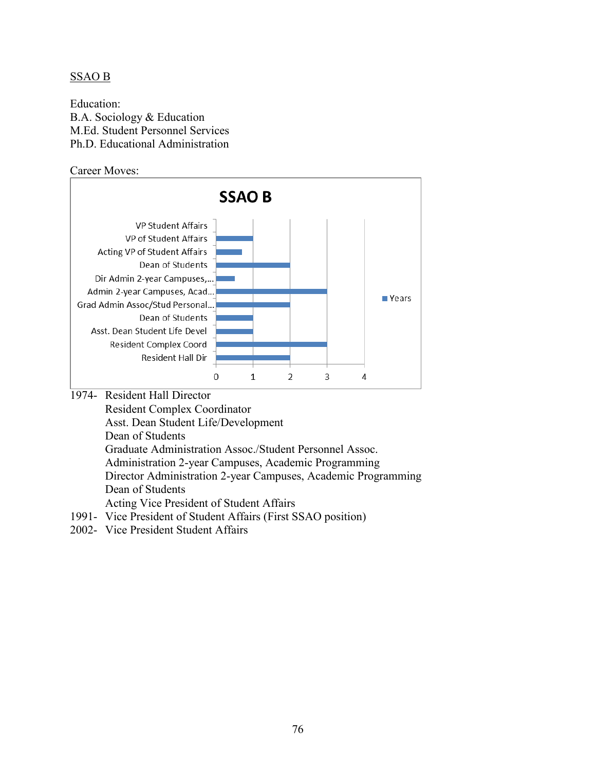SSAO B

Education:
B.A. Sociology & Education
M.Ed. Student Personnel Services
Ph.D. Educational Administration

Career Moves:

**SSAO B**

| Position | Years |
|---|---|
| VP Student Affairs | 0 |
| VP of Student Affairs | 1 |
| Acting VP of Student Affairs | 0.7 |
| Dean of Students | 2 |
| Dir Admin 2-year Campuses,... | 0.5 |
| Admin 2-year Campuses, Acad... | 3 |
| Grad Admin Assoc/Stud Personal... | 2 |
| Dean of Students | 1 |
| Asst. Dean Student Life Devel | 1 |
| Resident Complex Coord | 3 |
| Resident Hall Dir | 2 |

1974- Resident Hall Director
Resident Complex Coordinator
Asst. Dean Student Life/Development
Dean of Students
Graduate Administration Assoc./Student Personnel Assoc.
Administration 2-year Campuses, Academic Programming
Director Administration 2-year Campuses, Academic Programming
Dean of Students
Acting Vice President of Student Affairs
1991- Vice President of Student Affairs (First SSAO position)
2002- Vice President Student Affairs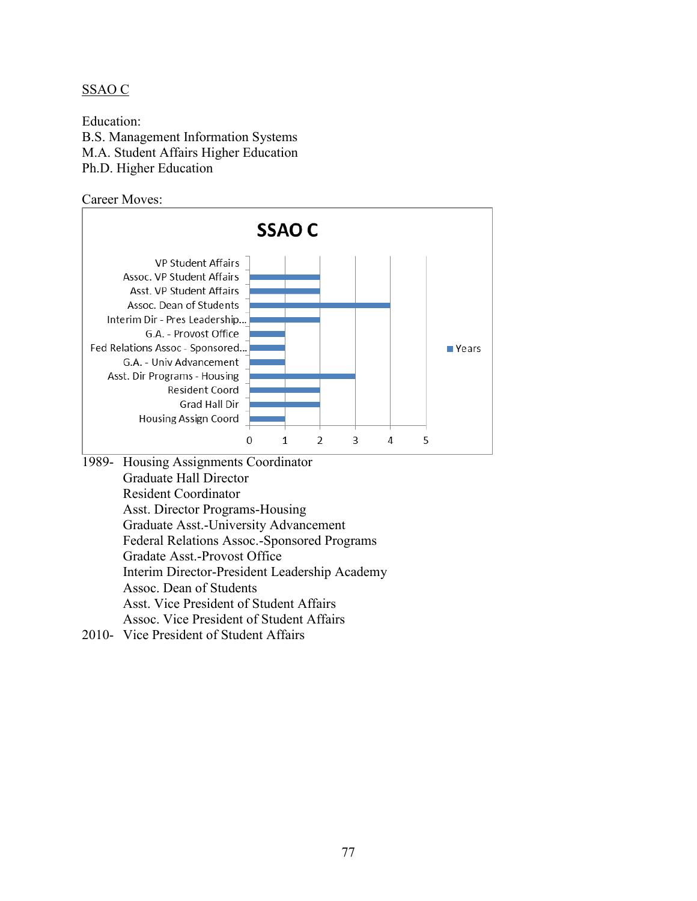SSAO C

Education:
B.S. Management Information Systems
M.A. Student Affairs Higher Education
Ph.D. Higher Education

Career Moves:

**SSAO C**

| Position | Years |
|---|---|
| VP Student Affairs | |
| Assoc. VP Student Affairs | 2 |
| Asst. VP Student Affairs | 2 |
| Assoc. Dean of Students | 4 |
| Interim Dir - Pres Leadership... | 2 |
| G.A. - Provost Office | 1 |
| Fed Relations Assoc - Sponsored... | 1 |
| G.A. - Univ Advancement | 1 |
| Asst. Dir Programs - Housing | 3 |
| Resident Coord | 2 |
| Grad Hall Dir | 2 |
| Housing Assign Coord | 1 |

1989- Housing Assignments Coordinator
Graduate Hall Director
Resident Coordinator
Asst. Director Programs-Housing
Graduate Asst.-University Advancement
Federal Relations Assoc.-Sponsored Programs
Gradate Asst.-Provost Office
Interim Director-President Leadership Academy
Assoc. Dean of Students
Asst. Vice President of Student Affairs
Assoc. Vice President of Student Affairs
2010- Vice President of Student Affairs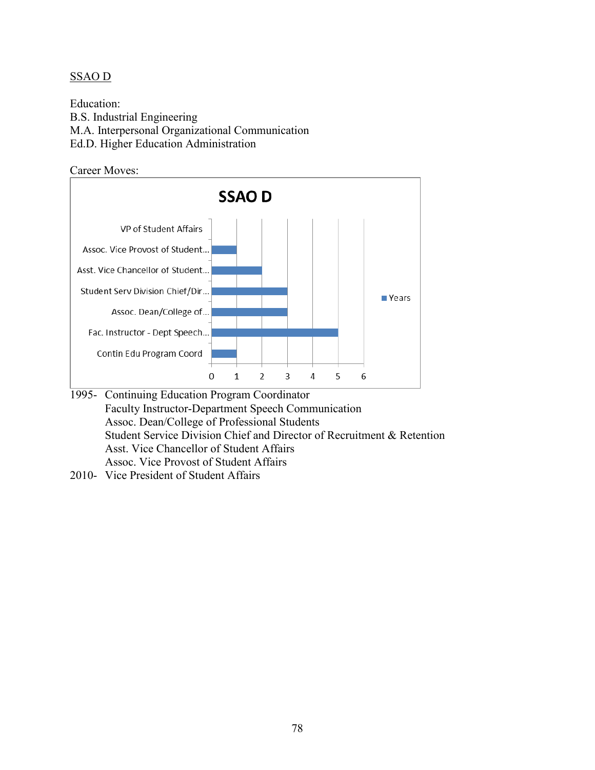SSAO D

Education:
B.S. Industrial Engineering
M.A. Interpersonal Organizational Communication
Ed.D. Higher Education Administration

Career Moves:

SSAO D

| Position | Years |
| --- | --- |
| VP of Student Affairs | |
| Assoc. Vice Provost of Student... | 1 |
| Asst. Vice Chancellor of Student... | 2 |
| Student Serv Division Chief/Dir... | 3 |
| Assoc. Dean/College of... | 3 |
| Fac. Instructor - Dept Speech... | 5 |
| Contin Edu Program Coord | 1 |

1995- Continuing Education Program Coordinator
Faculty Instructor-Department Speech Communication
Assoc. Dean/College of Professional Students
Student Service Division Chief and Director of Recruitment & Retention
Asst. Vice Chancellor of Student Affairs
Assoc. Vice Provost of Student Affairs
2010- Vice President of Student Affairs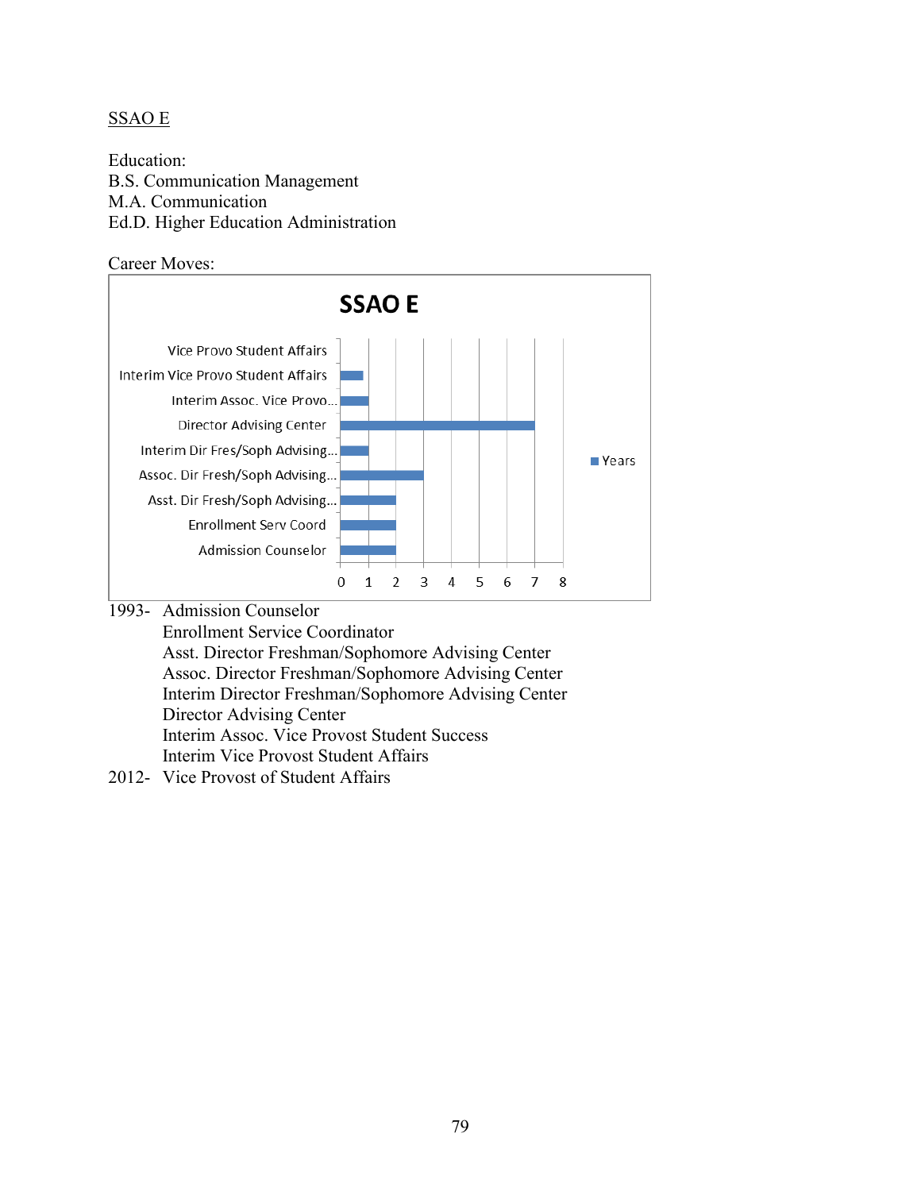SSAO E

Education:
B.S. Communication Management
M.A. Communication
Ed.D. Higher Education Administration

Career Moves:

| SSAO E | Years |
|---|---|
| Vice Provo Student Affairs | |
| Interim Vice Provo Student Affairs | 0.8 |
| Interim Assoc. Vice Provo... | 1 |
| Director Advising Center | 7 |
| Interim Dir Fres/Soph Advising... | 1 |
| Assoc. Dir Fresh/Soph Advising... | 3 |
| Asst. Dir Fresh/Soph Advising... | 2 |
| Enrollment Serv Coord | 2 |
| Admission Counselor | 2 |

1993- Admission Counselor
Enrollment Service Coordinator
Asst. Director Freshman/Sophomore Advising Center
Assoc. Director Freshman/Sophomore Advising Center
Interim Director Freshman/Sophomore Advising Center
Director Advising Center
Interim Assoc. Vice Provost Student Success
Interim Vice Provost Student Affairs
2012- Vice Provost of Student Affairs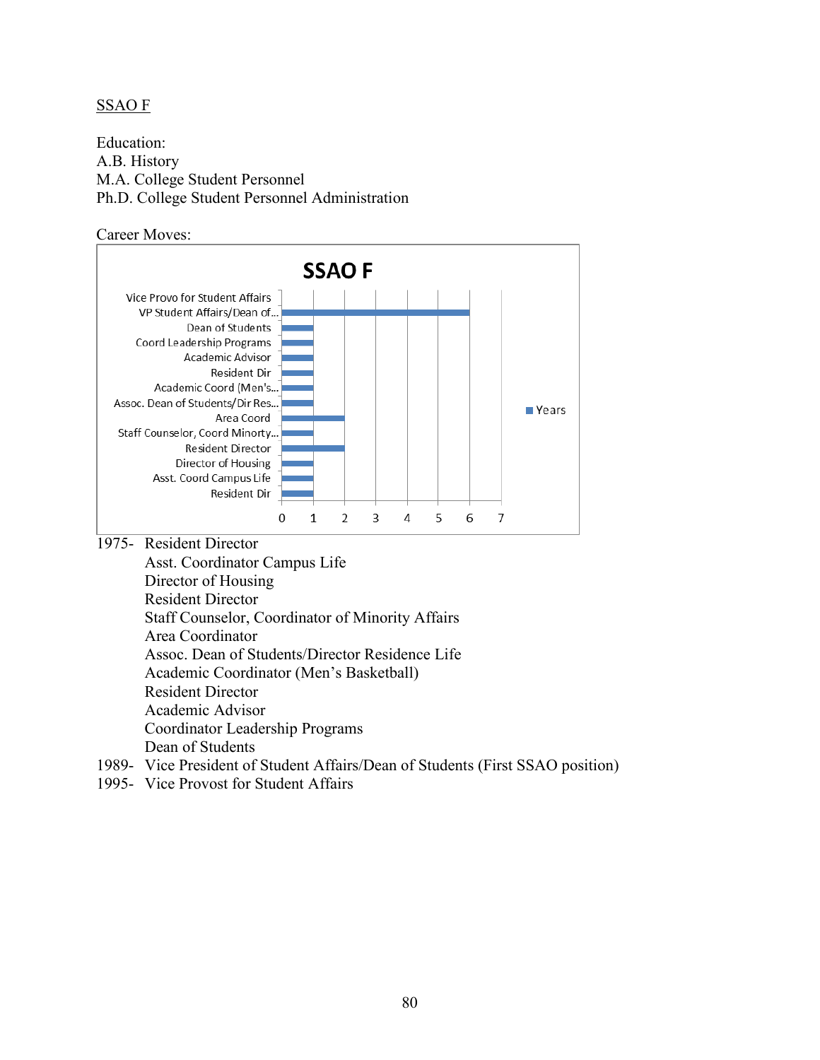SSAO F

Education:
A.B. History
M.A. College Student Personnel
Ph.D. College Student Personnel Administration

Career Moves:

| Position | Years |
|---|---|
| Vice Provo for Student Affairs | |
| VP Student Affairs/Dean of... | 6 |
| Dean of Students | 1 |
| Coord Leadership Programs | 1 |
| Academic Advisor | 1 |
| Resident Dir | 1 |
| Academic Coord (Men's... | 1 |
| Assoc. Dean of Students/Dir Res... | 1 |
| Area Coord | 2 |
| Staff Counselor, Coord Minorty... | 1 |
| Resident Director | 2 |
| Director of Housing | 1 |
| Asst. Coord Campus Life | 1 |
| Resident Dir | 1 |

1975- Resident Director
Asst. Coordinator Campus Life
Director of Housing
Resident Director
Staff Counselor, Coordinator of Minority Affairs
Area Coordinator
Assoc. Dean of Students/Director Residence Life
Academic Coordinator (Men's Basketball)
Resident Director
Academic Advisor
Coordinator Leadership Programs
Dean of Students
1989- Vice President of Student Affairs/Dean of Students (First SSAO position)
1995- Vice Provost for Student Affairs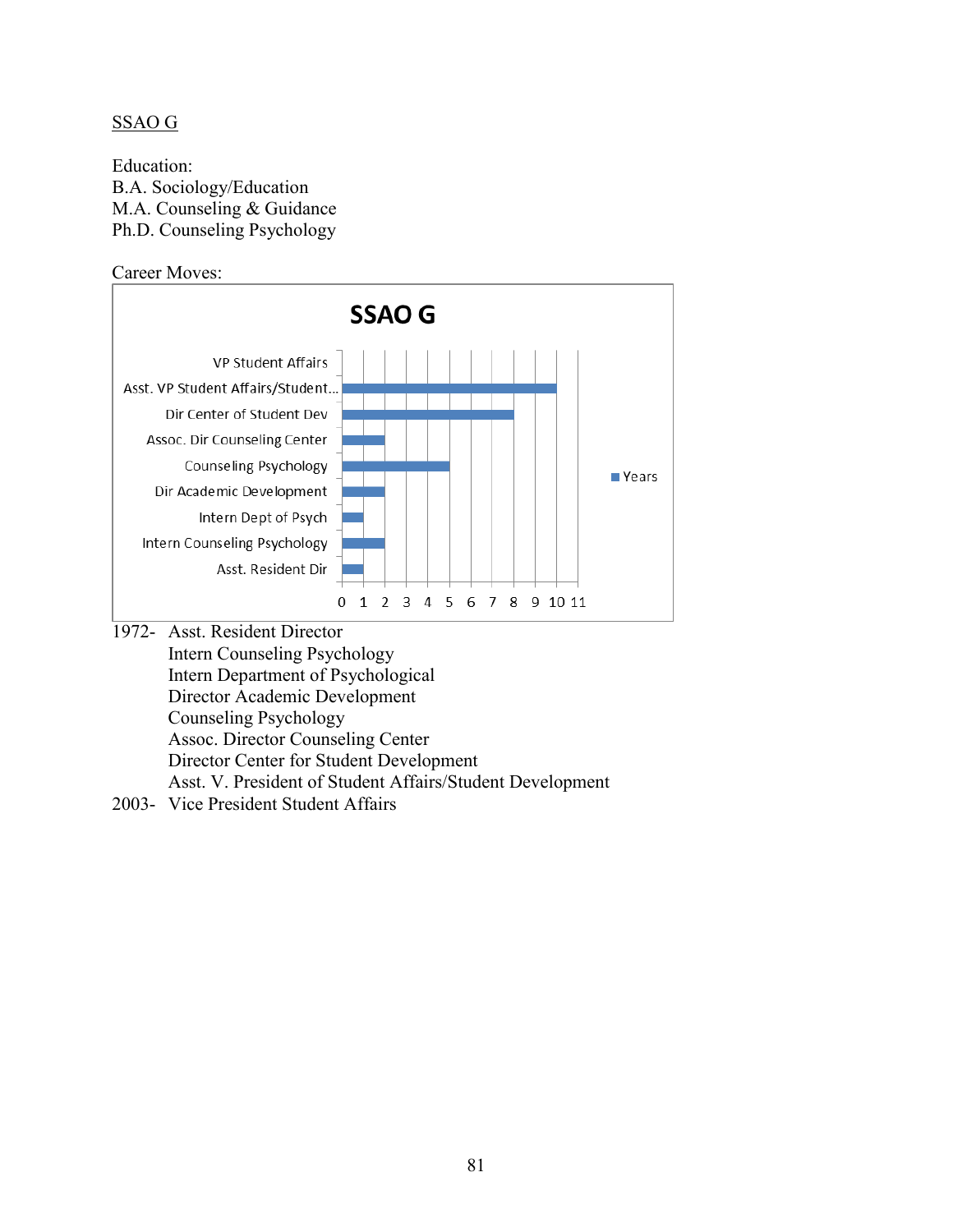<u>SSAO G</u>

Education:
B.A. Sociology/Education
M.A. Counseling & Guidance
Ph.D. Counseling Psychology

Career Moves:

**SSAO G**

| Position | Years |
|---|---|
| VP Student Affairs | |
| Asst. VP Student Affairs/Student... | 10 |
| Dir Center of Student Dev | 8 |
| Assoc. Dir Counseling Center | 2 |
| Counseling Psychology | 5 |
| Dir Academic Development | 2 |
| Intern Dept of Psych | 1 |
| Intern Counseling Psychology | 2 |
| Asst. Resident Dir | 1 |

1972- Asst. Resident Director
Intern Counseling Psychology
Intern Department of Psychological
Director Academic Development
Counseling Psychology
Assoc. Director Counseling Center
Director Center for Student Development
Asst. V. President of Student Affairs/Student Development
2003- Vice President Student Affairs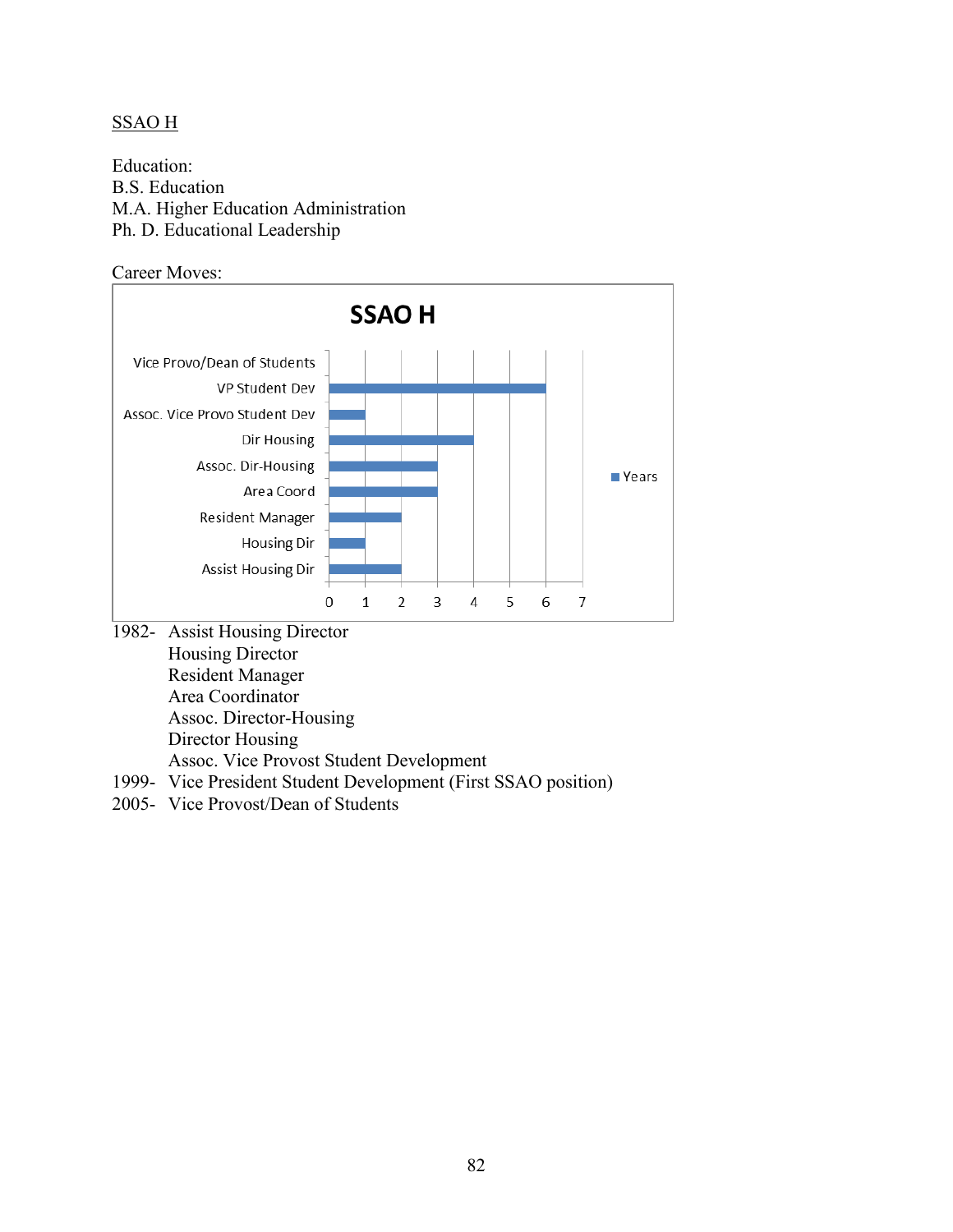SSAO H

Education:
B.S. Education
M.A. Higher Education Administration
Ph. D. Educational Leadership

Career Moves:

| Position | Years |
|---|---|
| Vice Provo/Dean of Students | |
| VP Student Dev | 6 |
| Assoc. Vice Provo Student Dev | 1 |
| Dir Housing | 4 |
| Assoc. Dir-Housing | 3 |
| Area Coord | 3 |
| Resident Manager | 2 |
| Housing Dir | 1 |
| Assist Housing Dir | 2 |

1982- Assist Housing Director
Housing Director
Resident Manager
Area Coordinator
Assoc. Director-Housing
Director Housing
Assoc. Vice Provost Student Development
1999- Vice President Student Development (First SSAO position)
2005- Vice Provost/Dean of Students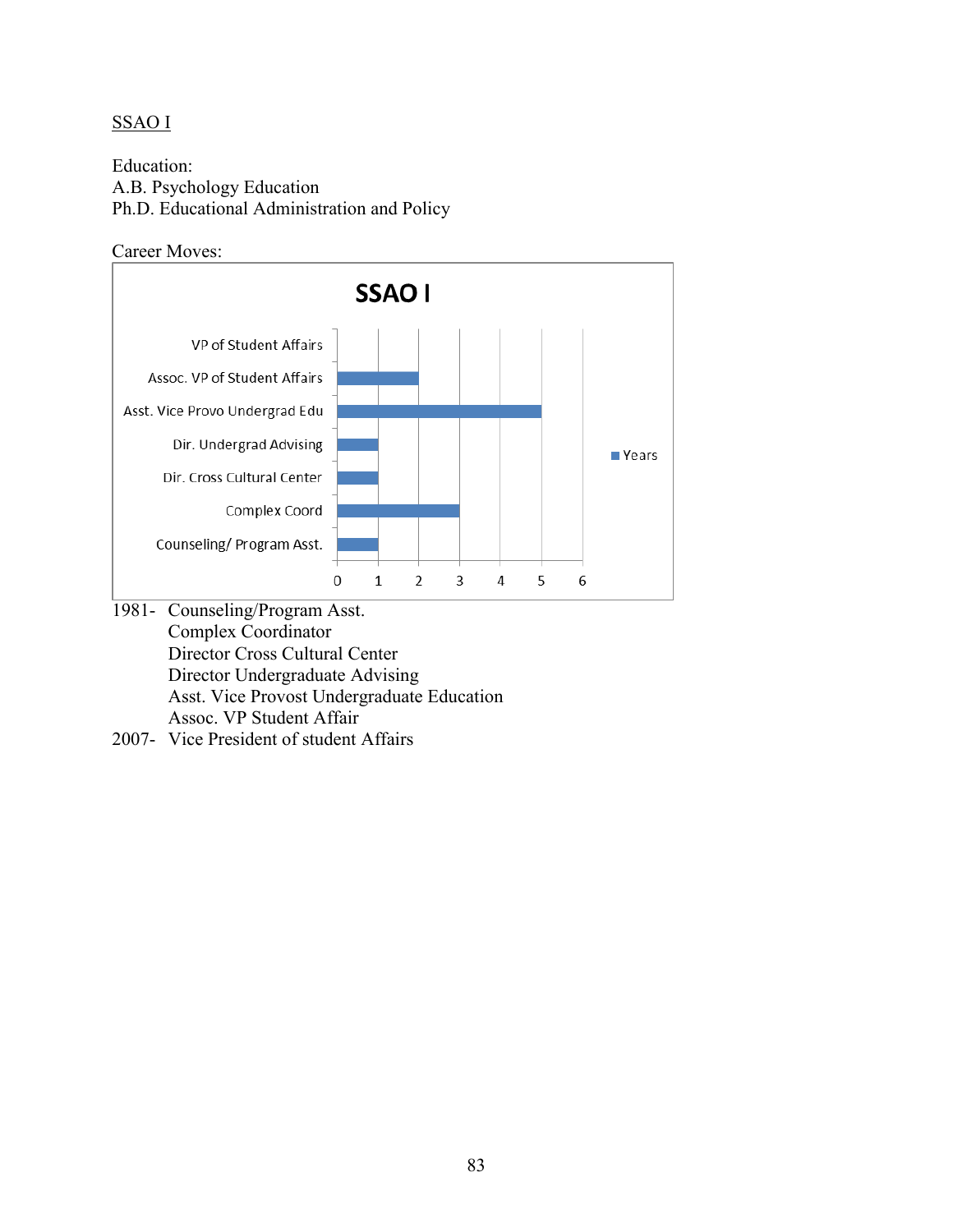SSAO I

Education:
A.B. Psychology Education
Ph.D. Educational Administration and Policy

Career Moves:

**SSAO I**

| Position | Years |
|---|---|
| VP of Student Affairs | |
| Assoc. VP of Student Affairs | 2 |
| Asst. Vice Provo Undergrad Edu | 5 |
| Dir. Undergrad Advising | 1 |
| Dir. Cross Cultural Center | 1 |
| Complex Coord | 3 |
| Counseling/ Program Asst. | 1 |

1981- Counseling/Program Asst.
Complex Coordinator
Director Cross Cultural Center
Director Undergraduate Advising
Asst. Vice Provost Undergraduate Education
Assoc. VP Student Affair
2007- Vice President of student Affairs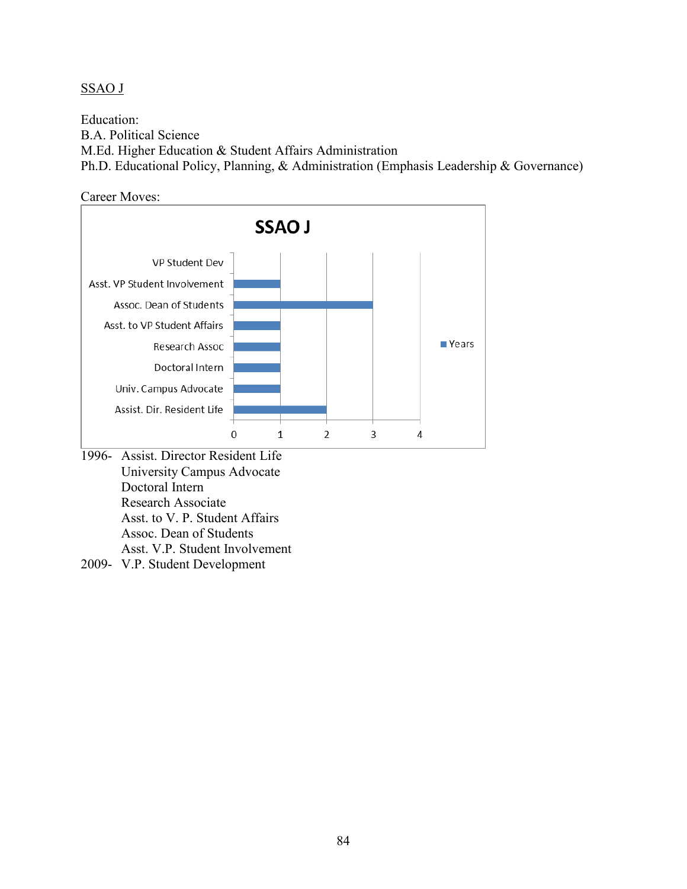SSAO J

Education:
B.A. Political Science
M.Ed. Higher Education & Student Affairs Administration
Ph.D. Educational Policy, Planning, & Administration (Emphasis Leadership & Governance)

Career Moves:

SSAO J

VP Student Dev
Asst. VP Student Involvement
Assoc. Dean of Students
Asst. to VP Student Affairs
Research Assoc
Doctoral Intern
Univ. Campus Advocate
Assist. Dir. Resident Life

0 1 2 3 4

Years

1996- Assist. Director Resident Life
University Campus Advocate
Doctoral Intern
Research Associate
Asst. to V. P. Student Affairs
Assoc. Dean of Students
Asst. V.P. Student Involvement
2009- V.P. Student Development